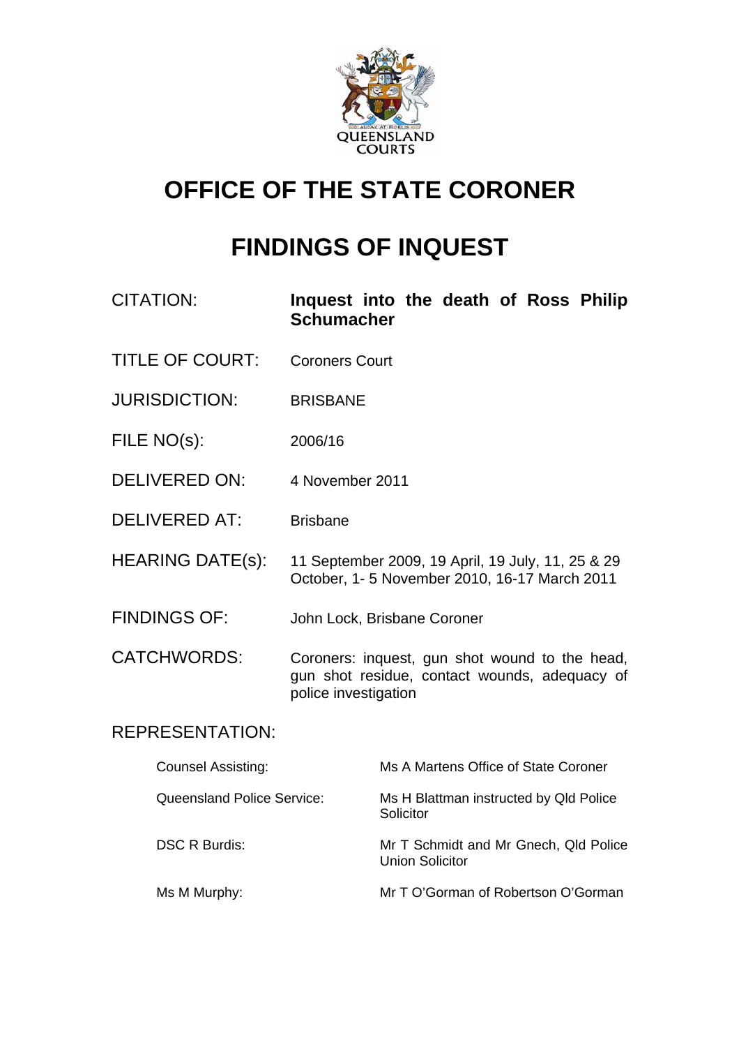QUEENSLAND COURTS

# OFFICE OF THE STATE CORONER

# FINDINGS OF INQUEST

| | |
|---|---|
| CITATION: | **Inquest into the death of Ross Philip Schumacher** |
| TITLE OF COURT: | Coroners Court |
| JURISDICTION: | BRISBANE |
| FILE NO(s): | 2006/16 |
| DELIVERED ON: | 4 November 2011 |
| DELIVERED AT: | Brisbane |
| HEARING DATE(s): | 11 September 2009, 19 April, 19 July, 11, 25 & 29 October, 1- 5 November 2010, 16-17 March 2011 |
| FINDINGS OF: | John Lock, Brisbane Coroner |
| CATCHWORDS: | Coroners: inquest, gun shot wound to the head, gun shot residue, contact wounds, adequacy of police investigation |

REPRESENTATION:

| | |
|---|---|
| Counsel Assisting: | Ms A Martens Office of State Coroner |
| Queensland Police Service: | Ms H Blattman instructed by Qld Police Solicitor |
| DSC R Burdis: | Mr T Schmidt and Mr Gnech, Qld Police Union Solicitor |
| Ms M Murphy: | Mr T O'Gorman of Robertson O'Gorman |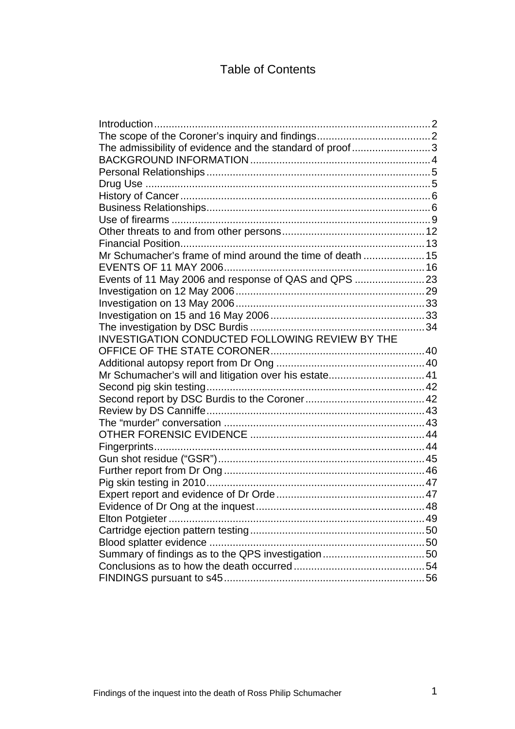# Table of Contents

| | |
|---|---|
| Introduction | 2 |
| The scope of the Coroner's inquiry and findings | 2 |
| The admissibility of evidence and the standard of proof | 3 |
| BACKGROUND INFORMATION | 4 |
| Personal Relationships | 5 |
| Drug Use | 5 |
| History of Cancer | 6 |
| Business Relationships | 6 |
| Use of firearms | 9 |
| Other threats to and from other persons | 12 |
| Financial Position | 13 |
| Mr Schumacher's frame of mind around the time of death | 15 |
| EVENTS OF 11 MAY 2006 | 16 |
| Events of 11 May 2006 and response of QAS and QPS | 23 |
| Investigation on 12 May 2006 | 29 |
| Investigation on 13 May 2006 | 33 |
| Investigation on 15 and 16 May 2006 | 33 |
| The investigation by DSC Burdis | 34 |
| INVESTIGATION CONDUCTED FOLLOWING REVIEW BY THE OFFICE OF THE STATE CORONER | 40 |
| Additional autopsy report from Dr Ong | 40 |
| Mr Schumacher's will and litigation over his estate | 41 |
| Second pig skin testing | 42 |
| Second report by DSC Burdis to the Coroner | 42 |
| Review by DS Canniffe | 43 |
| The "murder" conversation | 43 |
| OTHER FORENSIC EVIDENCE | 44 |
| Fingerprints | 44 |
| Gun shot residue ("GSR") | 45 |
| Further report from Dr Ong | 46 |
| Pig skin testing in 2010 | 47 |
| Expert report and evidence of Dr Orde | 47 |
| Evidence of Dr Ong at the inquest | 48 |
| Elton Potgieter | 49 |
| Cartridge ejection pattern testing | 50 |
| Blood splatter evidence | 50 |
| Summary of findings as to the QPS investigation | 50 |
| Conclusions as to how the death occurred | 54 |
| FINDINGS pursuant to s45 | 56 |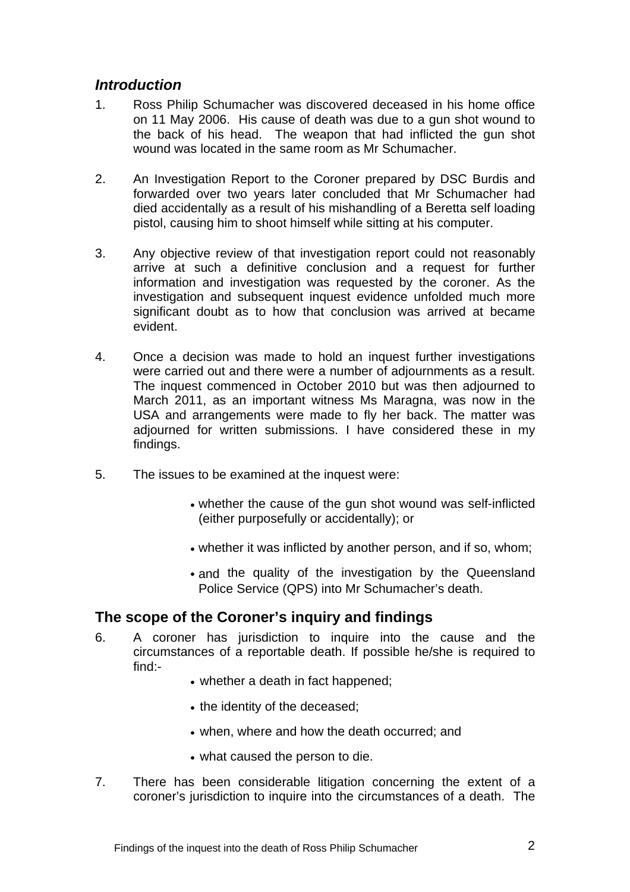## *Introduction*

1. Ross Philip Schumacher was discovered deceased in his home office on 11 May 2006. His cause of death was due to a gun shot wound to the back of his head. The weapon that had inflicted the gun shot wound was located in the same room as Mr Schumacher.

2. An Investigation Report to the Coroner prepared by DSC Burdis and forwarded over two years later concluded that Mr Schumacher had died accidentally as a result of his mishandling of a Beretta self loading pistol, causing him to shoot himself while sitting at his computer.

3. Any objective review of that investigation report could not reasonably arrive at such a definitive conclusion and a request for further information and investigation was requested by the coroner. As the investigation and subsequent inquest evidence unfolded much more significant doubt as to how that conclusion was arrived at became evident.

4. Once a decision was made to hold an inquest further investigations were carried out and there were a number of adjournments as a result. The inquest commenced in October 2010 but was then adjourned to March 2011, as an important witness Ms Maragna, was now in the USA and arrangements were made to fly her back. The matter was adjourned for written submissions. I have considered these in my findings.

5. The issues to be examined at the inquest were:

   - whether the cause of the gun shot wound was self-inflicted (either purposefully or accidentally); or
   - whether it was inflicted by another person, and if so, whom;
   - and the quality of the investigation by the Queensland Police Service (QPS) into Mr Schumacher's death.

## The scope of the Coroner's inquiry and findings

6. A coroner has jurisdiction to inquire into the cause and the circumstances of a reportable death. If possible he/she is required to find:-

   - whether a death in fact happened;
   - the identity of the deceased;
   - when, where and how the death occurred; and
   - what caused the person to die.

7. There has been considerable litigation concerning the extent of a coroner's jurisdiction to inquire into the circumstances of a death. The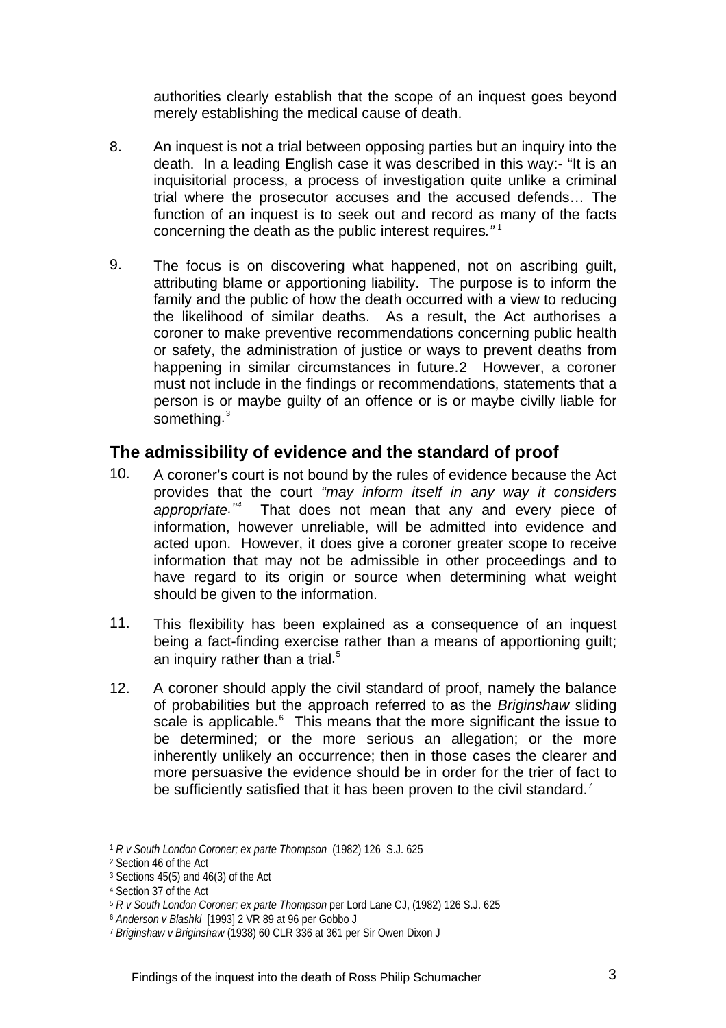authorities clearly establish that the scope of an inquest goes beyond merely establishing the medical cause of death.

8. An inquest is not a trial between opposing parties but an inquiry into the death. In a leading English case it was described in this way:- "It is an inquisitorial process, a process of investigation quite unlike a criminal trial where the prosecutor accuses and the accused defends… The function of an inquest is to seek out and record as many of the facts concerning the death as the public interest requires*."*[1]

9. The focus is on discovering what happened, not on ascribing guilt, attributing blame or apportioning liability. The purpose is to inform the family and the public of how the death occurred with a view to reducing the likelihood of similar deaths. As a result, the Act authorises a coroner to make preventive recommendations concerning public health or safety, the administration of justice or ways to prevent deaths from happening in similar circumstances in future.2 However, a coroner must not include in the findings or recommendations, statements that a person is or maybe guilty of an offence or is or maybe civilly liable for something.[3]

## The admissibility of evidence and the standard of proof

10. A coroner's court is not bound by the rules of evidence because the Act provides that the court *"may inform itself in any way it considers appropriate."*[4] That does not mean that any and every piece of information, however unreliable, will be admitted into evidence and acted upon. However, it does give a coroner greater scope to receive information that may not be admissible in other proceedings and to have regard to its origin or source when determining what weight should be given to the information.

11. This flexibility has been explained as a consequence of an inquest being a fact-finding exercise rather than a means of apportioning guilt; an inquiry rather than a trial.[5]

12. A coroner should apply the civil standard of proof, namely the balance of probabilities but the approach referred to as the *Briginshaw* sliding scale is applicable.[6] This means that the more significant the issue to be determined; or the more serious an allegation; or the more inherently unlikely an occurrence; then in those cases the clearer and more persuasive the evidence should be in order for the trier of fact to be sufficiently satisfied that it has been proven to the civil standard.[7]

---

[1] *R v South London Coroner; ex parte Thompson* (1982) 126 S.J. 625
[2] Section 46 of the Act
[3] Sections 45(5) and 46(3) of the Act
[4] Section 37 of the Act
[5] *R v South London Coroner; ex parte Thompson* per Lord Lane CJ, (1982) 126 S.J. 625
[6] *Anderson v Blashki* [1993] 2 VR 89 at 96 per Gobbo J
[7] *Briginshaw v Briginshaw* (1938) 60 CLR 336 at 361 per Sir Owen Dixon J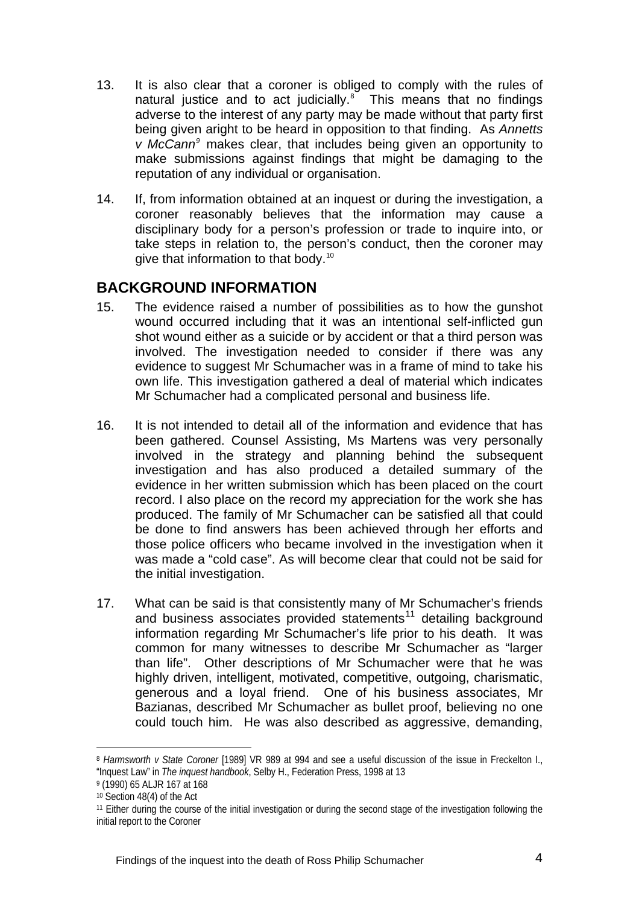13. It is also clear that a coroner is obliged to comply with the rules of natural justice and to act judicially.[8] This means that no findings adverse to the interest of any party may be made without that party first being given aright to be heard in opposition to that finding. As *Annetts v McCann*[9] makes clear, that includes being given an opportunity to make submissions against findings that might be damaging to the reputation of any individual or organisation.

14. If, from information obtained at an inquest or during the investigation, a coroner reasonably believes that the information may cause a disciplinary body for a person's profession or trade to inquire into, or take steps in relation to, the person's conduct, then the coroner may give that information to that body.[10]

## BACKGROUND INFORMATION

15. The evidence raised a number of possibilities as to how the gunshot wound occurred including that it was an intentional self-inflicted gun shot wound either as a suicide or by accident or that a third person was involved. The investigation needed to consider if there was any evidence to suggest Mr Schumacher was in a frame of mind to take his own life. This investigation gathered a deal of material which indicates Mr Schumacher had a complicated personal and business life.

16. It is not intended to detail all of the information and evidence that has been gathered. Counsel Assisting, Ms Martens was very personally involved in the strategy and planning behind the subsequent investigation and has also produced a detailed summary of the evidence in her written submission which has been placed on the court record. I also place on the record my appreciation for the work she has produced. The family of Mr Schumacher can be satisfied all that could be done to find answers has been achieved through her efforts and those police officers who became involved in the investigation when it was made a "cold case". As will become clear that could not be said for the initial investigation.

17. What can be said is that consistently many of Mr Schumacher's friends and business associates provided statements[11] detailing background information regarding Mr Schumacher's life prior to his death. It was common for many witnesses to describe Mr Schumacher as "larger than life". Other descriptions of Mr Schumacher were that he was highly driven, intelligent, motivated, competitive, outgoing, charismatic, generous and a loyal friend. One of his business associates, Mr Bazianas, described Mr Schumacher as bullet proof, believing no one could touch him. He was also described as aggressive, demanding,

---

[8] *Harmsworth v State Coroner* [1989] VR 989 at 994 and see a useful discussion of the issue in Freckelton I., "Inquest Law" in *The inquest handbook*, Selby H., Federation Press, 1998 at 13

[9] (1990) 65 ALJR 167 at 168

[10] Section 48(4) of the Act

[11] Either during the course of the initial investigation or during the second stage of the investigation following the initial report to the Coroner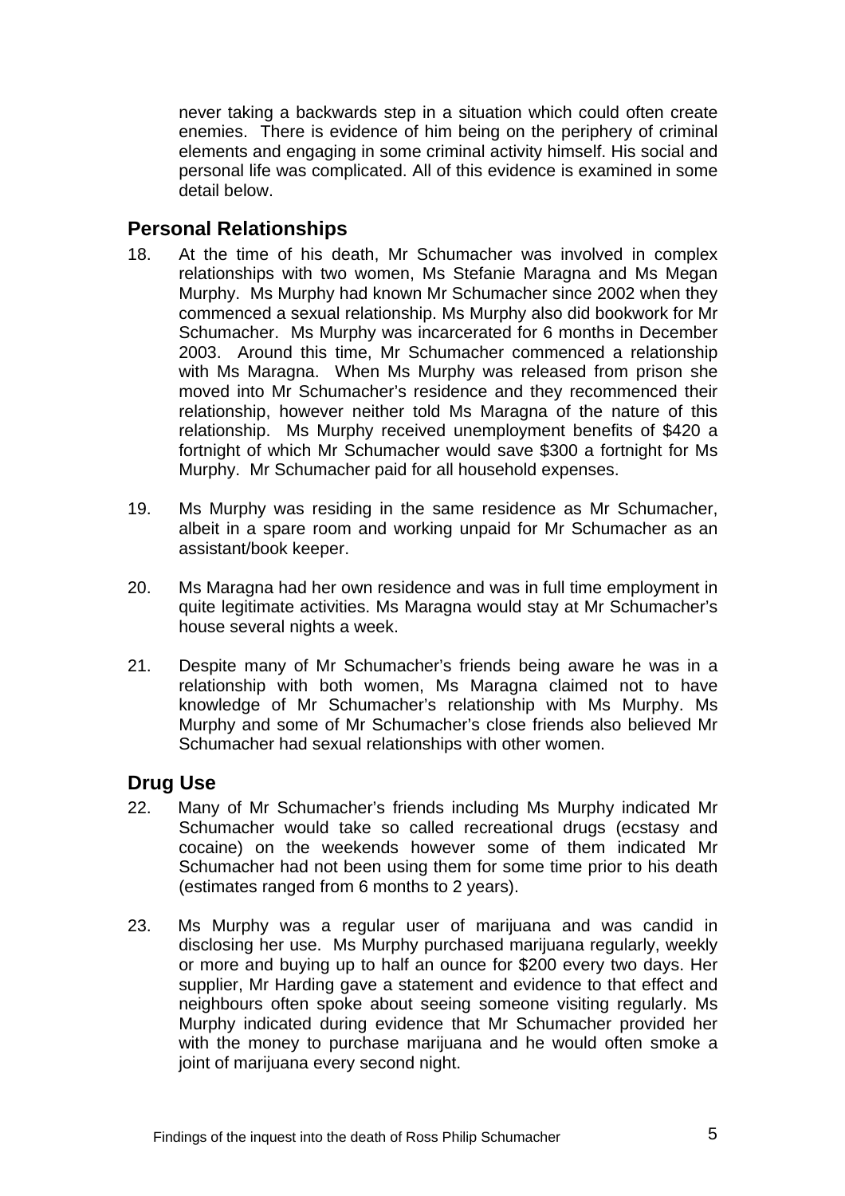never taking a backwards step in a situation which could often create enemies. There is evidence of him being on the periphery of criminal elements and engaging in some criminal activity himself. His social and personal life was complicated. All of this evidence is examined in some detail below.

## Personal Relationships

18. At the time of his death, Mr Schumacher was involved in complex relationships with two women, Ms Stefanie Maragna and Ms Megan Murphy. Ms Murphy had known Mr Schumacher since 2002 when they commenced a sexual relationship. Ms Murphy also did bookwork for Mr Schumacher. Ms Murphy was incarcerated for 6 months in December 2003. Around this time, Mr Schumacher commenced a relationship with Ms Maragna. When Ms Murphy was released from prison she moved into Mr Schumacher's residence and they recommenced their relationship, however neither told Ms Maragna of the nature of this relationship. Ms Murphy received unemployment benefits of $420 a fortnight of which Mr Schumacher would save $300 a fortnight for Ms Murphy. Mr Schumacher paid for all household expenses.

19. Ms Murphy was residing in the same residence as Mr Schumacher, albeit in a spare room and working unpaid for Mr Schumacher as an assistant/book keeper.

20. Ms Maragna had her own residence and was in full time employment in quite legitimate activities. Ms Maragna would stay at Mr Schumacher's house several nights a week.

21. Despite many of Mr Schumacher's friends being aware he was in a relationship with both women, Ms Maragna claimed not to have knowledge of Mr Schumacher's relationship with Ms Murphy. Ms Murphy and some of Mr Schumacher's close friends also believed Mr Schumacher had sexual relationships with other women.

## Drug Use

22. Many of Mr Schumacher's friends including Ms Murphy indicated Mr Schumacher would take so called recreational drugs (ecstasy and cocaine) on the weekends however some of them indicated Mr Schumacher had not been using them for some time prior to his death (estimates ranged from 6 months to 2 years).

23. Ms Murphy was a regular user of marijuana and was candid in disclosing her use. Ms Murphy purchased marijuana regularly, weekly or more and buying up to half an ounce for $200 every two days. Her supplier, Mr Harding gave a statement and evidence to that effect and neighbours often spoke about seeing someone visiting regularly. Ms Murphy indicated during evidence that Mr Schumacher provided her with the money to purchase marijuana and he would often smoke a joint of marijuana every second night.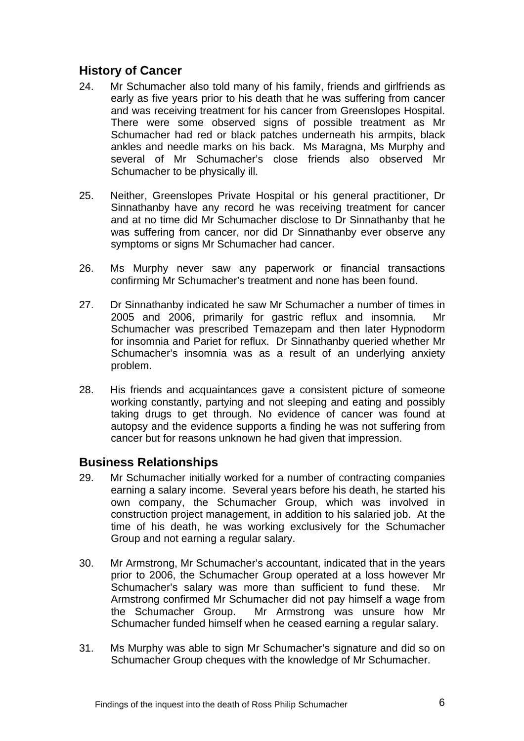## History of Cancer

24. Mr Schumacher also told many of his family, friends and girlfriends as early as five years prior to his death that he was suffering from cancer and was receiving treatment for his cancer from Greenslopes Hospital. There were some observed signs of possible treatment as Mr Schumacher had red or black patches underneath his armpits, black ankles and needle marks on his back. Ms Maragna, Ms Murphy and several of Mr Schumacher's close friends also observed Mr Schumacher to be physically ill.

25. Neither, Greenslopes Private Hospital or his general practitioner, Dr Sinnathanby have any record he was receiving treatment for cancer and at no time did Mr Schumacher disclose to Dr Sinnathanby that he was suffering from cancer, nor did Dr Sinnathanby ever observe any symptoms or signs Mr Schumacher had cancer.

26. Ms Murphy never saw any paperwork or financial transactions confirming Mr Schumacher's treatment and none has been found.

27. Dr Sinnathanby indicated he saw Mr Schumacher a number of times in 2005 and 2006, primarily for gastric reflux and insomnia. Mr Schumacher was prescribed Temazepam and then later Hypnodorm for insomnia and Pariet for reflux. Dr Sinnathanby queried whether Mr Schumacher's insomnia was as a result of an underlying anxiety problem.

28. His friends and acquaintances gave a consistent picture of someone working constantly, partying and not sleeping and eating and possibly taking drugs to get through. No evidence of cancer was found at autopsy and the evidence supports a finding he was not suffering from cancer but for reasons unknown he had given that impression.

## Business Relationships

29. Mr Schumacher initially worked for a number of contracting companies earning a salary income. Several years before his death, he started his own company, the Schumacher Group, which was involved in construction project management, in addition to his salaried job. At the time of his death, he was working exclusively for the Schumacher Group and not earning a regular salary.

30. Mr Armstrong, Mr Schumacher's accountant, indicated that in the years prior to 2006, the Schumacher Group operated at a loss however Mr Schumacher's salary was more than sufficient to fund these. Mr Armstrong confirmed Mr Schumacher did not pay himself a wage from the Schumacher Group. Mr Armstrong was unsure how Mr Schumacher funded himself when he ceased earning a regular salary.

31. Ms Murphy was able to sign Mr Schumacher's signature and did so on Schumacher Group cheques with the knowledge of Mr Schumacher.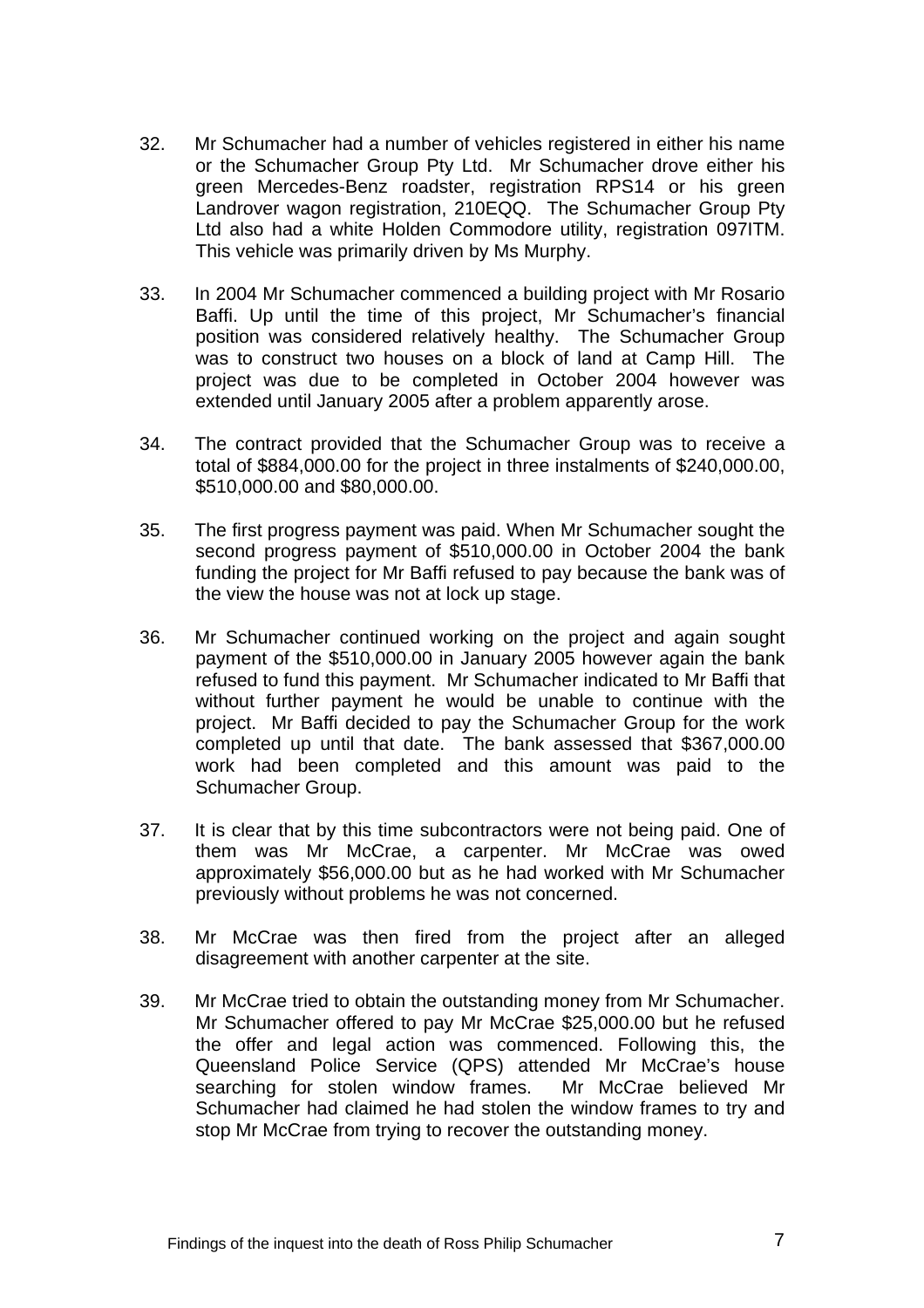32. Mr Schumacher had a number of vehicles registered in either his name or the Schumacher Group Pty Ltd. Mr Schumacher drove either his green Mercedes-Benz roadster, registration RPS14 or his green Landrover wagon registration, 210EQQ. The Schumacher Group Pty Ltd also had a white Holden Commodore utility, registration 097ITM. This vehicle was primarily driven by Ms Murphy.

33. In 2004 Mr Schumacher commenced a building project with Mr Rosario Baffi. Up until the time of this project, Mr Schumacher's financial position was considered relatively healthy. The Schumacher Group was to construct two houses on a block of land at Camp Hill. The project was due to be completed in October 2004 however was extended until January 2005 after a problem apparently arose.

34. The contract provided that the Schumacher Group was to receive a total of $884,000.00 for the project in three instalments of $240,000.00, $510,000.00 and $80,000.00.

35. The first progress payment was paid. When Mr Schumacher sought the second progress payment of $510,000.00 in October 2004 the bank funding the project for Mr Baffi refused to pay because the bank was of the view the house was not at lock up stage.

36. Mr Schumacher continued working on the project and again sought payment of the $510,000.00 in January 2005 however again the bank refused to fund this payment. Mr Schumacher indicated to Mr Baffi that without further payment he would be unable to continue with the project. Mr Baffi decided to pay the Schumacher Group for the work completed up until that date. The bank assessed that $367,000.00 work had been completed and this amount was paid to the Schumacher Group.

37. It is clear that by this time subcontractors were not being paid. One of them was Mr McCrae, a carpenter. Mr McCrae was owed approximately $56,000.00 but as he had worked with Mr Schumacher previously without problems he was not concerned.

38. Mr McCrae was then fired from the project after an alleged disagreement with another carpenter at the site.

39. Mr McCrae tried to obtain the outstanding money from Mr Schumacher. Mr Schumacher offered to pay Mr McCrae $25,000.00 but he refused the offer and legal action was commenced. Following this, the Queensland Police Service (QPS) attended Mr McCrae's house searching for stolen window frames. Mr McCrae believed Mr Schumacher had claimed he had stolen the window frames to try and stop Mr McCrae from trying to recover the outstanding money.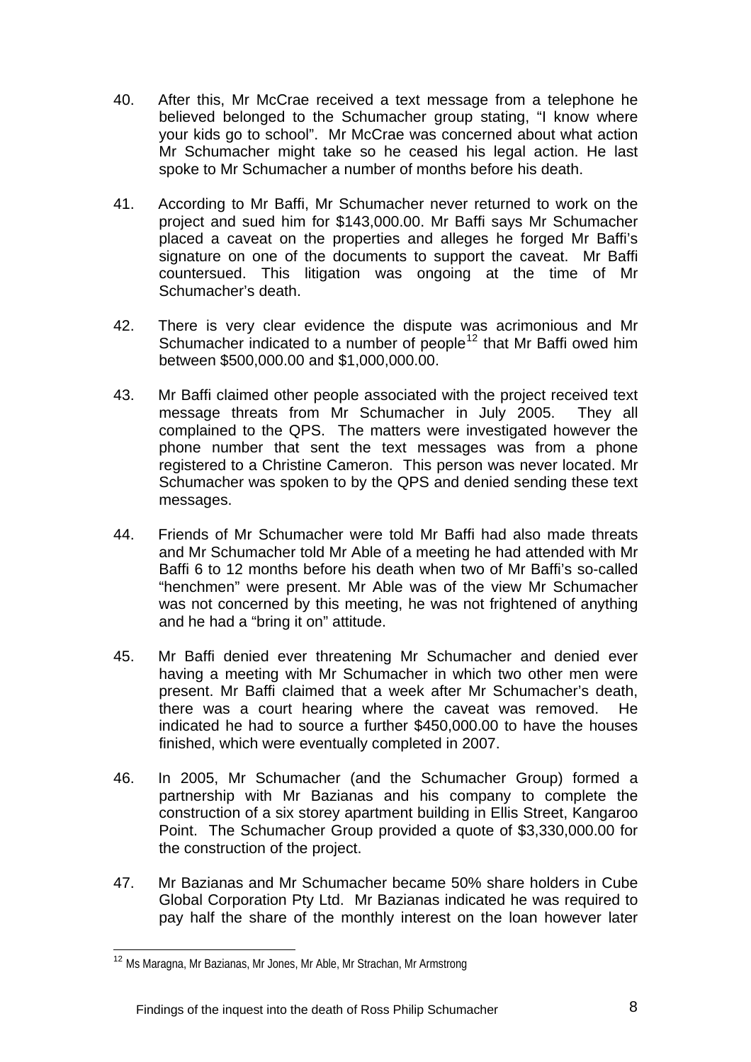40. After this, Mr McCrae received a text message from a telephone he believed belonged to the Schumacher group stating, "I know where your kids go to school". Mr McCrae was concerned about what action Mr Schumacher might take so he ceased his legal action. He last spoke to Mr Schumacher a number of months before his death.

41. According to Mr Baffi, Mr Schumacher never returned to work on the project and sued him for $143,000.00. Mr Baffi says Mr Schumacher placed a caveat on the properties and alleges he forged Mr Baffi's signature on one of the documents to support the caveat. Mr Baffi countersued. This litigation was ongoing at the time of Mr Schumacher's death.

42. There is very clear evidence the dispute was acrimonious and Mr Schumacher indicated to a number of people[12] that Mr Baffi owed him between $500,000.00 and $1,000,000.00.

43. Mr Baffi claimed other people associated with the project received text message threats from Mr Schumacher in July 2005. They all complained to the QPS. The matters were investigated however the phone number that sent the text messages was from a phone registered to a Christine Cameron. This person was never located. Mr Schumacher was spoken to by the QPS and denied sending these text messages.

44. Friends of Mr Schumacher were told Mr Baffi had also made threats and Mr Schumacher told Mr Able of a meeting he had attended with Mr Baffi 6 to 12 months before his death when two of Mr Baffi's so-called "henchmen" were present. Mr Able was of the view Mr Schumacher was not concerned by this meeting, he was not frightened of anything and he had a "bring it on" attitude.

45. Mr Baffi denied ever threatening Mr Schumacher and denied ever having a meeting with Mr Schumacher in which two other men were present. Mr Baffi claimed that a week after Mr Schumacher's death, there was a court hearing where the caveat was removed. He indicated he had to source a further $450,000.00 to have the houses finished, which were eventually completed in 2007.

46. In 2005, Mr Schumacher (and the Schumacher Group) formed a partnership with Mr Bazianas and his company to complete the construction of a six storey apartment building in Ellis Street, Kangaroo Point. The Schumacher Group provided a quote of $3,330,000.00 for the construction of the project.

47. Mr Bazianas and Mr Schumacher became 50% share holders in Cube Global Corporation Pty Ltd. Mr Bazianas indicated he was required to pay half the share of the monthly interest on the loan however later

---

[12] Ms Maragna, Mr Bazianas, Mr Jones, Mr Able, Mr Strachan, Mr Armstrong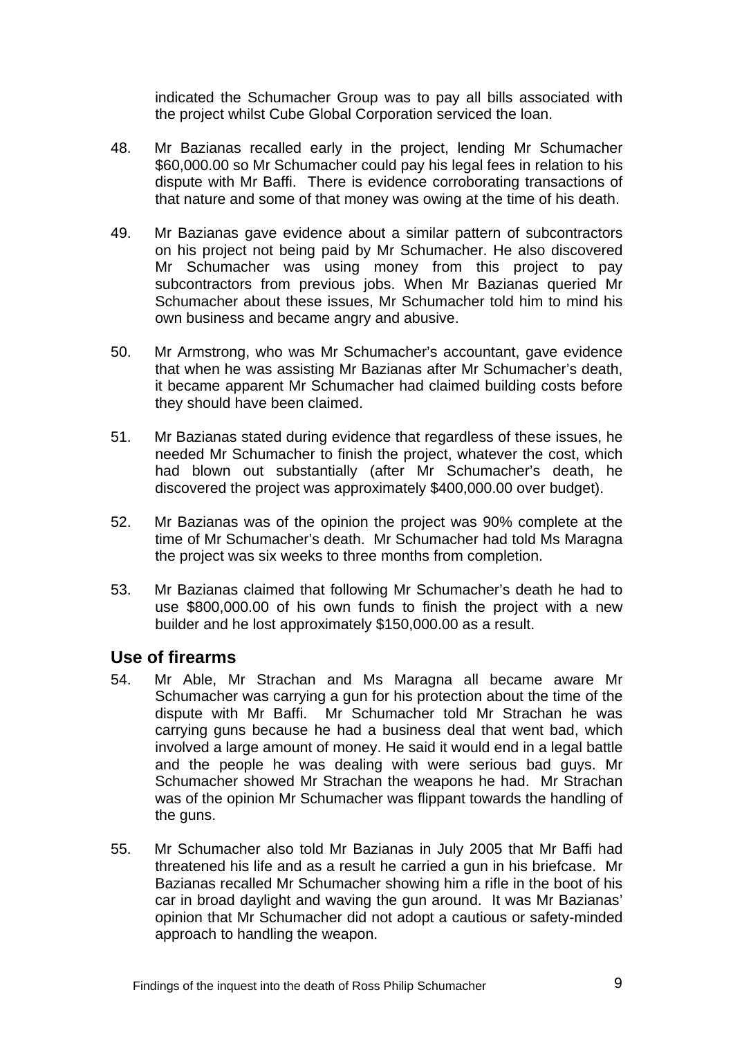indicated the Schumacher Group was to pay all bills associated with the project whilst Cube Global Corporation serviced the loan.

48. Mr Bazianas recalled early in the project, lending Mr Schumacher $60,000.00 so Mr Schumacher could pay his legal fees in relation to his dispute with Mr Baffi. There is evidence corroborating transactions of that nature and some of that money was owing at the time of his death.

49. Mr Bazianas gave evidence about a similar pattern of subcontractors on his project not being paid by Mr Schumacher. He also discovered Mr Schumacher was using money from this project to pay subcontractors from previous jobs. When Mr Bazianas queried Mr Schumacher about these issues, Mr Schumacher told him to mind his own business and became angry and abusive.

50. Mr Armstrong, who was Mr Schumacher's accountant, gave evidence that when he was assisting Mr Bazianas after Mr Schumacher's death, it became apparent Mr Schumacher had claimed building costs before they should have been claimed.

51. Mr Bazianas stated during evidence that regardless of these issues, he needed Mr Schumacher to finish the project, whatever the cost, which had blown out substantially (after Mr Schumacher's death, he discovered the project was approximately $400,000.00 over budget).

52. Mr Bazianas was of the opinion the project was 90% complete at the time of Mr Schumacher's death. Mr Schumacher had told Ms Maragna the project was six weeks to three months from completion.

53. Mr Bazianas claimed that following Mr Schumacher's death he had to use $800,000.00 of his own funds to finish the project with a new builder and he lost approximately $150,000.00 as a result.

## Use of firearms

54. Mr Able, Mr Strachan and Ms Maragna all became aware Mr Schumacher was carrying a gun for his protection about the time of the dispute with Mr Baffi. Mr Schumacher told Mr Strachan he was carrying guns because he had a business deal that went bad, which involved a large amount of money. He said it would end in a legal battle and the people he was dealing with were serious bad guys. Mr Schumacher showed Mr Strachan the weapons he had. Mr Strachan was of the opinion Mr Schumacher was flippant towards the handling of the guns.

55. Mr Schumacher also told Mr Bazianas in July 2005 that Mr Baffi had threatened his life and as a result he carried a gun in his briefcase. Mr Bazianas recalled Mr Schumacher showing him a rifle in the boot of his car in broad daylight and waving the gun around. It was Mr Bazianas' opinion that Mr Schumacher did not adopt a cautious or safety-minded approach to handling the weapon.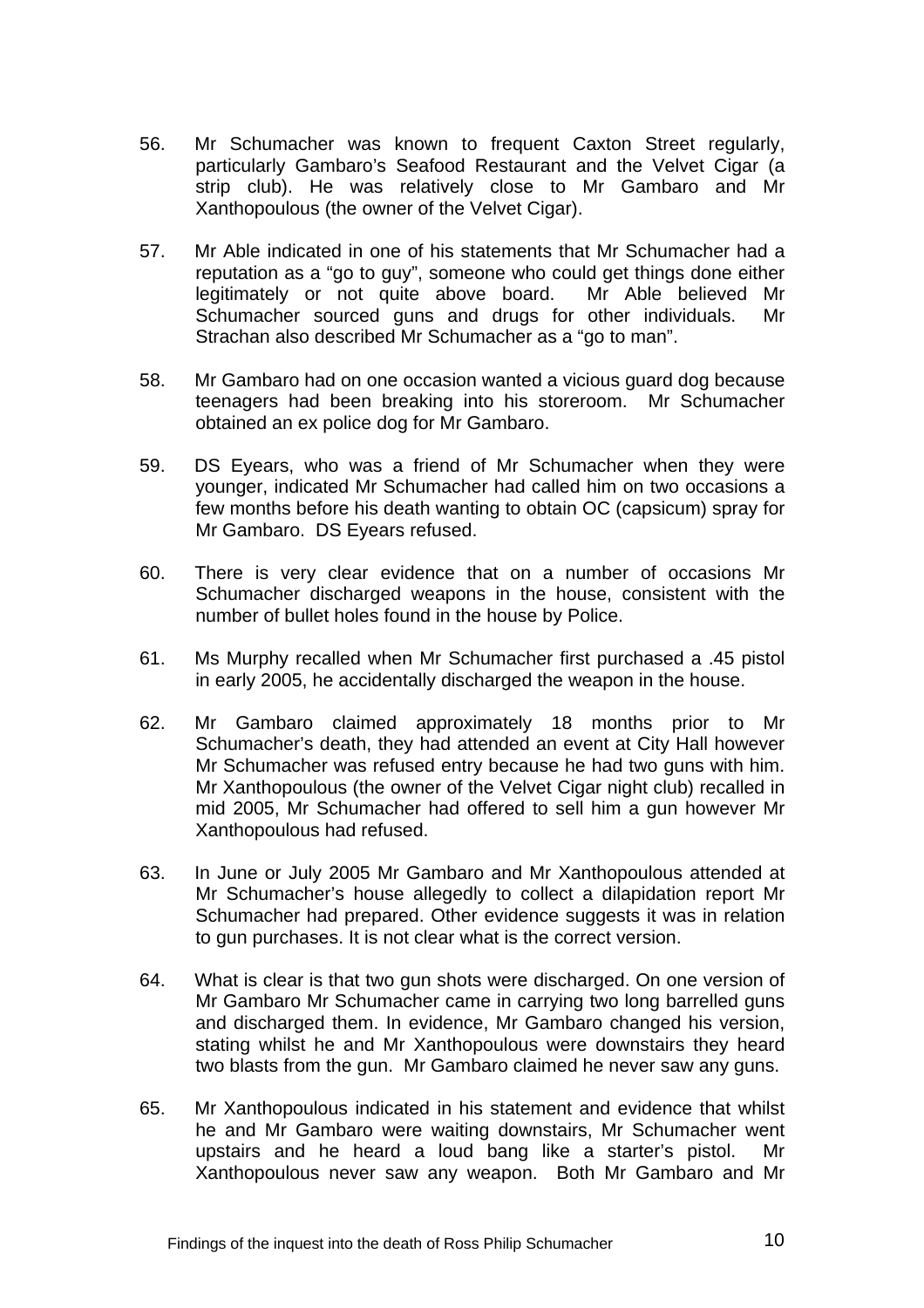56. Mr Schumacher was known to frequent Caxton Street regularly, particularly Gambaro's Seafood Restaurant and the Velvet Cigar (a strip club). He was relatively close to Mr Gambaro and Mr Xanthopoulous (the owner of the Velvet Cigar).

57. Mr Able indicated in one of his statements that Mr Schumacher had a reputation as a "go to guy", someone who could get things done either legitimately or not quite above board. Mr Able believed Mr Schumacher sourced guns and drugs for other individuals. Mr Strachan also described Mr Schumacher as a "go to man".

58. Mr Gambaro had on one occasion wanted a vicious guard dog because teenagers had been breaking into his storeroom. Mr Schumacher obtained an ex police dog for Mr Gambaro.

59. DS Eyears, who was a friend of Mr Schumacher when they were younger, indicated Mr Schumacher had called him on two occasions a few months before his death wanting to obtain OC (capsicum) spray for Mr Gambaro. DS Eyears refused.

60. There is very clear evidence that on a number of occasions Mr Schumacher discharged weapons in the house, consistent with the number of bullet holes found in the house by Police.

61. Ms Murphy recalled when Mr Schumacher first purchased a .45 pistol in early 2005, he accidentally discharged the weapon in the house.

62. Mr Gambaro claimed approximately 18 months prior to Mr Schumacher's death, they had attended an event at City Hall however Mr Schumacher was refused entry because he had two guns with him. Mr Xanthopoulous (the owner of the Velvet Cigar night club) recalled in mid 2005, Mr Schumacher had offered to sell him a gun however Mr Xanthopoulous had refused.

63. In June or July 2005 Mr Gambaro and Mr Xanthopoulous attended at Mr Schumacher's house allegedly to collect a dilapidation report Mr Schumacher had prepared. Other evidence suggests it was in relation to gun purchases. It is not clear what is the correct version.

64. What is clear is that two gun shots were discharged. On one version of Mr Gambaro Mr Schumacher came in carrying two long barrelled guns and discharged them. In evidence, Mr Gambaro changed his version, stating whilst he and Mr Xanthopoulous were downstairs they heard two blasts from the gun. Mr Gambaro claimed he never saw any guns.

65. Mr Xanthopoulous indicated in his statement and evidence that whilst he and Mr Gambaro were waiting downstairs, Mr Schumacher went upstairs and he heard a loud bang like a starter's pistol. Mr Xanthopoulous never saw any weapon. Both Mr Gambaro and Mr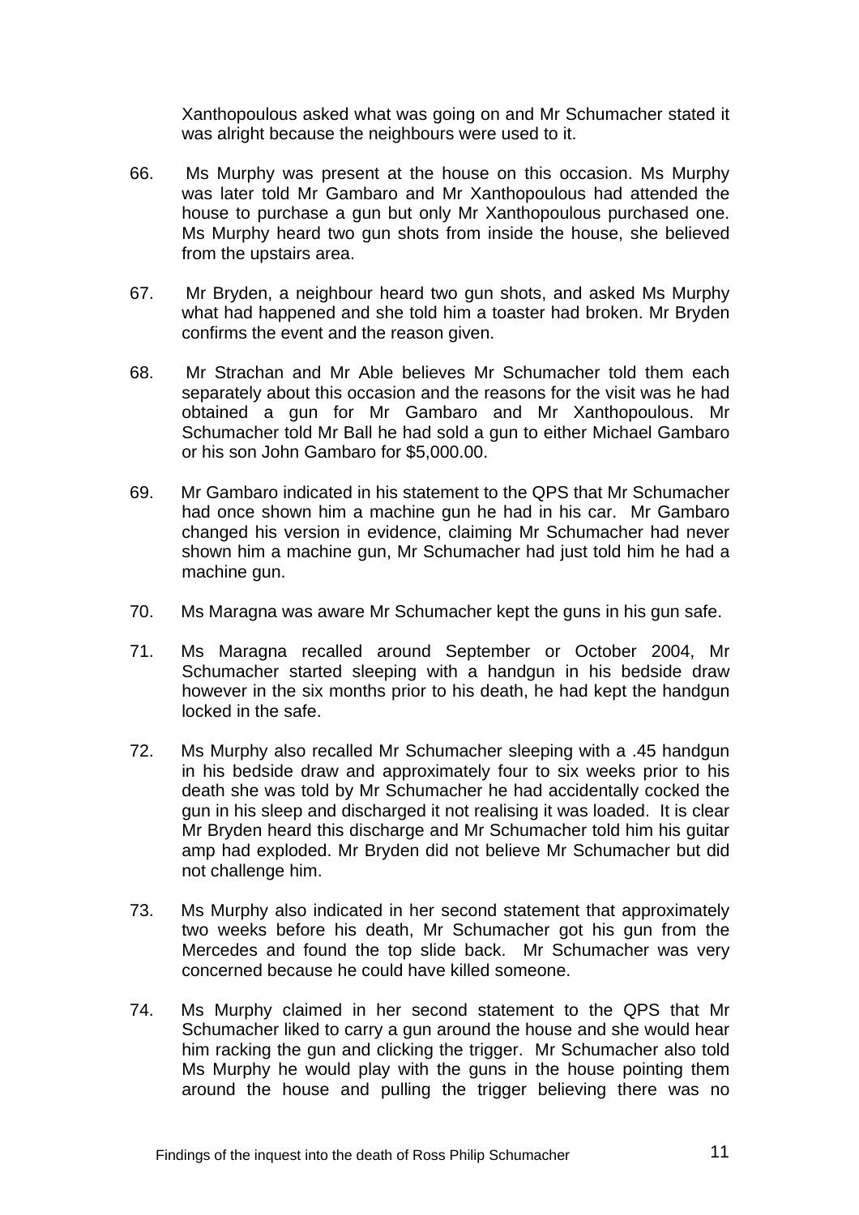Xanthopoulous asked what was going on and Mr Schumacher stated it was alright because the neighbours were used to it.

66. Ms Murphy was present at the house on this occasion. Ms Murphy was later told Mr Gambaro and Mr Xanthopoulous had attended the house to purchase a gun but only Mr Xanthopoulous purchased one. Ms Murphy heard two gun shots from inside the house, she believed from the upstairs area.

67. Mr Bryden, a neighbour heard two gun shots, and asked Ms Murphy what had happened and she told him a toaster had broken. Mr Bryden confirms the event and the reason given.

68. Mr Strachan and Mr Able believes Mr Schumacher told them each separately about this occasion and the reasons for the visit was he had obtained a gun for Mr Gambaro and Mr Xanthopoulous. Mr Schumacher told Mr Ball he had sold a gun to either Michael Gambaro or his son John Gambaro for $5,000.00.

69. Mr Gambaro indicated in his statement to the QPS that Mr Schumacher had once shown him a machine gun he had in his car. Mr Gambaro changed his version in evidence, claiming Mr Schumacher had never shown him a machine gun, Mr Schumacher had just told him he had a machine gun.

70. Ms Maragna was aware Mr Schumacher kept the guns in his gun safe.

71. Ms Maragna recalled around September or October 2004, Mr Schumacher started sleeping with a handgun in his bedside draw however in the six months prior to his death, he had kept the handgun locked in the safe.

72. Ms Murphy also recalled Mr Schumacher sleeping with a .45 handgun in his bedside draw and approximately four to six weeks prior to his death she was told by Mr Schumacher he had accidentally cocked the gun in his sleep and discharged it not realising it was loaded. It is clear Mr Bryden heard this discharge and Mr Schumacher told him his guitar amp had exploded. Mr Bryden did not believe Mr Schumacher but did not challenge him.

73. Ms Murphy also indicated in her second statement that approximately two weeks before his death, Mr Schumacher got his gun from the Mercedes and found the top slide back. Mr Schumacher was very concerned because he could have killed someone.

74. Ms Murphy claimed in her second statement to the QPS that Mr Schumacher liked to carry a gun around the house and she would hear him racking the gun and clicking the trigger. Mr Schumacher also told Ms Murphy he would play with the guns in the house pointing them around the house and pulling the trigger believing there was no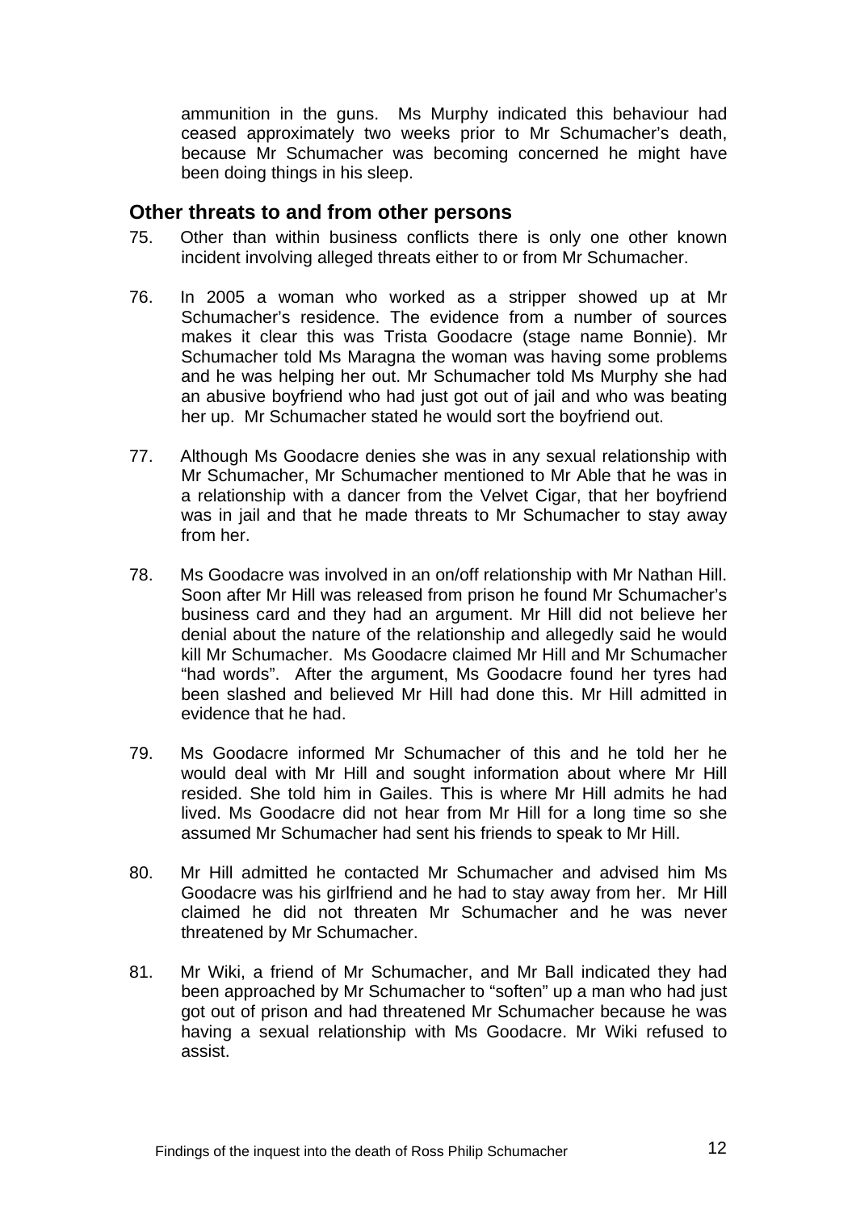ammunition in the guns. Ms Murphy indicated this behaviour had ceased approximately two weeks prior to Mr Schumacher's death, because Mr Schumacher was becoming concerned he might have been doing things in his sleep.

## Other threats to and from other persons

75. Other than within business conflicts there is only one other known incident involving alleged threats either to or from Mr Schumacher.

76. In 2005 a woman who worked as a stripper showed up at Mr Schumacher's residence. The evidence from a number of sources makes it clear this was Trista Goodacre (stage name Bonnie). Mr Schumacher told Ms Maragna the woman was having some problems and he was helping her out. Mr Schumacher told Ms Murphy she had an abusive boyfriend who had just got out of jail and who was beating her up. Mr Schumacher stated he would sort the boyfriend out.

77. Although Ms Goodacre denies she was in any sexual relationship with Mr Schumacher, Mr Schumacher mentioned to Mr Able that he was in a relationship with a dancer from the Velvet Cigar, that her boyfriend was in jail and that he made threats to Mr Schumacher to stay away from her.

78. Ms Goodacre was involved in an on/off relationship with Mr Nathan Hill. Soon after Mr Hill was released from prison he found Mr Schumacher's business card and they had an argument. Mr Hill did not believe her denial about the nature of the relationship and allegedly said he would kill Mr Schumacher. Ms Goodacre claimed Mr Hill and Mr Schumacher "had words". After the argument, Ms Goodacre found her tyres had been slashed and believed Mr Hill had done this. Mr Hill admitted in evidence that he had.

79. Ms Goodacre informed Mr Schumacher of this and he told her he would deal with Mr Hill and sought information about where Mr Hill resided. She told him in Gailes. This is where Mr Hill admits he had lived. Ms Goodacre did not hear from Mr Hill for a long time so she assumed Mr Schumacher had sent his friends to speak to Mr Hill.

80. Mr Hill admitted he contacted Mr Schumacher and advised him Ms Goodacre was his girlfriend and he had to stay away from her. Mr Hill claimed he did not threaten Mr Schumacher and he was never threatened by Mr Schumacher.

81. Mr Wiki, a friend of Mr Schumacher, and Mr Ball indicated they had been approached by Mr Schumacher to "soften" up a man who had just got out of prison and had threatened Mr Schumacher because he was having a sexual relationship with Ms Goodacre. Mr Wiki refused to assist.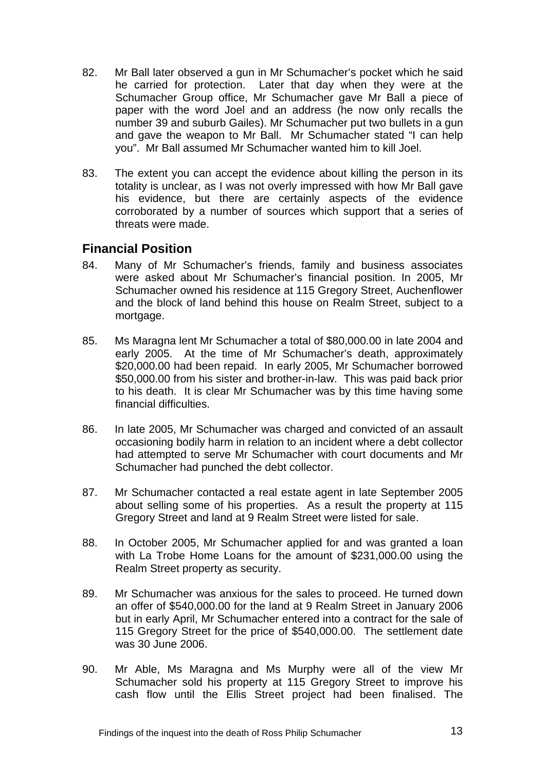82. Mr Ball later observed a gun in Mr Schumacher's pocket which he said he carried for protection. Later that day when they were at the Schumacher Group office, Mr Schumacher gave Mr Ball a piece of paper with the word Joel and an address (he now only recalls the number 39 and suburb Gailes). Mr Schumacher put two bullets in a gun and gave the weapon to Mr Ball. Mr Schumacher stated "I can help you". Mr Ball assumed Mr Schumacher wanted him to kill Joel.

83. The extent you can accept the evidence about killing the person in its totality is unclear, as I was not overly impressed with how Mr Ball gave his evidence, but there are certainly aspects of the evidence corroborated by a number of sources which support that a series of threats were made.

## Financial Position

84. Many of Mr Schumacher's friends, family and business associates were asked about Mr Schumacher's financial position. In 2005, Mr Schumacher owned his residence at 115 Gregory Street, Auchenflower and the block of land behind this house on Realm Street, subject to a mortgage.

85. Ms Maragna lent Mr Schumacher a total of $80,000.00 in late 2004 and early 2005. At the time of Mr Schumacher's death, approximately $20,000.00 had been repaid. In early 2005, Mr Schumacher borrowed $50,000.00 from his sister and brother-in-law. This was paid back prior to his death. It is clear Mr Schumacher was by this time having some financial difficulties.

86. In late 2005, Mr Schumacher was charged and convicted of an assault occasioning bodily harm in relation to an incident where a debt collector had attempted to serve Mr Schumacher with court documents and Mr Schumacher had punched the debt collector.

87. Mr Schumacher contacted a real estate agent in late September 2005 about selling some of his properties. As a result the property at 115 Gregory Street and land at 9 Realm Street were listed for sale.

88. In October 2005, Mr Schumacher applied for and was granted a loan with La Trobe Home Loans for the amount of $231,000.00 using the Realm Street property as security.

89. Mr Schumacher was anxious for the sales to proceed. He turned down an offer of $540,000.00 for the land at 9 Realm Street in January 2006 but in early April, Mr Schumacher entered into a contract for the sale of 115 Gregory Street for the price of $540,000.00. The settlement date was 30 June 2006.

90. Mr Able, Ms Maragna and Ms Murphy were all of the view Mr Schumacher sold his property at 115 Gregory Street to improve his cash flow until the Ellis Street project had been finalised. The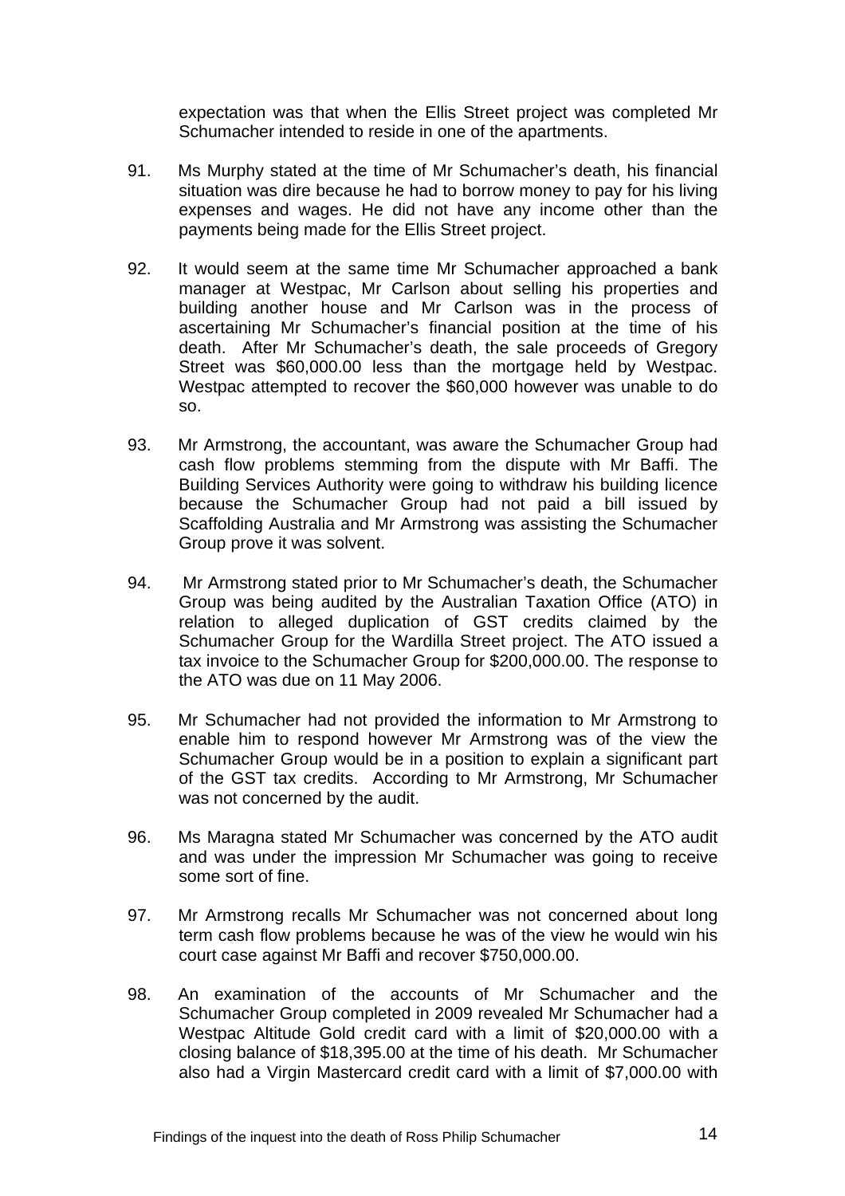expectation was that when the Ellis Street project was completed Mr Schumacher intended to reside in one of the apartments.

91. Ms Murphy stated at the time of Mr Schumacher's death, his financial situation was dire because he had to borrow money to pay for his living expenses and wages. He did not have any income other than the payments being made for the Ellis Street project.

92. It would seem at the same time Mr Schumacher approached a bank manager at Westpac, Mr Carlson about selling his properties and building another house and Mr Carlson was in the process of ascertaining Mr Schumacher's financial position at the time of his death. After Mr Schumacher's death, the sale proceeds of Gregory Street was $60,000.00 less than the mortgage held by Westpac. Westpac attempted to recover the $60,000 however was unable to do so.

93. Mr Armstrong, the accountant, was aware the Schumacher Group had cash flow problems stemming from the dispute with Mr Baffi. The Building Services Authority were going to withdraw his building licence because the Schumacher Group had not paid a bill issued by Scaffolding Australia and Mr Armstrong was assisting the Schumacher Group prove it was solvent.

94. Mr Armstrong stated prior to Mr Schumacher's death, the Schumacher Group was being audited by the Australian Taxation Office (ATO) in relation to alleged duplication of GST credits claimed by the Schumacher Group for the Wardilla Street project. The ATO issued a tax invoice to the Schumacher Group for $200,000.00. The response to the ATO was due on 11 May 2006.

95. Mr Schumacher had not provided the information to Mr Armstrong to enable him to respond however Mr Armstrong was of the view the Schumacher Group would be in a position to explain a significant part of the GST tax credits. According to Mr Armstrong, Mr Schumacher was not concerned by the audit.

96. Ms Maragna stated Mr Schumacher was concerned by the ATO audit and was under the impression Mr Schumacher was going to receive some sort of fine.

97. Mr Armstrong recalls Mr Schumacher was not concerned about long term cash flow problems because he was of the view he would win his court case against Mr Baffi and recover $750,000.00.

98. An examination of the accounts of Mr Schumacher and the Schumacher Group completed in 2009 revealed Mr Schumacher had a Westpac Altitude Gold credit card with a limit of $20,000.00 with a closing balance of $18,395.00 at the time of his death. Mr Schumacher also had a Virgin Mastercard credit card with a limit of $7,000.00 with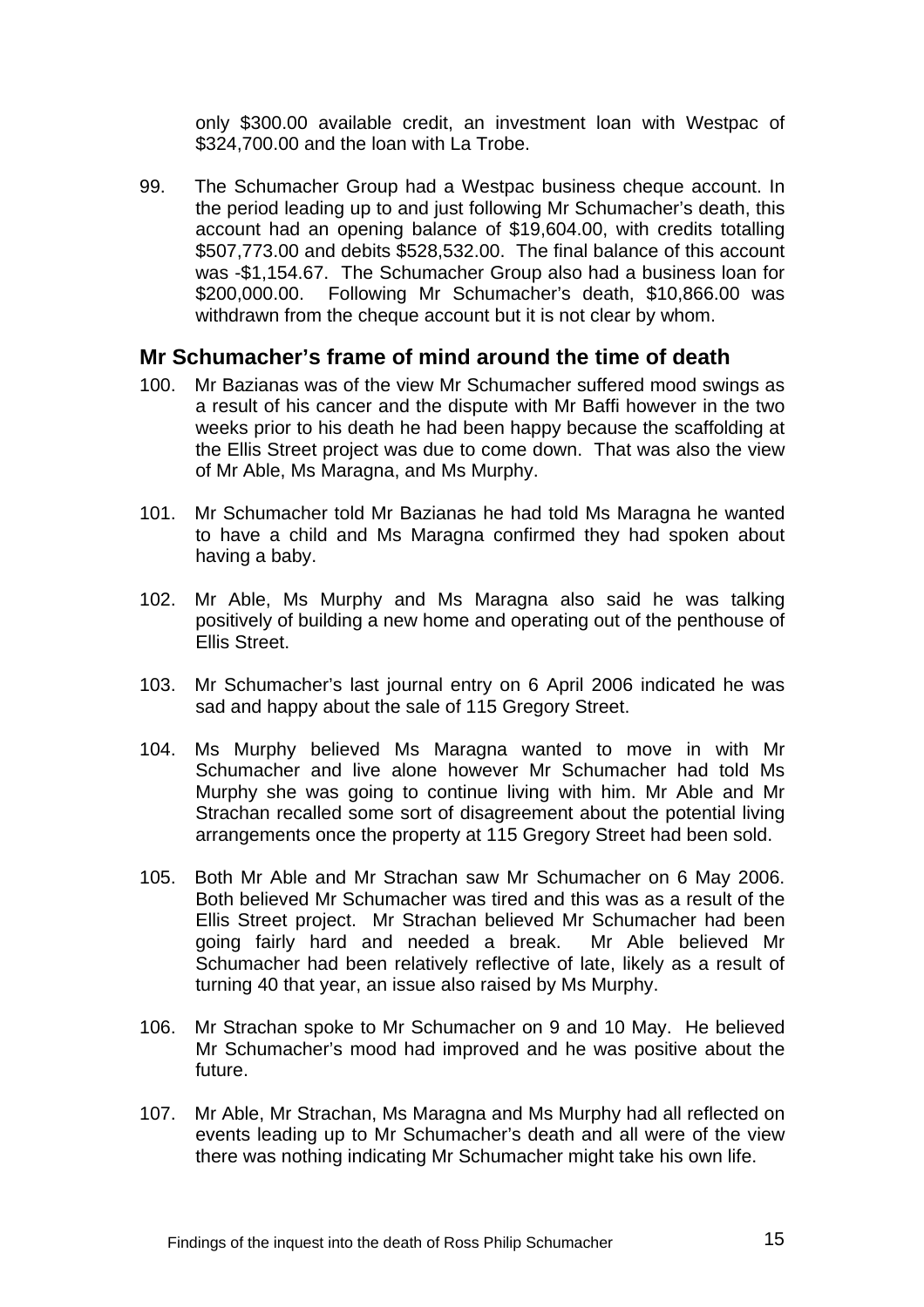only $300.00 available credit, an investment loan with Westpac of $324,700.00 and the loan with La Trobe.

99. The Schumacher Group had a Westpac business cheque account. In the period leading up to and just following Mr Schumacher's death, this account had an opening balance of $19,604.00, with credits totalling $507,773.00 and debits $528,532.00. The final balance of this account was -$1,154.67. The Schumacher Group also had a business loan for $200,000.00. Following Mr Schumacher's death, $10,866.00 was withdrawn from the cheque account but it is not clear by whom.

## Mr Schumacher's frame of mind around the time of death

100. Mr Bazianas was of the view Mr Schumacher suffered mood swings as a result of his cancer and the dispute with Mr Baffi however in the two weeks prior to his death he had been happy because the scaffolding at the Ellis Street project was due to come down. That was also the view of Mr Able, Ms Maragna, and Ms Murphy.

101. Mr Schumacher told Mr Bazianas he had told Ms Maragna he wanted to have a child and Ms Maragna confirmed they had spoken about having a baby.

102. Mr Able, Ms Murphy and Ms Maragna also said he was talking positively of building a new home and operating out of the penthouse of Ellis Street.

103. Mr Schumacher's last journal entry on 6 April 2006 indicated he was sad and happy about the sale of 115 Gregory Street.

104. Ms Murphy believed Ms Maragna wanted to move in with Mr Schumacher and live alone however Mr Schumacher had told Ms Murphy she was going to continue living with him. Mr Able and Mr Strachan recalled some sort of disagreement about the potential living arrangements once the property at 115 Gregory Street had been sold.

105. Both Mr Able and Mr Strachan saw Mr Schumacher on 6 May 2006. Both believed Mr Schumacher was tired and this was as a result of the Ellis Street project. Mr Strachan believed Mr Schumacher had been going fairly hard and needed a break. Mr Able believed Mr Schumacher had been relatively reflective of late, likely as a result of turning 40 that year, an issue also raised by Ms Murphy.

106. Mr Strachan spoke to Mr Schumacher on 9 and 10 May. He believed Mr Schumacher's mood had improved and he was positive about the future.

107. Mr Able, Mr Strachan, Ms Maragna and Ms Murphy had all reflected on events leading up to Mr Schumacher's death and all were of the view there was nothing indicating Mr Schumacher might take his own life.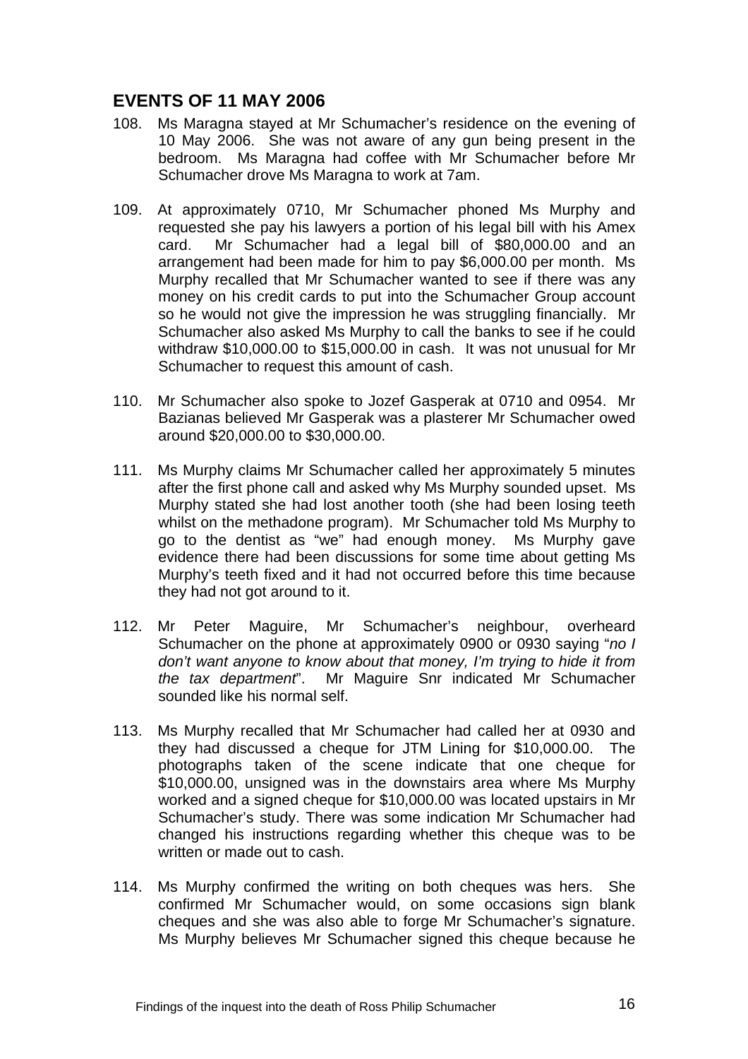## EVENTS OF 11 MAY 2006

108. Ms Maragna stayed at Mr Schumacher's residence on the evening of 10 May 2006. She was not aware of any gun being present in the bedroom. Ms Maragna had coffee with Mr Schumacher before Mr Schumacher drove Ms Maragna to work at 7am.

109. At approximately 0710, Mr Schumacher phoned Ms Murphy and requested she pay his lawyers a portion of his legal bill with his Amex card. Mr Schumacher had a legal bill of $80,000.00 and an arrangement had been made for him to pay $6,000.00 per month. Ms Murphy recalled that Mr Schumacher wanted to see if there was any money on his credit cards to put into the Schumacher Group account so he would not give the impression he was struggling financially. Mr Schumacher also asked Ms Murphy to call the banks to see if he could withdraw $10,000.00 to $15,000.00 in cash. It was not unusual for Mr Schumacher to request this amount of cash.

110. Mr Schumacher also spoke to Jozef Gasperak at 0710 and 0954. Mr Bazianas believed Mr Gasperak was a plasterer Mr Schumacher owed around $20,000.00 to $30,000.00.

111. Ms Murphy claims Mr Schumacher called her approximately 5 minutes after the first phone call and asked why Ms Murphy sounded upset. Ms Murphy stated she had lost another tooth (she had been losing teeth whilst on the methadone program). Mr Schumacher told Ms Murphy to go to the dentist as "we" had enough money. Ms Murphy gave evidence there had been discussions for some time about getting Ms Murphy's teeth fixed and it had not occurred before this time because they had not got around to it.

112. Mr Peter Maguire, Mr Schumacher's neighbour, overheard Schumacher on the phone at approximately 0900 or 0930 saying "*no I don't want anyone to know about that money, I'm trying to hide it from the tax department*". Mr Maguire Snr indicated Mr Schumacher sounded like his normal self.

113. Ms Murphy recalled that Mr Schumacher had called her at 0930 and they had discussed a cheque for JTM Lining for $10,000.00. The photographs taken of the scene indicate that one cheque for $10,000.00, unsigned was in the downstairs area where Ms Murphy worked and a signed cheque for $10,000.00 was located upstairs in Mr Schumacher's study. There was some indication Mr Schumacher had changed his instructions regarding whether this cheque was to be written or made out to cash.

114. Ms Murphy confirmed the writing on both cheques was hers. She confirmed Mr Schumacher would, on some occasions sign blank cheques and she was also able to forge Mr Schumacher's signature. Ms Murphy believes Mr Schumacher signed this cheque because he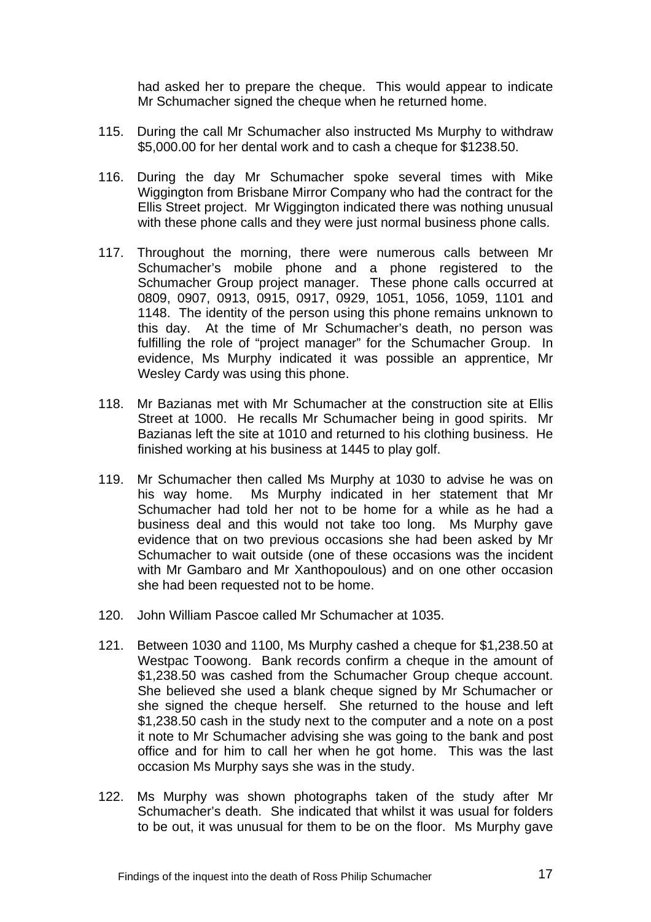had asked her to prepare the cheque. This would appear to indicate Mr Schumacher signed the cheque when he returned home.

115. During the call Mr Schumacher also instructed Ms Murphy to withdraw $5,000.00 for her dental work and to cash a cheque for $1238.50.

116. During the day Mr Schumacher spoke several times with Mike Wiggington from Brisbane Mirror Company who had the contract for the Ellis Street project. Mr Wiggington indicated there was nothing unusual with these phone calls and they were just normal business phone calls.

117. Throughout the morning, there were numerous calls between Mr Schumacher's mobile phone and a phone registered to the Schumacher Group project manager. These phone calls occurred at 0809, 0907, 0913, 0915, 0917, 0929, 1051, 1056, 1059, 1101 and 1148. The identity of the person using this phone remains unknown to this day. At the time of Mr Schumacher's death, no person was fulfilling the role of "project manager" for the Schumacher Group. In evidence, Ms Murphy indicated it was possible an apprentice, Mr Wesley Cardy was using this phone.

118. Mr Bazianas met with Mr Schumacher at the construction site at Ellis Street at 1000. He recalls Mr Schumacher being in good spirits. Mr Bazianas left the site at 1010 and returned to his clothing business. He finished working at his business at 1445 to play golf.

119. Mr Schumacher then called Ms Murphy at 1030 to advise he was on his way home. Ms Murphy indicated in her statement that Mr Schumacher had told her not to be home for a while as he had a business deal and this would not take too long. Ms Murphy gave evidence that on two previous occasions she had been asked by Mr Schumacher to wait outside (one of these occasions was the incident with Mr Gambaro and Mr Xanthopoulous) and on one other occasion she had been requested not to be home.

120. John William Pascoe called Mr Schumacher at 1035.

121. Between 1030 and 1100, Ms Murphy cashed a cheque for $1,238.50 at Westpac Toowong. Bank records confirm a cheque in the amount of $1,238.50 was cashed from the Schumacher Group cheque account. She believed she used a blank cheque signed by Mr Schumacher or she signed the cheque herself. She returned to the house and left $1,238.50 cash in the study next to the computer and a note on a post it note to Mr Schumacher advising she was going to the bank and post office and for him to call her when he got home. This was the last occasion Ms Murphy says she was in the study.

122. Ms Murphy was shown photographs taken of the study after Mr Schumacher's death. She indicated that whilst it was usual for folders to be out, it was unusual for them to be on the floor. Ms Murphy gave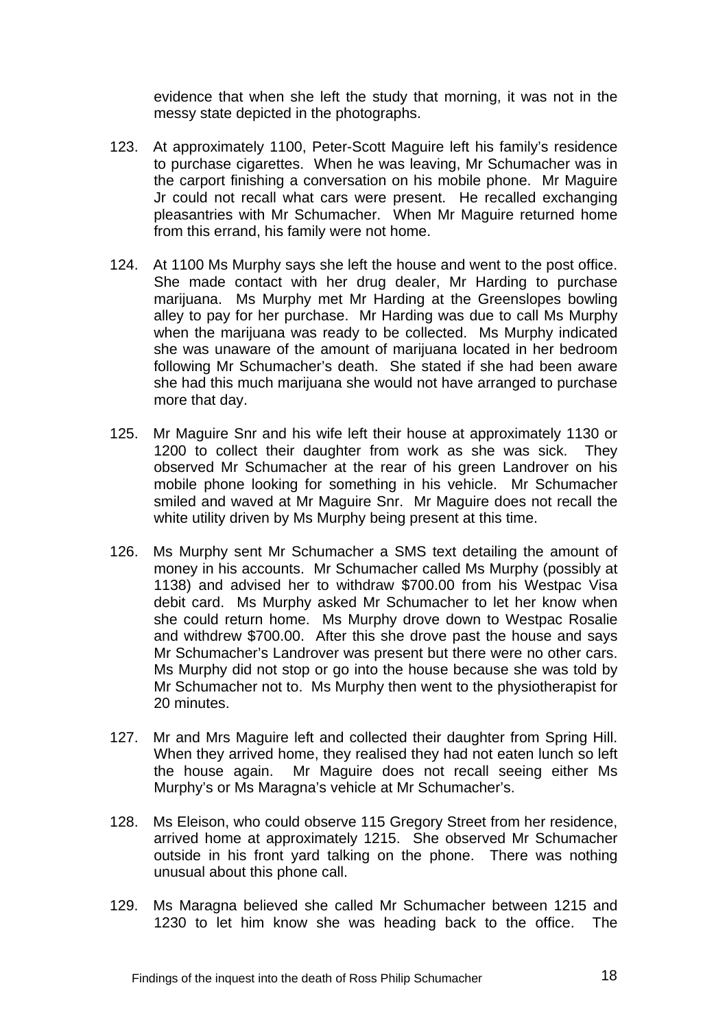evidence that when she left the study that morning, it was not in the messy state depicted in the photographs.

123. At approximately 1100, Peter-Scott Maguire left his family's residence to purchase cigarettes. When he was leaving, Mr Schumacher was in the carport finishing a conversation on his mobile phone. Mr Maguire Jr could not recall what cars were present. He recalled exchanging pleasantries with Mr Schumacher. When Mr Maguire returned home from this errand, his family were not home.

124. At 1100 Ms Murphy says she left the house and went to the post office. She made contact with her drug dealer, Mr Harding to purchase marijuana. Ms Murphy met Mr Harding at the Greenslopes bowling alley to pay for her purchase. Mr Harding was due to call Ms Murphy when the marijuana was ready to be collected. Ms Murphy indicated she was unaware of the amount of marijuana located in her bedroom following Mr Schumacher's death. She stated if she had been aware she had this much marijuana she would not have arranged to purchase more that day.

125. Mr Maguire Snr and his wife left their house at approximately 1130 or 1200 to collect their daughter from work as she was sick. They observed Mr Schumacher at the rear of his green Landrover on his mobile phone looking for something in his vehicle. Mr Schumacher smiled and waved at Mr Maguire Snr. Mr Maguire does not recall the white utility driven by Ms Murphy being present at this time.

126. Ms Murphy sent Mr Schumacher a SMS text detailing the amount of money in his accounts. Mr Schumacher called Ms Murphy (possibly at 1138) and advised her to withdraw $700.00 from his Westpac Visa debit card. Ms Murphy asked Mr Schumacher to let her know when she could return home. Ms Murphy drove down to Westpac Rosalie and withdrew $700.00. After this she drove past the house and says Mr Schumacher's Landrover was present but there were no other cars. Ms Murphy did not stop or go into the house because she was told by Mr Schumacher not to. Ms Murphy then went to the physiotherapist for 20 minutes.

127. Mr and Mrs Maguire left and collected their daughter from Spring Hill. When they arrived home, they realised they had not eaten lunch so left the house again. Mr Maguire does not recall seeing either Ms Murphy's or Ms Maragna's vehicle at Mr Schumacher's.

128. Ms Eleison, who could observe 115 Gregory Street from her residence, arrived home at approximately 1215. She observed Mr Schumacher outside in his front yard talking on the phone. There was nothing unusual about this phone call.

129. Ms Maragna believed she called Mr Schumacher between 1215 and 1230 to let him know she was heading back to the office. The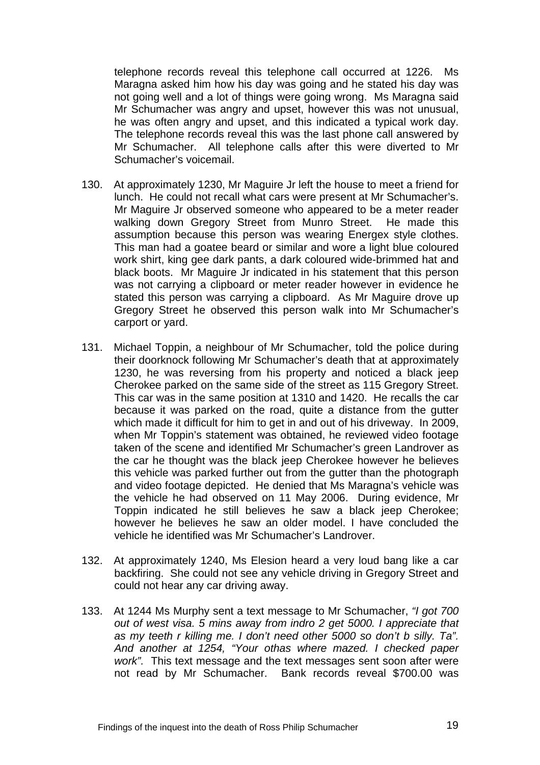telephone records reveal this telephone call occurred at 1226. Ms Maragna asked him how his day was going and he stated his day was not going well and a lot of things were going wrong. Ms Maragna said Mr Schumacher was angry and upset, however this was not unusual, he was often angry and upset, and this indicated a typical work day. The telephone records reveal this was the last phone call answered by Mr Schumacher. All telephone calls after this were diverted to Mr Schumacher's voicemail.

130. At approximately 1230, Mr Maguire Jr left the house to meet a friend for lunch. He could not recall what cars were present at Mr Schumacher's. Mr Maguire Jr observed someone who appeared to be a meter reader walking down Gregory Street from Munro Street. He made this assumption because this person was wearing Energex style clothes. This man had a goatee beard or similar and wore a light blue coloured work shirt, king gee dark pants, a dark coloured wide-brimmed hat and black boots. Mr Maguire Jr indicated in his statement that this person was not carrying a clipboard or meter reader however in evidence he stated this person was carrying a clipboard. As Mr Maguire drove up Gregory Street he observed this person walk into Mr Schumacher's carport or yard.

131. Michael Toppin, a neighbour of Mr Schumacher, told the police during their doorknock following Mr Schumacher's death that at approximately 1230, he was reversing from his property and noticed a black jeep Cherokee parked on the same side of the street as 115 Gregory Street. This car was in the same position at 1310 and 1420. He recalls the car because it was parked on the road, quite a distance from the gutter which made it difficult for him to get in and out of his driveway. In 2009, when Mr Toppin's statement was obtained, he reviewed video footage taken of the scene and identified Mr Schumacher's green Landrover as the car he thought was the black jeep Cherokee however he believes this vehicle was parked further out from the gutter than the photograph and video footage depicted. He denied that Ms Maragna's vehicle was the vehicle he had observed on 11 May 2006. During evidence, Mr Toppin indicated he still believes he saw a black jeep Cherokee; however he believes he saw an older model. I have concluded the vehicle he identified was Mr Schumacher's Landrover.

132. At approximately 1240, Ms Elesion heard a very loud bang like a car backfiring. She could not see any vehicle driving in Gregory Street and could not hear any car driving away.

133. At 1244 Ms Murphy sent a text message to Mr Schumacher, *"I got 700 out of west visa. 5 mins away from indro 2 get 5000. I appreciate that as my teeth r killing me. I don't need other 5000 so don't b silly. Ta". And another at 1254, "Your othas where mazed. I checked paper work".* This text message and the text messages sent soon after were not read by Mr Schumacher. Bank records reveal $700.00 was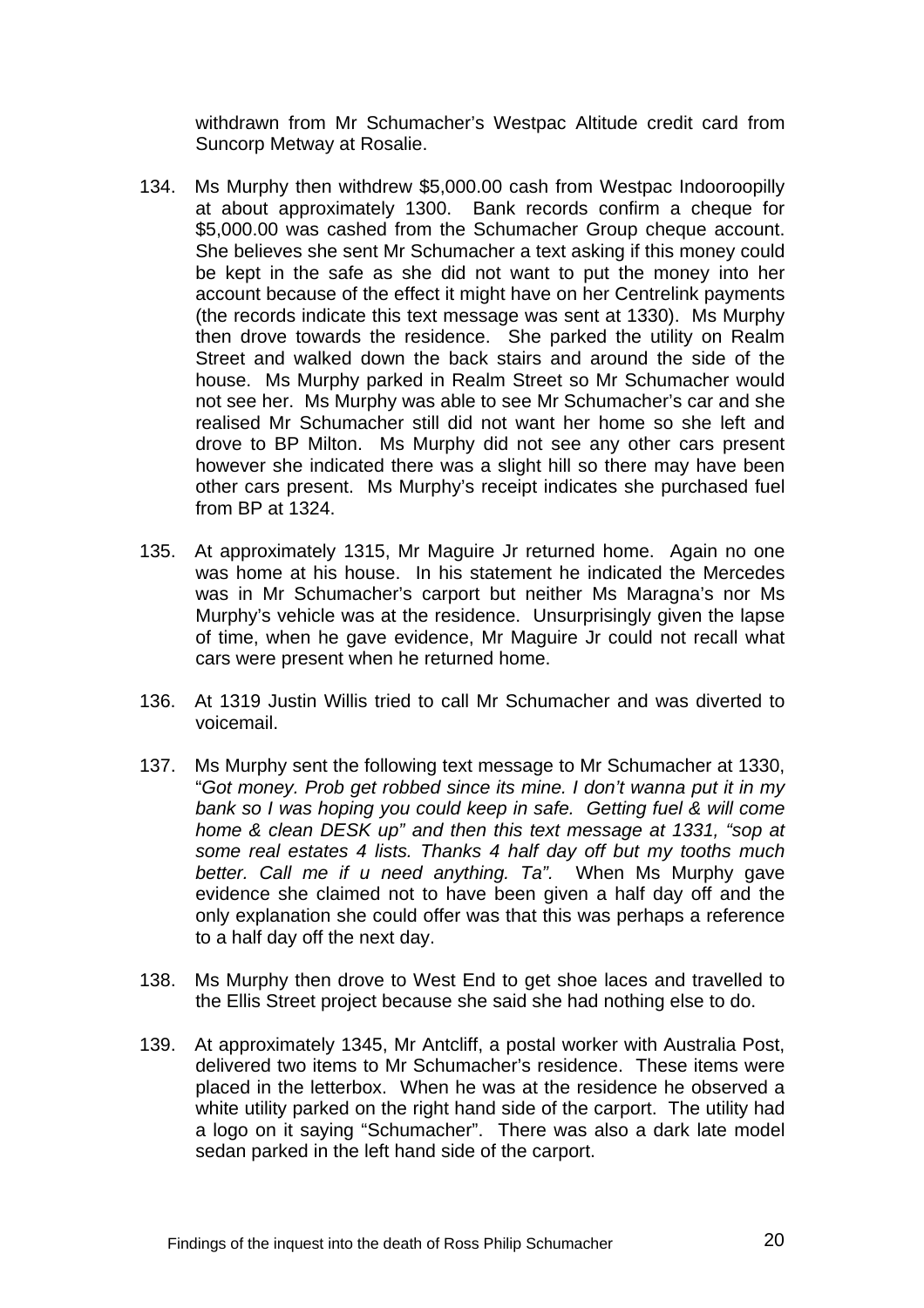withdrawn from Mr Schumacher's Westpac Altitude credit card from Suncorp Metway at Rosalie.

134. Ms Murphy then withdrew $5,000.00 cash from Westpac Indooroopilly at about approximately 1300. Bank records confirm a cheque for $5,000.00 was cashed from the Schumacher Group cheque account. She believes she sent Mr Schumacher a text asking if this money could be kept in the safe as she did not want to put the money into her account because of the effect it might have on her Centrelink payments (the records indicate this text message was sent at 1330). Ms Murphy then drove towards the residence. She parked the utility on Realm Street and walked down the back stairs and around the side of the house. Ms Murphy parked in Realm Street so Mr Schumacher would not see her. Ms Murphy was able to see Mr Schumacher's car and she realised Mr Schumacher still did not want her home so she left and drove to BP Milton. Ms Murphy did not see any other cars present however she indicated there was a slight hill so there may have been other cars present. Ms Murphy's receipt indicates she purchased fuel from BP at 1324.

135. At approximately 1315, Mr Maguire Jr returned home. Again no one was home at his house. In his statement he indicated the Mercedes was in Mr Schumacher's carport but neither Ms Maragna's nor Ms Murphy's vehicle was at the residence. Unsurprisingly given the lapse of time, when he gave evidence, Mr Maguire Jr could not recall what cars were present when he returned home.

136. At 1319 Justin Willis tried to call Mr Schumacher and was diverted to voicemail.

137. Ms Murphy sent the following text message to Mr Schumacher at 1330, "*Got money. Prob get robbed since its mine. I don't wanna put it in my bank so I was hoping you could keep in safe. Getting fuel & will come home & clean DESK up" and then this text message at 1331, "sop at some real estates 4 lists. Thanks 4 half day off but my tooths much better. Call me if u need anything. Ta".* When Ms Murphy gave evidence she claimed not to have been given a half day off and the only explanation she could offer was that this was perhaps a reference to a half day off the next day.

138. Ms Murphy then drove to West End to get shoe laces and travelled to the Ellis Street project because she said she had nothing else to do.

139. At approximately 1345, Mr Antcliff, a postal worker with Australia Post, delivered two items to Mr Schumacher's residence. These items were placed in the letterbox. When he was at the residence he observed a white utility parked on the right hand side of the carport. The utility had a logo on it saying "Schumacher". There was also a dark late model sedan parked in the left hand side of the carport.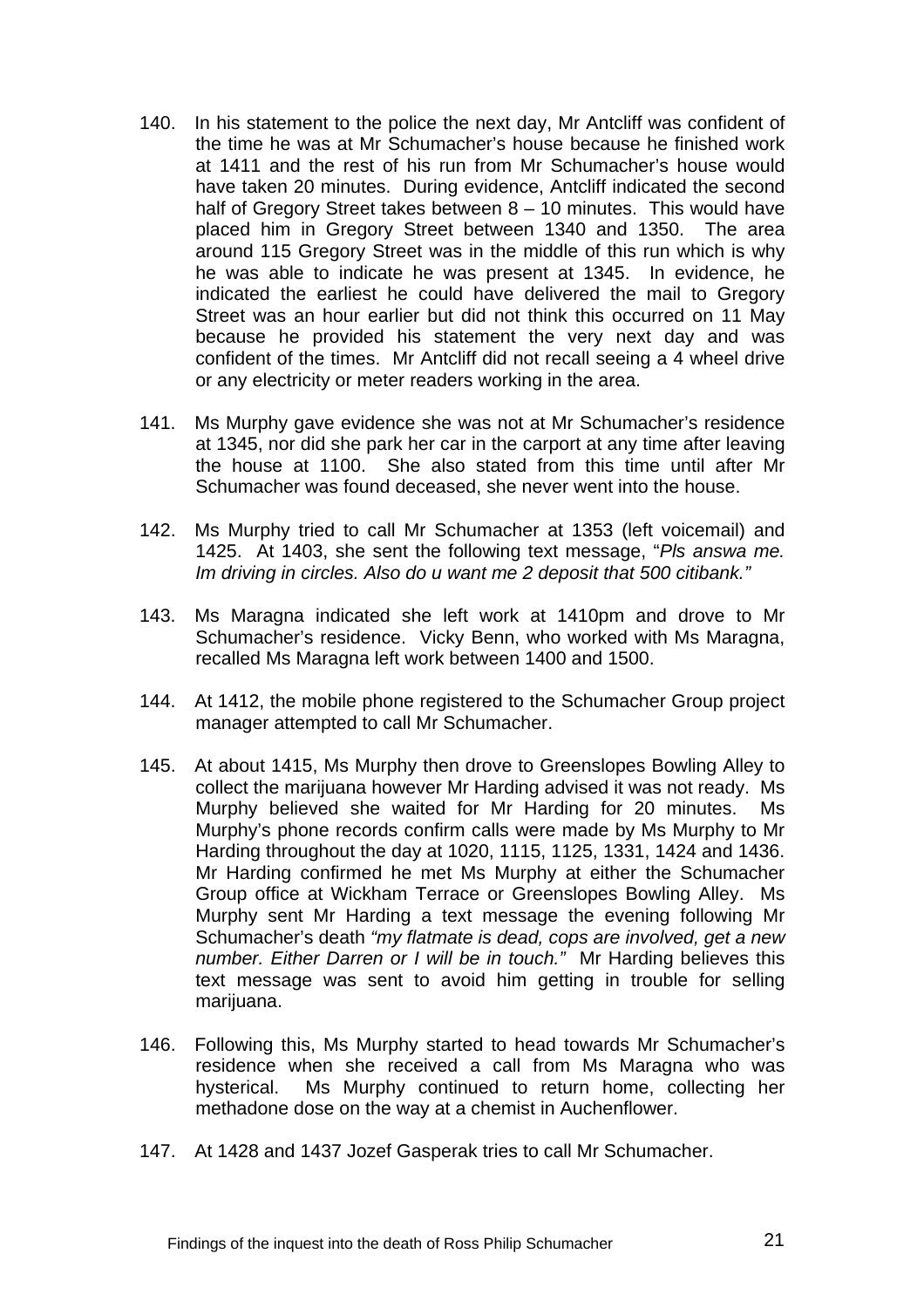140. In his statement to the police the next day, Mr Antcliff was confident of the time he was at Mr Schumacher's house because he finished work at 1411 and the rest of his run from Mr Schumacher's house would have taken 20 minutes. During evidence, Antcliff indicated the second half of Gregory Street takes between 8 – 10 minutes. This would have placed him in Gregory Street between 1340 and 1350. The area around 115 Gregory Street was in the middle of this run which is why he was able to indicate he was present at 1345. In evidence, he indicated the earliest he could have delivered the mail to Gregory Street was an hour earlier but did not think this occurred on 11 May because he provided his statement the very next day and was confident of the times. Mr Antcliff did not recall seeing a 4 wheel drive or any electricity or meter readers working in the area.

141. Ms Murphy gave evidence she was not at Mr Schumacher's residence at 1345, nor did she park her car in the carport at any time after leaving the house at 1100. She also stated from this time until after Mr Schumacher was found deceased, she never went into the house.

142. Ms Murphy tried to call Mr Schumacher at 1353 (left voicemail) and 1425. At 1403, she sent the following text message, "*Pls answa me. Im driving in circles. Also do u want me 2 deposit that 500 citibank."*

143. Ms Maragna indicated she left work at 1410pm and drove to Mr Schumacher's residence. Vicky Benn, who worked with Ms Maragna, recalled Ms Maragna left work between 1400 and 1500.

144. At 1412, the mobile phone registered to the Schumacher Group project manager attempted to call Mr Schumacher.

145. At about 1415, Ms Murphy then drove to Greenslopes Bowling Alley to collect the marijuana however Mr Harding advised it was not ready. Ms Murphy believed she waited for Mr Harding for 20 minutes. Ms Murphy's phone records confirm calls were made by Ms Murphy to Mr Harding throughout the day at 1020, 1115, 1125, 1331, 1424 and 1436. Mr Harding confirmed he met Ms Murphy at either the Schumacher Group office at Wickham Terrace or Greenslopes Bowling Alley. Ms Murphy sent Mr Harding a text message the evening following Mr Schumacher's death *"my flatmate is dead, cops are involved, get a new number. Either Darren or I will be in touch."* Mr Harding believes this text message was sent to avoid him getting in trouble for selling marijuana.

146. Following this, Ms Murphy started to head towards Mr Schumacher's residence when she received a call from Ms Maragna who was hysterical. Ms Murphy continued to return home, collecting her methadone dose on the way at a chemist in Auchenflower.

147. At 1428 and 1437 Jozef Gasperak tries to call Mr Schumacher.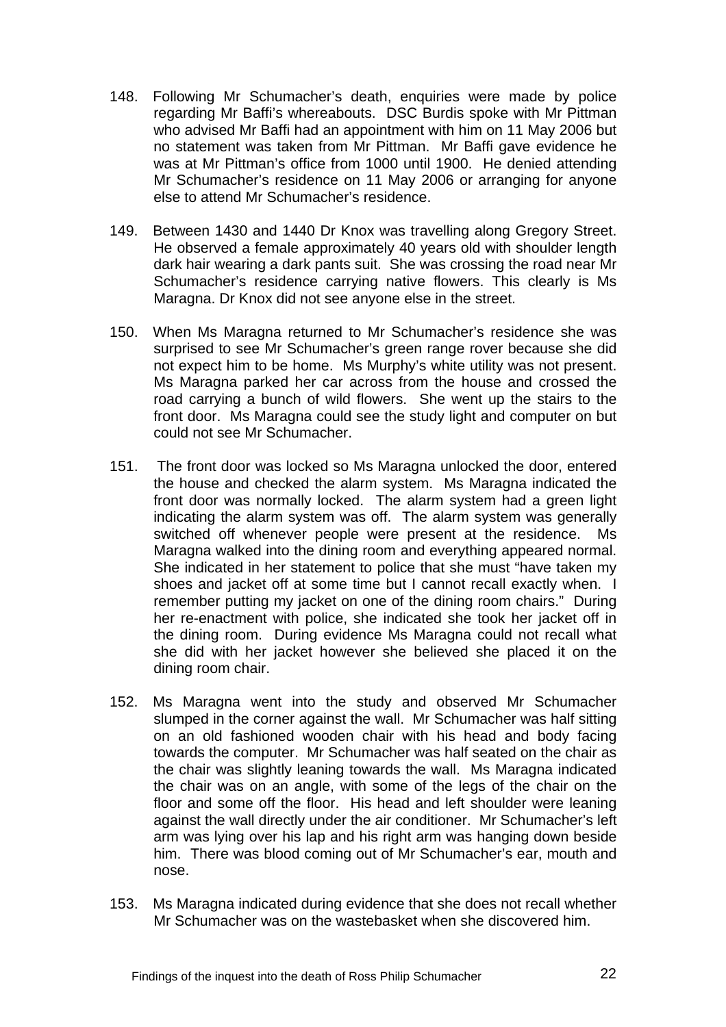148. Following Mr Schumacher's death, enquiries were made by police regarding Mr Baffi's whereabouts. DSC Burdis spoke with Mr Pittman who advised Mr Baffi had an appointment with him on 11 May 2006 but no statement was taken from Mr Pittman. Mr Baffi gave evidence he was at Mr Pittman's office from 1000 until 1900. He denied attending Mr Schumacher's residence on 11 May 2006 or arranging for anyone else to attend Mr Schumacher's residence.

149. Between 1430 and 1440 Dr Knox was travelling along Gregory Street. He observed a female approximately 40 years old with shoulder length dark hair wearing a dark pants suit. She was crossing the road near Mr Schumacher's residence carrying native flowers. This clearly is Ms Maragna. Dr Knox did not see anyone else in the street.

150. When Ms Maragna returned to Mr Schumacher's residence she was surprised to see Mr Schumacher's green range rover because she did not expect him to be home. Ms Murphy's white utility was not present. Ms Maragna parked her car across from the house and crossed the road carrying a bunch of wild flowers. She went up the stairs to the front door. Ms Maragna could see the study light and computer on but could not see Mr Schumacher.

151. The front door was locked so Ms Maragna unlocked the door, entered the house and checked the alarm system. Ms Maragna indicated the front door was normally locked. The alarm system had a green light indicating the alarm system was off. The alarm system was generally switched off whenever people were present at the residence. Ms Maragna walked into the dining room and everything appeared normal. She indicated in her statement to police that she must "have taken my shoes and jacket off at some time but I cannot recall exactly when. I remember putting my jacket on one of the dining room chairs." During her re-enactment with police, she indicated she took her jacket off in the dining room. During evidence Ms Maragna could not recall what she did with her jacket however she believed she placed it on the dining room chair.

152. Ms Maragna went into the study and observed Mr Schumacher slumped in the corner against the wall. Mr Schumacher was half sitting on an old fashioned wooden chair with his head and body facing towards the computer. Mr Schumacher was half seated on the chair as the chair was slightly leaning towards the wall. Ms Maragna indicated the chair was on an angle, with some of the legs of the chair on the floor and some off the floor. His head and left shoulder were leaning against the wall directly under the air conditioner. Mr Schumacher's left arm was lying over his lap and his right arm was hanging down beside him. There was blood coming out of Mr Schumacher's ear, mouth and nose.

153. Ms Maragna indicated during evidence that she does not recall whether Mr Schumacher was on the wastebasket when she discovered him.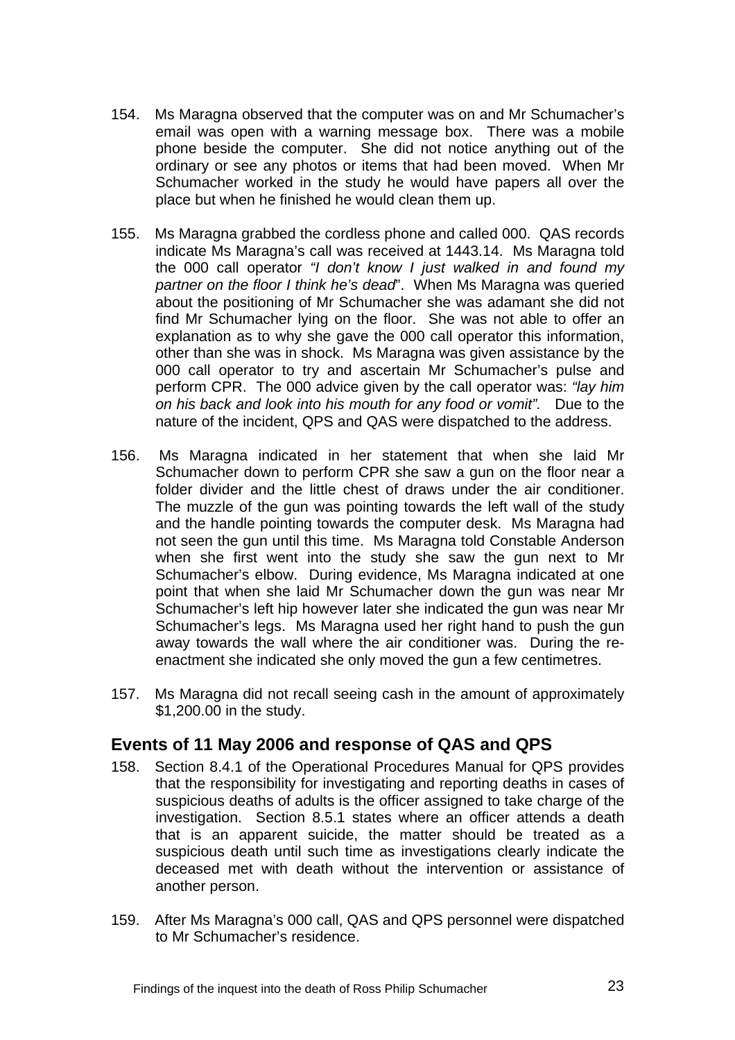154. Ms Maragna observed that the computer was on and Mr Schumacher's email was open with a warning message box. There was a mobile phone beside the computer. She did not notice anything out of the ordinary or see any photos or items that had been moved. When Mr Schumacher worked in the study he would have papers all over the place but when he finished he would clean them up.

155. Ms Maragna grabbed the cordless phone and called 000. QAS records indicate Ms Maragna's call was received at 1443.14. Ms Maragna told the 000 call operator *"I don't know I just walked in and found my partner on the floor I think he's dead*". When Ms Maragna was queried about the positioning of Mr Schumacher she was adamant she did not find Mr Schumacher lying on the floor. She was not able to offer an explanation as to why she gave the 000 call operator this information, other than she was in shock. Ms Maragna was given assistance by the 000 call operator to try and ascertain Mr Schumacher's pulse and perform CPR. The 000 advice given by the call operator was: *"lay him on his back and look into his mouth for any food or vomit".* Due to the nature of the incident, QPS and QAS were dispatched to the address.

156. Ms Maragna indicated in her statement that when she laid Mr Schumacher down to perform CPR she saw a gun on the floor near a folder divider and the little chest of draws under the air conditioner. The muzzle of the gun was pointing towards the left wall of the study and the handle pointing towards the computer desk. Ms Maragna had not seen the gun until this time. Ms Maragna told Constable Anderson when she first went into the study she saw the gun next to Mr Schumacher's elbow. During evidence, Ms Maragna indicated at one point that when she laid Mr Schumacher down the gun was near Mr Schumacher's left hip however later she indicated the gun was near Mr Schumacher's legs. Ms Maragna used her right hand to push the gun away towards the wall where the air conditioner was. During the re-enactment she indicated she only moved the gun a few centimetres.

157. Ms Maragna did not recall seeing cash in the amount of approximately $1,200.00 in the study.

## Events of 11 May 2006 and response of QAS and QPS

158. Section 8.4.1 of the Operational Procedures Manual for QPS provides that the responsibility for investigating and reporting deaths in cases of suspicious deaths of adults is the officer assigned to take charge of the investigation. Section 8.5.1 states where an officer attends a death that is an apparent suicide, the matter should be treated as a suspicious death until such time as investigations clearly indicate the deceased met with death without the intervention or assistance of another person.

159. After Ms Maragna's 000 call, QAS and QPS personnel were dispatched to Mr Schumacher's residence.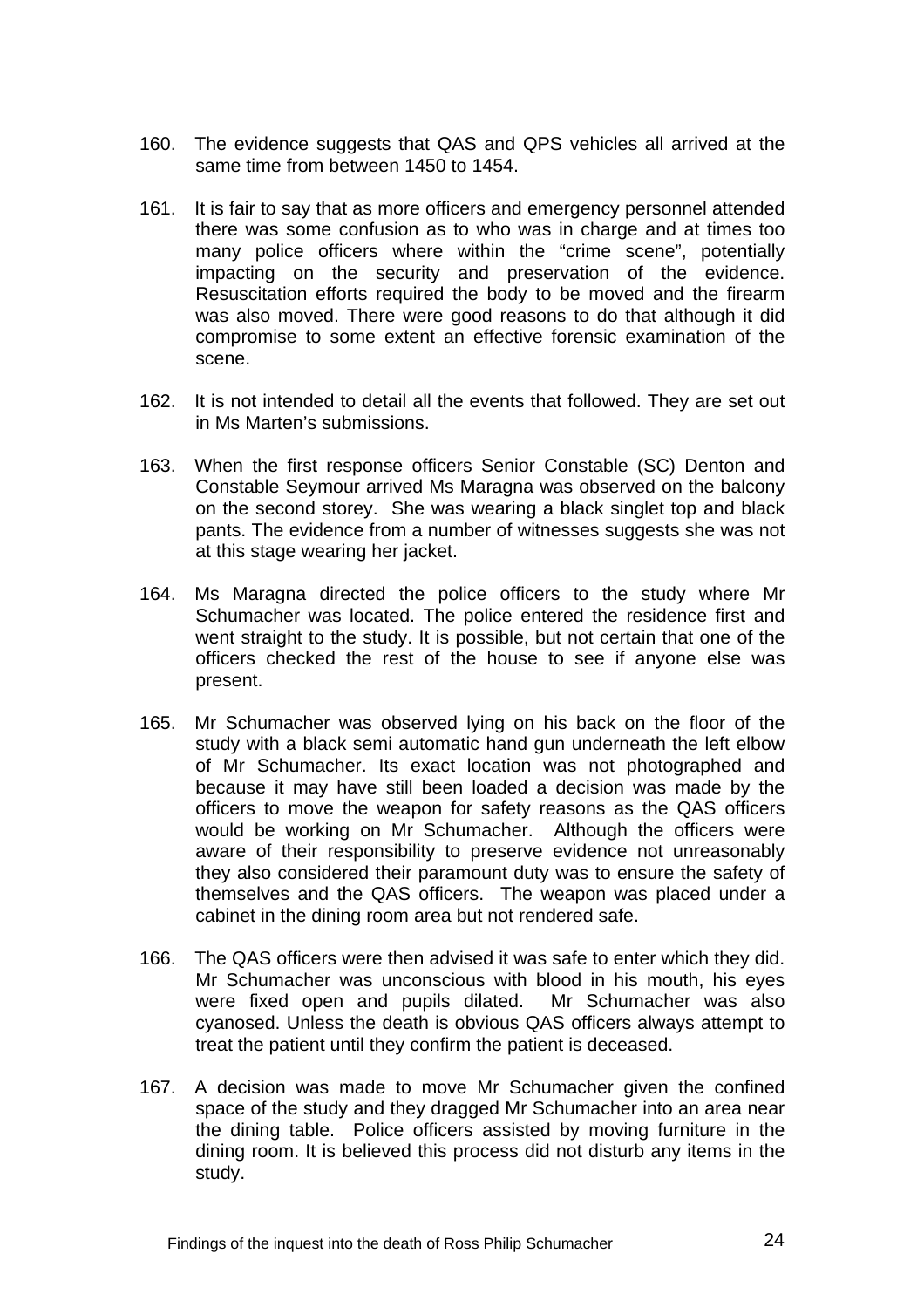160. The evidence suggests that QAS and QPS vehicles all arrived at the same time from between 1450 to 1454.

161. It is fair to say that as more officers and emergency personnel attended there was some confusion as to who was in charge and at times too many police officers where within the "crime scene", potentially impacting on the security and preservation of the evidence. Resuscitation efforts required the body to be moved and the firearm was also moved. There were good reasons to do that although it did compromise to some extent an effective forensic examination of the scene.

162. It is not intended to detail all the events that followed. They are set out in Ms Marten's submissions.

163. When the first response officers Senior Constable (SC) Denton and Constable Seymour arrived Ms Maragna was observed on the balcony on the second storey. She was wearing a black singlet top and black pants. The evidence from a number of witnesses suggests she was not at this stage wearing her jacket.

164. Ms Maragna directed the police officers to the study where Mr Schumacher was located. The police entered the residence first and went straight to the study. It is possible, but not certain that one of the officers checked the rest of the house to see if anyone else was present.

165. Mr Schumacher was observed lying on his back on the floor of the study with a black semi automatic hand gun underneath the left elbow of Mr Schumacher. Its exact location was not photographed and because it may have still been loaded a decision was made by the officers to move the weapon for safety reasons as the QAS officers would be working on Mr Schumacher. Although the officers were aware of their responsibility to preserve evidence not unreasonably they also considered their paramount duty was to ensure the safety of themselves and the QAS officers. The weapon was placed under a cabinet in the dining room area but not rendered safe.

166. The QAS officers were then advised it was safe to enter which they did. Mr Schumacher was unconscious with blood in his mouth, his eyes were fixed open and pupils dilated. Mr Schumacher was also cyanosed. Unless the death is obvious QAS officers always attempt to treat the patient until they confirm the patient is deceased.

167. A decision was made to move Mr Schumacher given the confined space of the study and they dragged Mr Schumacher into an area near the dining table. Police officers assisted by moving furniture in the dining room. It is believed this process did not disturb any items in the study.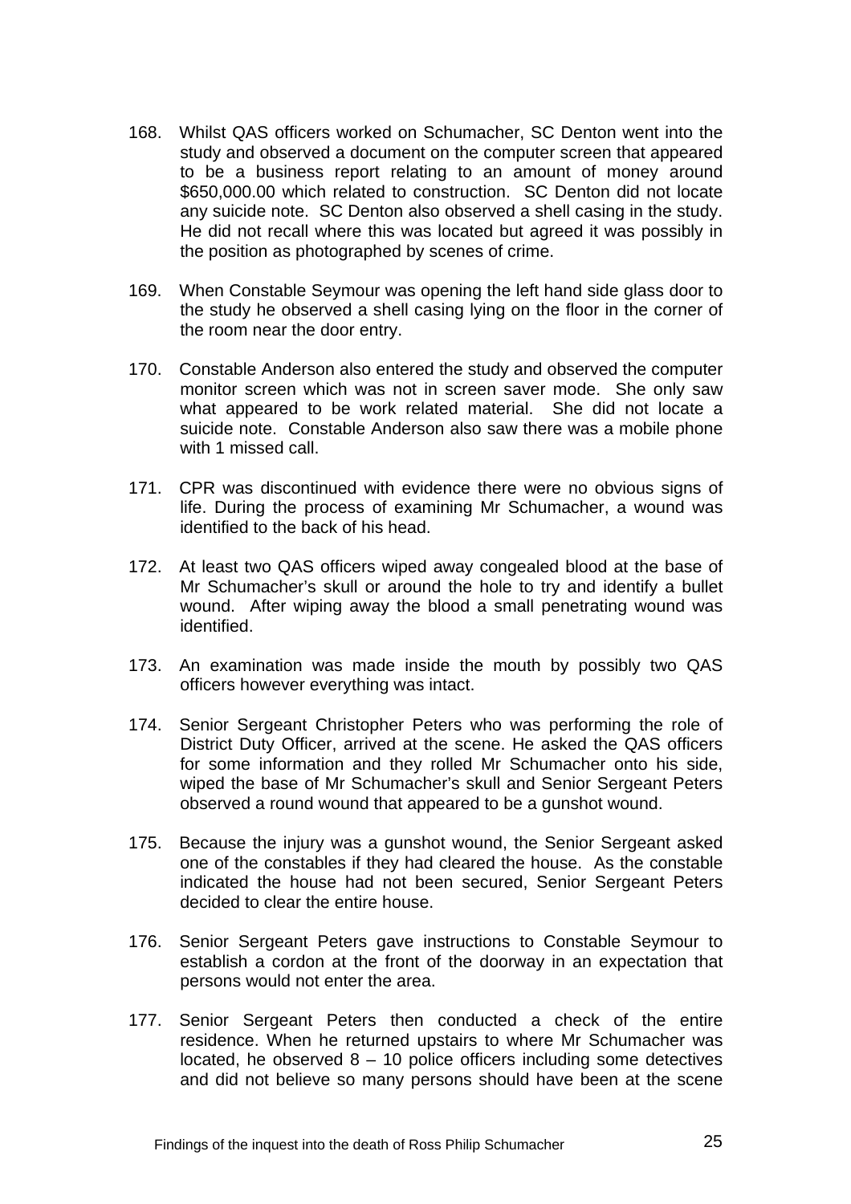168. Whilst QAS officers worked on Schumacher, SC Denton went into the study and observed a document on the computer screen that appeared to be a business report relating to an amount of money around $650,000.00 which related to construction. SC Denton did not locate any suicide note. SC Denton also observed a shell casing in the study. He did not recall where this was located but agreed it was possibly in the position as photographed by scenes of crime.

169. When Constable Seymour was opening the left hand side glass door to the study he observed a shell casing lying on the floor in the corner of the room near the door entry.

170. Constable Anderson also entered the study and observed the computer monitor screen which was not in screen saver mode. She only saw what appeared to be work related material. She did not locate a suicide note. Constable Anderson also saw there was a mobile phone with 1 missed call.

171. CPR was discontinued with evidence there were no obvious signs of life. During the process of examining Mr Schumacher, a wound was identified to the back of his head.

172. At least two QAS officers wiped away congealed blood at the base of Mr Schumacher's skull or around the hole to try and identify a bullet wound. After wiping away the blood a small penetrating wound was identified.

173. An examination was made inside the mouth by possibly two QAS officers however everything was intact.

174. Senior Sergeant Christopher Peters who was performing the role of District Duty Officer, arrived at the scene. He asked the QAS officers for some information and they rolled Mr Schumacher onto his side, wiped the base of Mr Schumacher's skull and Senior Sergeant Peters observed a round wound that appeared to be a gunshot wound.

175. Because the injury was a gunshot wound, the Senior Sergeant asked one of the constables if they had cleared the house. As the constable indicated the house had not been secured, Senior Sergeant Peters decided to clear the entire house.

176. Senior Sergeant Peters gave instructions to Constable Seymour to establish a cordon at the front of the doorway in an expectation that persons would not enter the area.

177. Senior Sergeant Peters then conducted a check of the entire residence. When he returned upstairs to where Mr Schumacher was located, he observed 8 – 10 police officers including some detectives and did not believe so many persons should have been at the scene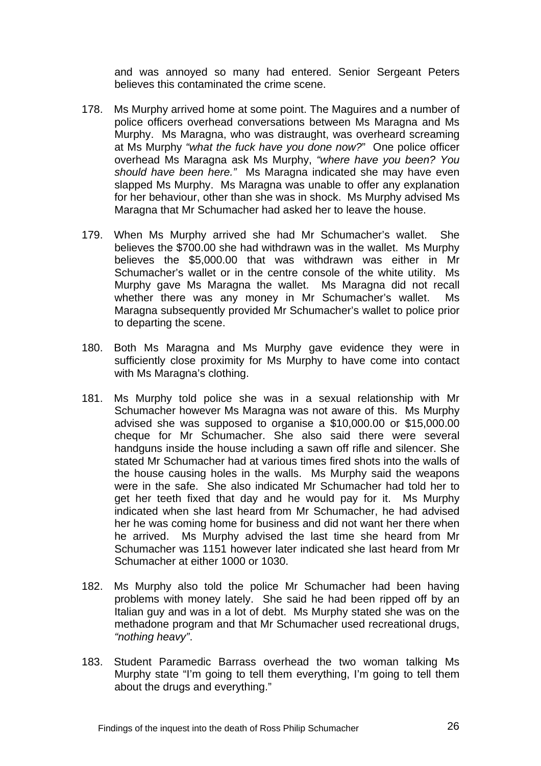and was annoyed so many had entered. Senior Sergeant Peters believes this contaminated the crime scene.

178. Ms Murphy arrived home at some point. The Maguires and a number of police officers overhead conversations between Ms Maragna and Ms Murphy. Ms Maragna, who was distraught, was overheard screaming at Ms Murphy *"what the fuck have you done now?*" One police officer overhead Ms Maragna ask Ms Murphy, *"where have you been? You should have been here."* Ms Maragna indicated she may have even slapped Ms Murphy. Ms Maragna was unable to offer any explanation for her behaviour, other than she was in shock. Ms Murphy advised Ms Maragna that Mr Schumacher had asked her to leave the house.

179. When Ms Murphy arrived she had Mr Schumacher's wallet. She believes the $700.00 she had withdrawn was in the wallet. Ms Murphy believes the $5,000.00 that was withdrawn was either in Mr Schumacher's wallet or in the centre console of the white utility. Ms Murphy gave Ms Maragna the wallet. Ms Maragna did not recall whether there was any money in Mr Schumacher's wallet. Ms Maragna subsequently provided Mr Schumacher's wallet to police prior to departing the scene.

180. Both Ms Maragna and Ms Murphy gave evidence they were in sufficiently close proximity for Ms Murphy to have come into contact with Ms Maragna's clothing.

181. Ms Murphy told police she was in a sexual relationship with Mr Schumacher however Ms Maragna was not aware of this. Ms Murphy advised she was supposed to organise a $10,000.00 or $15,000.00 cheque for Mr Schumacher. She also said there were several handguns inside the house including a sawn off rifle and silencer. She stated Mr Schumacher had at various times fired shots into the walls of the house causing holes in the walls. Ms Murphy said the weapons were in the safe. She also indicated Mr Schumacher had told her to get her teeth fixed that day and he would pay for it. Ms Murphy indicated when she last heard from Mr Schumacher, he had advised her he was coming home for business and did not want her there when he arrived. Ms Murphy advised the last time she heard from Mr Schumacher was 1151 however later indicated she last heard from Mr Schumacher at either 1000 or 1030.

182. Ms Murphy also told the police Mr Schumacher had been having problems with money lately. She said he had been ripped off by an Italian guy and was in a lot of debt. Ms Murphy stated she was on the methadone program and that Mr Schumacher used recreational drugs, *"nothing heavy"*.

183. Student Paramedic Barrass overhead the two woman talking Ms Murphy state "I'm going to tell them everything, I'm going to tell them about the drugs and everything."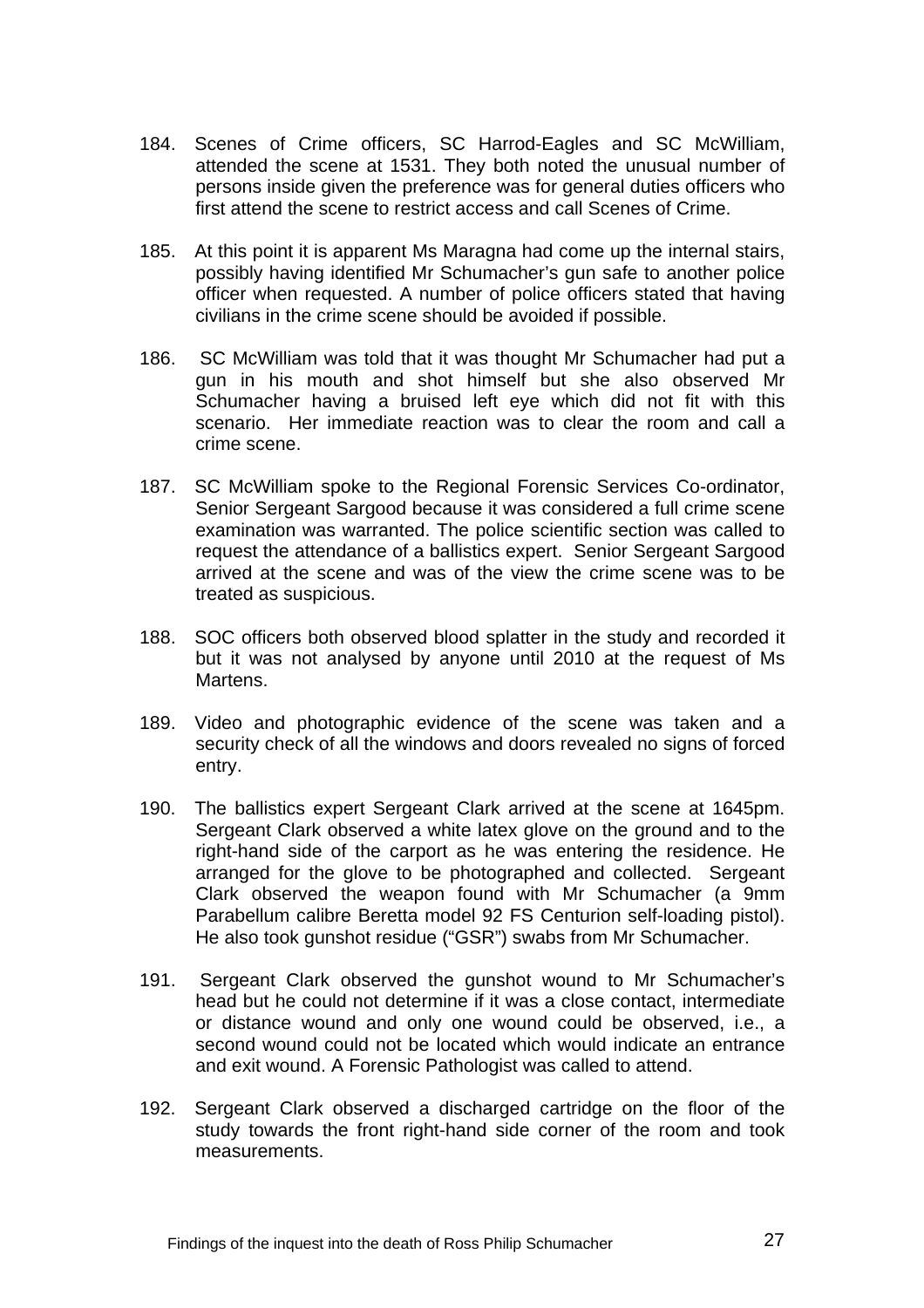184. Scenes of Crime officers, SC Harrod-Eagles and SC McWilliam, attended the scene at 1531. They both noted the unusual number of persons inside given the preference was for general duties officers who first attend the scene to restrict access and call Scenes of Crime.

185. At this point it is apparent Ms Maragna had come up the internal stairs, possibly having identified Mr Schumacher's gun safe to another police officer when requested. A number of police officers stated that having civilians in the crime scene should be avoided if possible.

186. SC McWilliam was told that it was thought Mr Schumacher had put a gun in his mouth and shot himself but she also observed Mr Schumacher having a bruised left eye which did not fit with this scenario. Her immediate reaction was to clear the room and call a crime scene.

187. SC McWilliam spoke to the Regional Forensic Services Co-ordinator, Senior Sergeant Sargood because it was considered a full crime scene examination was warranted. The police scientific section was called to request the attendance of a ballistics expert. Senior Sergeant Sargood arrived at the scene and was of the view the crime scene was to be treated as suspicious.

188. SOC officers both observed blood splatter in the study and recorded it but it was not analysed by anyone until 2010 at the request of Ms Martens.

189. Video and photographic evidence of the scene was taken and a security check of all the windows and doors revealed no signs of forced entry.

190. The ballistics expert Sergeant Clark arrived at the scene at 1645pm. Sergeant Clark observed a white latex glove on the ground and to the right-hand side of the carport as he was entering the residence. He arranged for the glove to be photographed and collected. Sergeant Clark observed the weapon found with Mr Schumacher (a 9mm Parabellum calibre Beretta model 92 FS Centurion self-loading pistol). He also took gunshot residue ("GSR") swabs from Mr Schumacher.

191. Sergeant Clark observed the gunshot wound to Mr Schumacher's head but he could not determine if it was a close contact, intermediate or distance wound and only one wound could be observed, i.e., a second wound could not be located which would indicate an entrance and exit wound. A Forensic Pathologist was called to attend.

192. Sergeant Clark observed a discharged cartridge on the floor of the study towards the front right-hand side corner of the room and took measurements.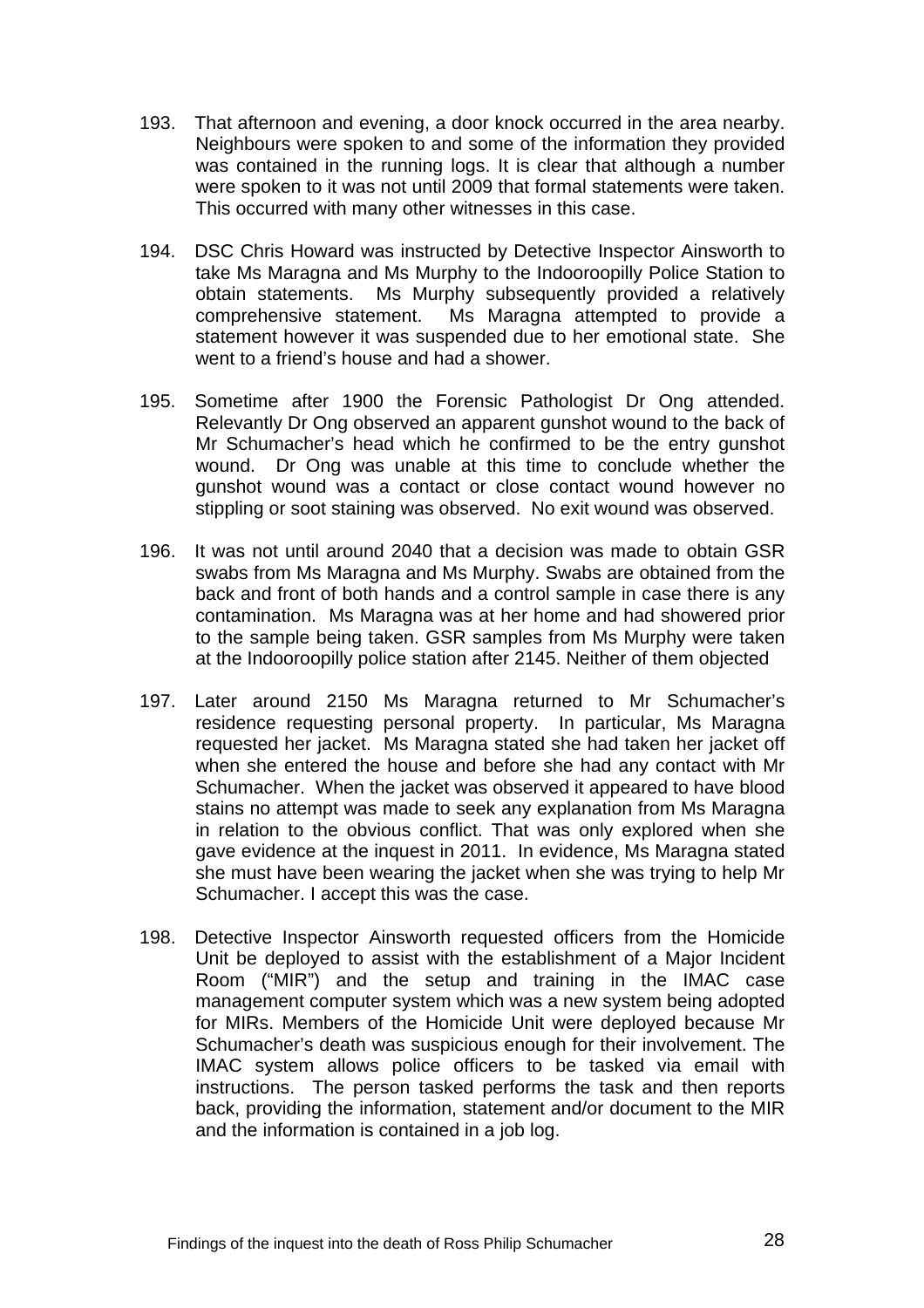193. That afternoon and evening, a door knock occurred in the area nearby. Neighbours were spoken to and some of the information they provided was contained in the running logs. It is clear that although a number were spoken to it was not until 2009 that formal statements were taken. This occurred with many other witnesses in this case.

194. DSC Chris Howard was instructed by Detective Inspector Ainsworth to take Ms Maragna and Ms Murphy to the Indooroopilly Police Station to obtain statements. Ms Murphy subsequently provided a relatively comprehensive statement. Ms Maragna attempted to provide a statement however it was suspended due to her emotional state. She went to a friend's house and had a shower.

195. Sometime after 1900 the Forensic Pathologist Dr Ong attended. Relevantly Dr Ong observed an apparent gunshot wound to the back of Mr Schumacher's head which he confirmed to be the entry gunshot wound. Dr Ong was unable at this time to conclude whether the gunshot wound was a contact or close contact wound however no stippling or soot staining was observed. No exit wound was observed.

196. It was not until around 2040 that a decision was made to obtain GSR swabs from Ms Maragna and Ms Murphy. Swabs are obtained from the back and front of both hands and a control sample in case there is any contamination. Ms Maragna was at her home and had showered prior to the sample being taken. GSR samples from Ms Murphy were taken at the Indooroopilly police station after 2145. Neither of them objected

197. Later around 2150 Ms Maragna returned to Mr Schumacher's residence requesting personal property. In particular, Ms Maragna requested her jacket. Ms Maragna stated she had taken her jacket off when she entered the house and before she had any contact with Mr Schumacher. When the jacket was observed it appeared to have blood stains no attempt was made to seek any explanation from Ms Maragna in relation to the obvious conflict. That was only explored when she gave evidence at the inquest in 2011. In evidence, Ms Maragna stated she must have been wearing the jacket when she was trying to help Mr Schumacher. I accept this was the case.

198. Detective Inspector Ainsworth requested officers from the Homicide Unit be deployed to assist with the establishment of a Major Incident Room ("MIR") and the setup and training in the IMAC case management computer system which was a new system being adopted for MIRs. Members of the Homicide Unit were deployed because Mr Schumacher's death was suspicious enough for their involvement. The IMAC system allows police officers to be tasked via email with instructions. The person tasked performs the task and then reports back, providing the information, statement and/or document to the MIR and the information is contained in a job log.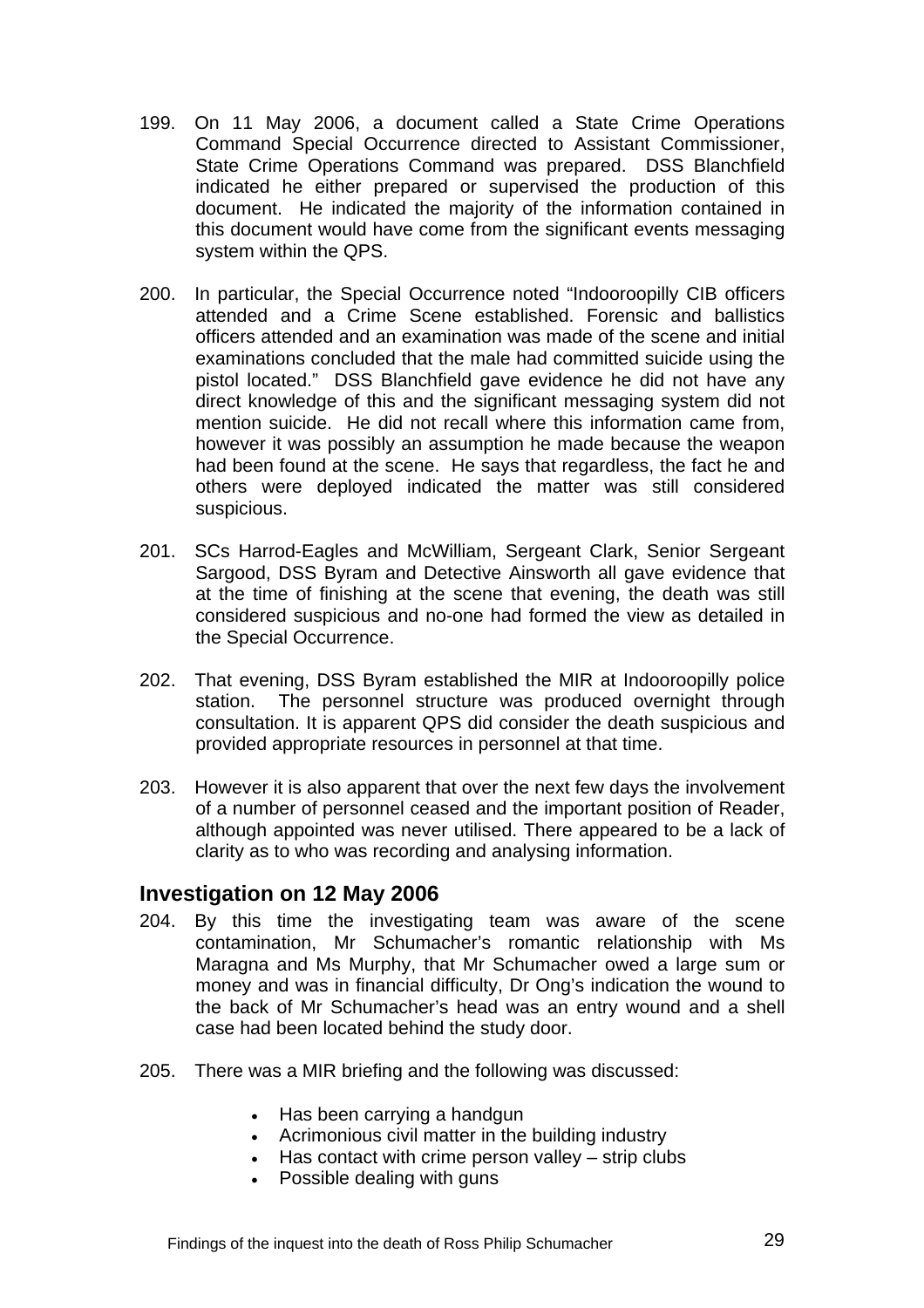199. On 11 May 2006, a document called a State Crime Operations Command Special Occurrence directed to Assistant Commissioner, State Crime Operations Command was prepared. DSS Blanchfield indicated he either prepared or supervised the production of this document. He indicated the majority of the information contained in this document would have come from the significant events messaging system within the QPS.

200. In particular, the Special Occurrence noted "Indooroopilly CIB officers attended and a Crime Scene established. Forensic and ballistics officers attended and an examination was made of the scene and initial examinations concluded that the male had committed suicide using the pistol located." DSS Blanchfield gave evidence he did not have any direct knowledge of this and the significant messaging system did not mention suicide. He did not recall where this information came from, however it was possibly an assumption he made because the weapon had been found at the scene. He says that regardless, the fact he and others were deployed indicated the matter was still considered suspicious.

201. SCs Harrod-Eagles and McWilliam, Sergeant Clark, Senior Sergeant Sargood, DSS Byram and Detective Ainsworth all gave evidence that at the time of finishing at the scene that evening, the death was still considered suspicious and no-one had formed the view as detailed in the Special Occurrence.

202. That evening, DSS Byram established the MIR at Indooroopilly police station. The personnel structure was produced overnight through consultation. It is apparent QPS did consider the death suspicious and provided appropriate resources in personnel at that time.

203. However it is also apparent that over the next few days the involvement of a number of personnel ceased and the important position of Reader, although appointed was never utilised. There appeared to be a lack of clarity as to who was recording and analysing information.

## Investigation on 12 May 2006

204. By this time the investigating team was aware of the scene contamination, Mr Schumacher's romantic relationship with Ms Maragna and Ms Murphy, that Mr Schumacher owed a large sum or money and was in financial difficulty, Dr Ong's indication the wound to the back of Mr Schumacher's head was an entry wound and a shell case had been located behind the study door.

205. There was a MIR briefing and the following was discussed:

- Has been carrying a handgun
- Acrimonious civil matter in the building industry
- Has contact with crime person valley – strip clubs
- Possible dealing with guns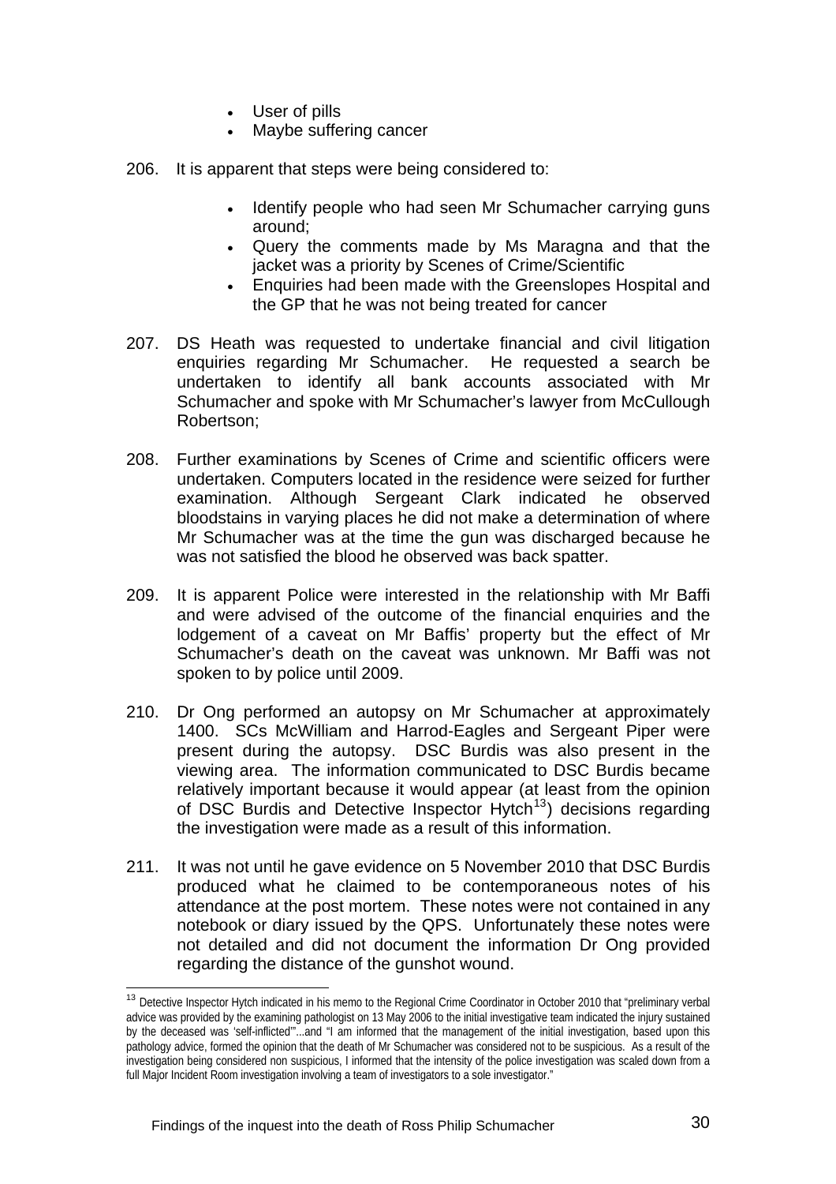- User of pills
- Maybe suffering cancer

206. It is apparent that steps were being considered to:

    - Identify people who had seen Mr Schumacher carrying guns around;
    - Query the comments made by Ms Maragna and that the jacket was a priority by Scenes of Crime/Scientific
    - Enquiries had been made with the Greenslopes Hospital and the GP that he was not being treated for cancer

207. DS Heath was requested to undertake financial and civil litigation enquiries regarding Mr Schumacher. He requested a search be undertaken to identify all bank accounts associated with Mr Schumacher and spoke with Mr Schumacher's lawyer from McCullough Robertson;

208. Further examinations by Scenes of Crime and scientific officers were undertaken. Computers located in the residence were seized for further examination. Although Sergeant Clark indicated he observed bloodstains in varying places he did not make a determination of where Mr Schumacher was at the time the gun was discharged because he was not satisfied the blood he observed was back spatter.

209. It is apparent Police were interested in the relationship with Mr Baffi and were advised of the outcome of the financial enquiries and the lodgement of a caveat on Mr Baffis' property but the effect of Mr Schumacher's death on the caveat was unknown. Mr Baffi was not spoken to by police until 2009.

210. Dr Ong performed an autopsy on Mr Schumacher at approximately 1400. SCs McWilliam and Harrod-Eagles and Sergeant Piper were present during the autopsy. DSC Burdis was also present in the viewing area. The information communicated to DSC Burdis became relatively important because it would appear (at least from the opinion of DSC Burdis and Detective Inspector Hytch[13]) decisions regarding the investigation were made as a result of this information.

211. It was not until he gave evidence on 5 November 2010 that DSC Burdis produced what he claimed to be contemporaneous notes of his attendance at the post mortem. These notes were not contained in any notebook or diary issued by the QPS. Unfortunately these notes were not detailed and did not document the information Dr Ong provided regarding the distance of the gunshot wound.

[13] Detective Inspector Hytch indicated in his memo to the Regional Crime Coordinator in October 2010 that "preliminary verbal advice was provided by the examining pathologist on 13 May 2006 to the initial investigative team indicated the injury sustained by the deceased was 'self-inflicted'"...and "I am informed that the management of the initial investigation, based upon this pathology advice, formed the opinion that the death of Mr Schumacher was considered not to be suspicious. As a result of the investigation being considered non suspicious, I informed that the intensity of the police investigation was scaled down from a full Major Incident Room investigation involving a team of investigators to a sole investigator."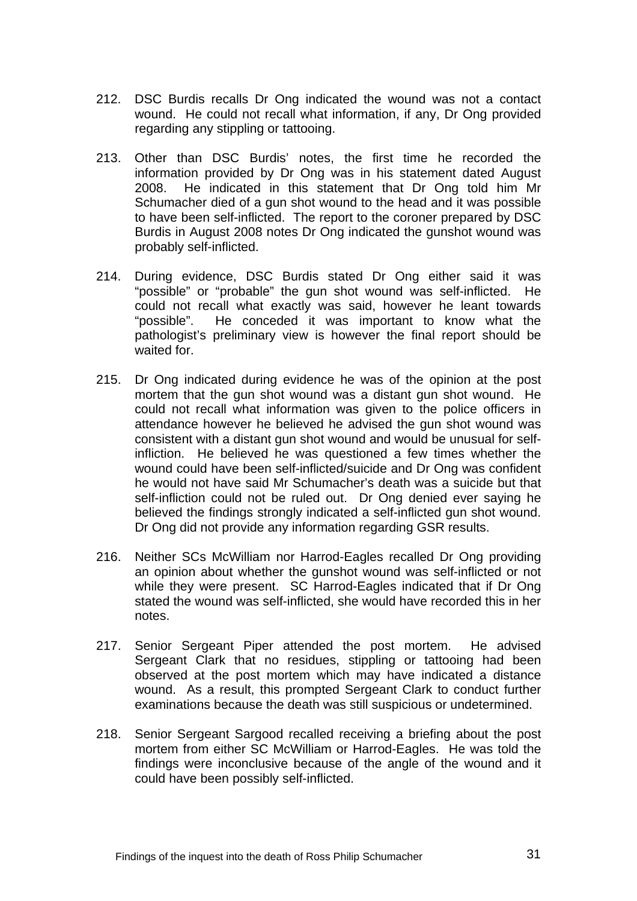212. DSC Burdis recalls Dr Ong indicated the wound was not a contact wound. He could not recall what information, if any, Dr Ong provided regarding any stippling or tattooing.

213. Other than DSC Burdis' notes, the first time he recorded the information provided by Dr Ong was in his statement dated August 2008. He indicated in this statement that Dr Ong told him Mr Schumacher died of a gun shot wound to the head and it was possible to have been self-inflicted. The report to the coroner prepared by DSC Burdis in August 2008 notes Dr Ong indicated the gunshot wound was probably self-inflicted.

214. During evidence, DSC Burdis stated Dr Ong either said it was "possible" or "probable" the gun shot wound was self-inflicted. He could not recall what exactly was said, however he leant towards "possible". He conceded it was important to know what the pathologist's preliminary view is however the final report should be waited for.

215. Dr Ong indicated during evidence he was of the opinion at the post mortem that the gun shot wound was a distant gun shot wound. He could not recall what information was given to the police officers in attendance however he believed he advised the gun shot wound was consistent with a distant gun shot wound and would be unusual for self-infliction. He believed he was questioned a few times whether the wound could have been self-inflicted/suicide and Dr Ong was confident he would not have said Mr Schumacher's death was a suicide but that self-infliction could not be ruled out. Dr Ong denied ever saying he believed the findings strongly indicated a self-inflicted gun shot wound. Dr Ong did not provide any information regarding GSR results.

216. Neither SCs McWilliam nor Harrod-Eagles recalled Dr Ong providing an opinion about whether the gunshot wound was self-inflicted or not while they were present. SC Harrod-Eagles indicated that if Dr Ong stated the wound was self-inflicted, she would have recorded this in her notes.

217. Senior Sergeant Piper attended the post mortem. He advised Sergeant Clark that no residues, stippling or tattooing had been observed at the post mortem which may have indicated a distance wound. As a result, this prompted Sergeant Clark to conduct further examinations because the death was still suspicious or undetermined.

218. Senior Sergeant Sargood recalled receiving a briefing about the post mortem from either SC McWilliam or Harrod-Eagles. He was told the findings were inconclusive because of the angle of the wound and it could have been possibly self-inflicted.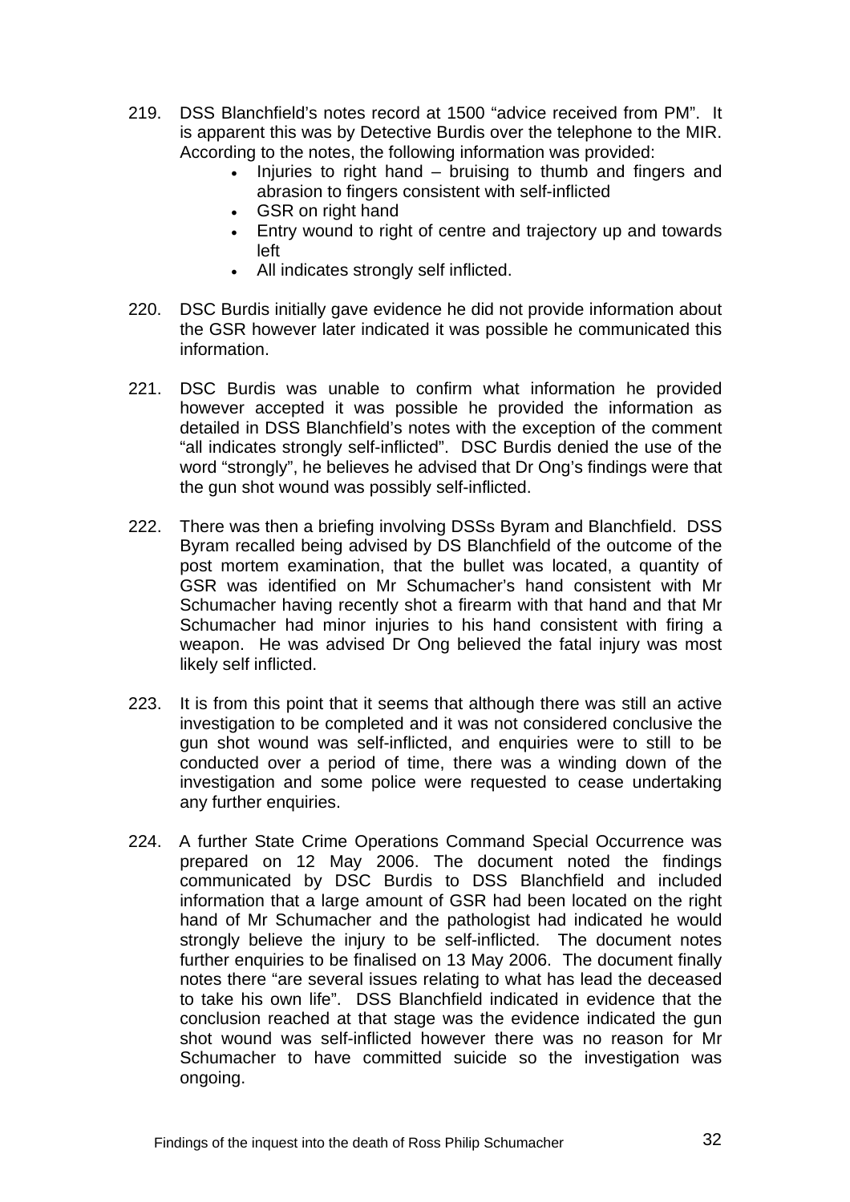219. DSS Blanchfield's notes record at 1500 "advice received from PM". It is apparent this was by Detective Burdis over the telephone to the MIR. According to the notes, the following information was provided:
    - Injuries to right hand – bruising to thumb and fingers and abrasion to fingers consistent with self-inflicted
    - GSR on right hand
    - Entry wound to right of centre and trajectory up and towards left
    - All indicates strongly self inflicted.

220. DSC Burdis initially gave evidence he did not provide information about the GSR however later indicated it was possible he communicated this information.

221. DSC Burdis was unable to confirm what information he provided however accepted it was possible he provided the information as detailed in DSS Blanchfield's notes with the exception of the comment "all indicates strongly self-inflicted". DSC Burdis denied the use of the word "strongly", he believes he advised that Dr Ong's findings were that the gun shot wound was possibly self-inflicted.

222. There was then a briefing involving DSSs Byram and Blanchfield. DSS Byram recalled being advised by DS Blanchfield of the outcome of the post mortem examination, that the bullet was located, a quantity of GSR was identified on Mr Schumacher's hand consistent with Mr Schumacher having recently shot a firearm with that hand and that Mr Schumacher had minor injuries to his hand consistent with firing a weapon. He was advised Dr Ong believed the fatal injury was most likely self inflicted.

223. It is from this point that it seems that although there was still an active investigation to be completed and it was not considered conclusive the gun shot wound was self-inflicted, and enquiries were to still to be conducted over a period of time, there was a winding down of the investigation and some police were requested to cease undertaking any further enquiries.

224. A further State Crime Operations Command Special Occurrence was prepared on 12 May 2006. The document noted the findings communicated by DSC Burdis to DSS Blanchfield and included information that a large amount of GSR had been located on the right hand of Mr Schumacher and the pathologist had indicated he would strongly believe the injury to be self-inflicted. The document notes further enquiries to be finalised on 13 May 2006. The document finally notes there "are several issues relating to what has lead the deceased to take his own life". DSS Blanchfield indicated in evidence that the conclusion reached at that stage was the evidence indicated the gun shot wound was self-inflicted however there was no reason for Mr Schumacher to have committed suicide so the investigation was ongoing.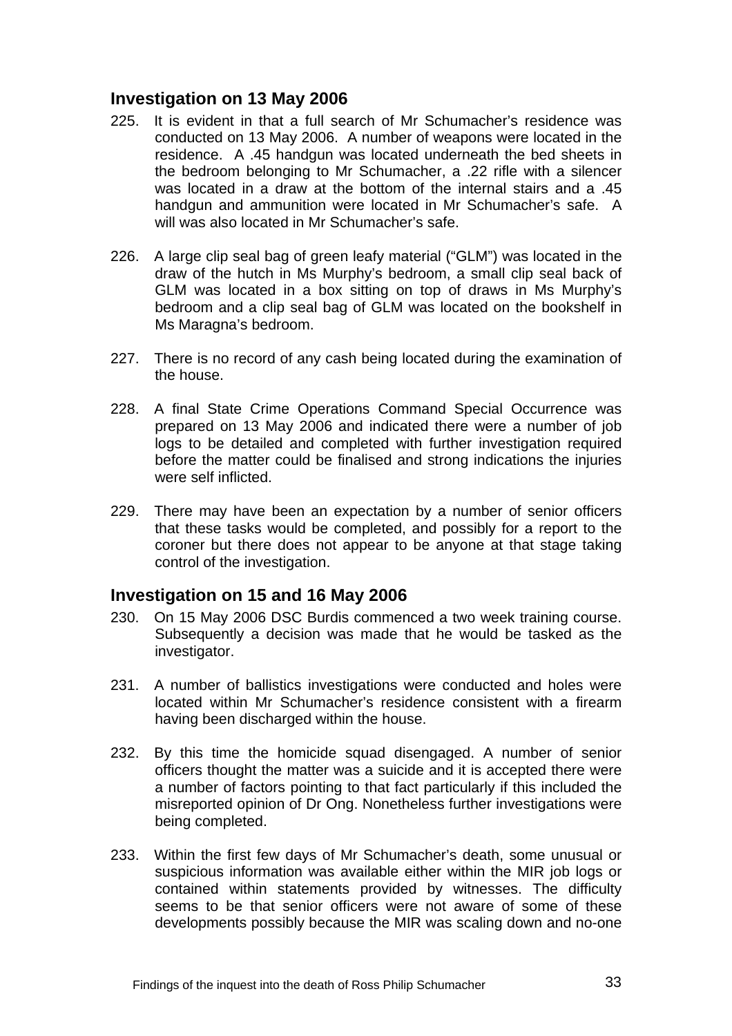## Investigation on 13 May 2006

225. It is evident in that a full search of Mr Schumacher's residence was conducted on 13 May 2006. A number of weapons were located in the residence. A .45 handgun was located underneath the bed sheets in the bedroom belonging to Mr Schumacher, a .22 rifle with a silencer was located in a draw at the bottom of the internal stairs and a .45 handgun and ammunition were located in Mr Schumacher's safe. A will was also located in Mr Schumacher's safe.

226. A large clip seal bag of green leafy material ("GLM") was located in the draw of the hutch in Ms Murphy's bedroom, a small clip seal back of GLM was located in a box sitting on top of draws in Ms Murphy's bedroom and a clip seal bag of GLM was located on the bookshelf in Ms Maragna's bedroom.

227. There is no record of any cash being located during the examination of the house.

228. A final State Crime Operations Command Special Occurrence was prepared on 13 May 2006 and indicated there were a number of job logs to be detailed and completed with further investigation required before the matter could be finalised and strong indications the injuries were self inflicted.

229. There may have been an expectation by a number of senior officers that these tasks would be completed, and possibly for a report to the coroner but there does not appear to be anyone at that stage taking control of the investigation.

## Investigation on 15 and 16 May 2006

230. On 15 May 2006 DSC Burdis commenced a two week training course. Subsequently a decision was made that he would be tasked as the investigator.

231. A number of ballistics investigations were conducted and holes were located within Mr Schumacher's residence consistent with a firearm having been discharged within the house.

232. By this time the homicide squad disengaged. A number of senior officers thought the matter was a suicide and it is accepted there were a number of factors pointing to that fact particularly if this included the misreported opinion of Dr Ong. Nonetheless further investigations were being completed.

233. Within the first few days of Mr Schumacher's death, some unusual or suspicious information was available either within the MIR job logs or contained within statements provided by witnesses. The difficulty seems to be that senior officers were not aware of some of these developments possibly because the MIR was scaling down and no-one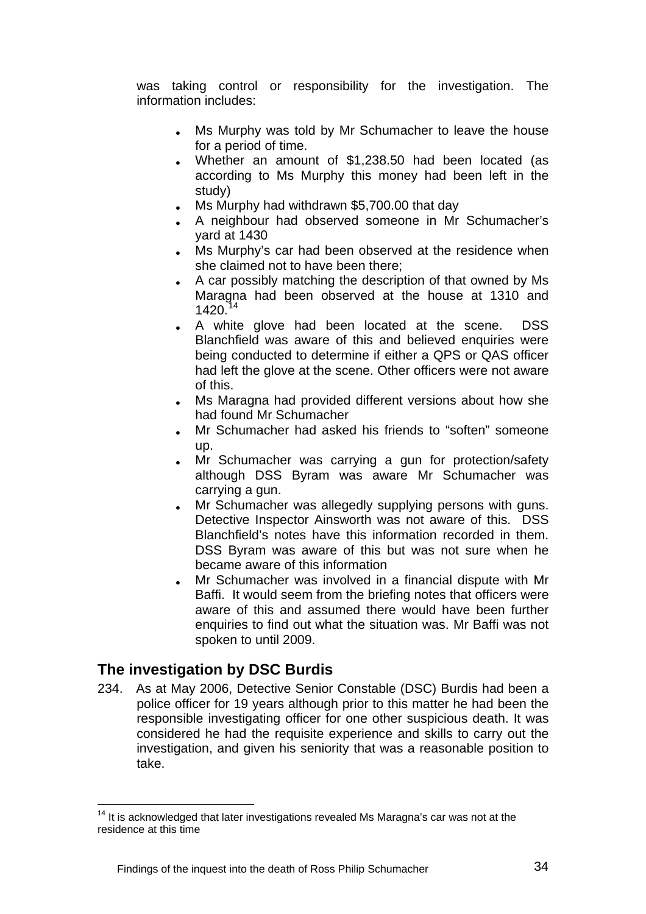was taking control or responsibility for the investigation. The information includes:

- Ms Murphy was told by Mr Schumacher to leave the house for a period of time.
- Whether an amount of $1,238.50 had been located (as according to Ms Murphy this money had been left in the study)
- Ms Murphy had withdrawn $5,700.00 that day
- A neighbour had observed someone in Mr Schumacher's yard at 1430
- Ms Murphy's car had been observed at the residence when she claimed not to have been there;
- A car possibly matching the description of that owned by Ms Maragna had been observed at the house at 1310 and 1420.[14]
- A white glove had been located at the scene. DSS Blanchfield was aware of this and believed enquiries were being conducted to determine if either a QPS or QAS officer had left the glove at the scene. Other officers were not aware of this.
- Ms Maragna had provided different versions about how she had found Mr Schumacher
- Mr Schumacher had asked his friends to "soften" someone up.
- Mr Schumacher was carrying a gun for protection/safety although DSS Byram was aware Mr Schumacher was carrying a gun.
- Mr Schumacher was allegedly supplying persons with guns. Detective Inspector Ainsworth was not aware of this. DSS Blanchfield's notes have this information recorded in them. DSS Byram was aware of this but was not sure when he became aware of this information
- Mr Schumacher was involved in a financial dispute with Mr Baffi. It would seem from the briefing notes that officers were aware of this and assumed there would have been further enquiries to find out what the situation was. Mr Baffi was not spoken to until 2009.

## The investigation by DSC Burdis

234. As at May 2006, Detective Senior Constable (DSC) Burdis had been a police officer for 19 years although prior to this matter he had been the responsible investigating officer for one other suspicious death. It was considered he had the requisite experience and skills to carry out the investigation, and given his seniority that was a reasonable position to take.

[14] It is acknowledged that later investigations revealed Ms Maragna's car was not at the residence at this time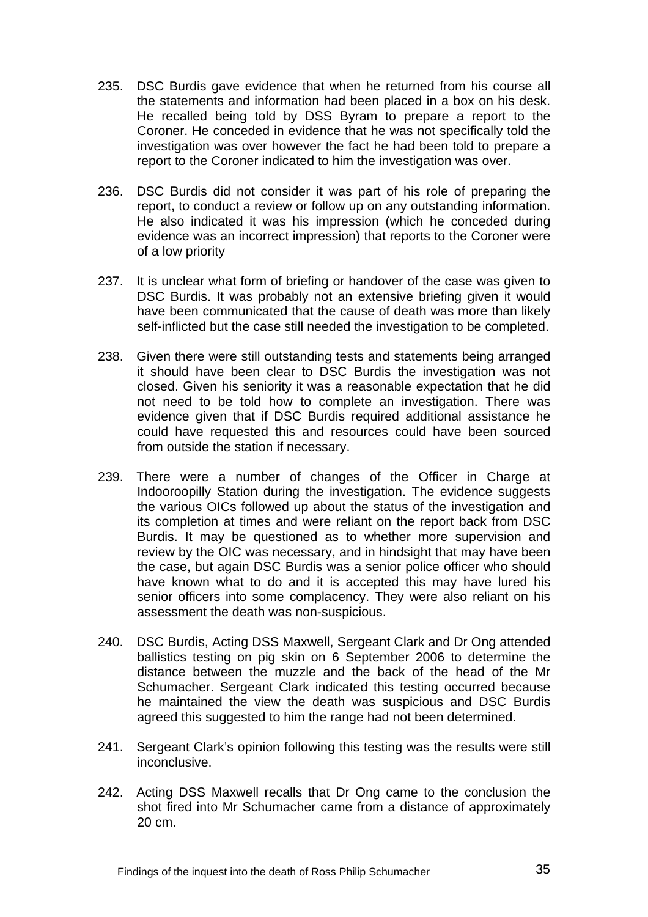235. DSC Burdis gave evidence that when he returned from his course all the statements and information had been placed in a box on his desk. He recalled being told by DSS Byram to prepare a report to the Coroner. He conceded in evidence that he was not specifically told the investigation was over however the fact he had been told to prepare a report to the Coroner indicated to him the investigation was over.

236. DSC Burdis did not consider it was part of his role of preparing the report, to conduct a review or follow up on any outstanding information. He also indicated it was his impression (which he conceded during evidence was an incorrect impression) that reports to the Coroner were of a low priority

237. It is unclear what form of briefing or handover of the case was given to DSC Burdis. It was probably not an extensive briefing given it would have been communicated that the cause of death was more than likely self-inflicted but the case still needed the investigation to be completed.

238. Given there were still outstanding tests and statements being arranged it should have been clear to DSC Burdis the investigation was not closed. Given his seniority it was a reasonable expectation that he did not need to be told how to complete an investigation. There was evidence given that if DSC Burdis required additional assistance he could have requested this and resources could have been sourced from outside the station if necessary.

239. There were a number of changes of the Officer in Charge at Indooroopilly Station during the investigation. The evidence suggests the various OICs followed up about the status of the investigation and its completion at times and were reliant on the report back from DSC Burdis. It may be questioned as to whether more supervision and review by the OIC was necessary, and in hindsight that may have been the case, but again DSC Burdis was a senior police officer who should have known what to do and it is accepted this may have lured his senior officers into some complacency. They were also reliant on his assessment the death was non-suspicious.

240. DSC Burdis, Acting DSS Maxwell, Sergeant Clark and Dr Ong attended ballistics testing on pig skin on 6 September 2006 to determine the distance between the muzzle and the back of the head of the Mr Schumacher. Sergeant Clark indicated this testing occurred because he maintained the view the death was suspicious and DSC Burdis agreed this suggested to him the range had not been determined.

241. Sergeant Clark's opinion following this testing was the results were still inconclusive.

242. Acting DSS Maxwell recalls that Dr Ong came to the conclusion the shot fired into Mr Schumacher came from a distance of approximately 20 cm.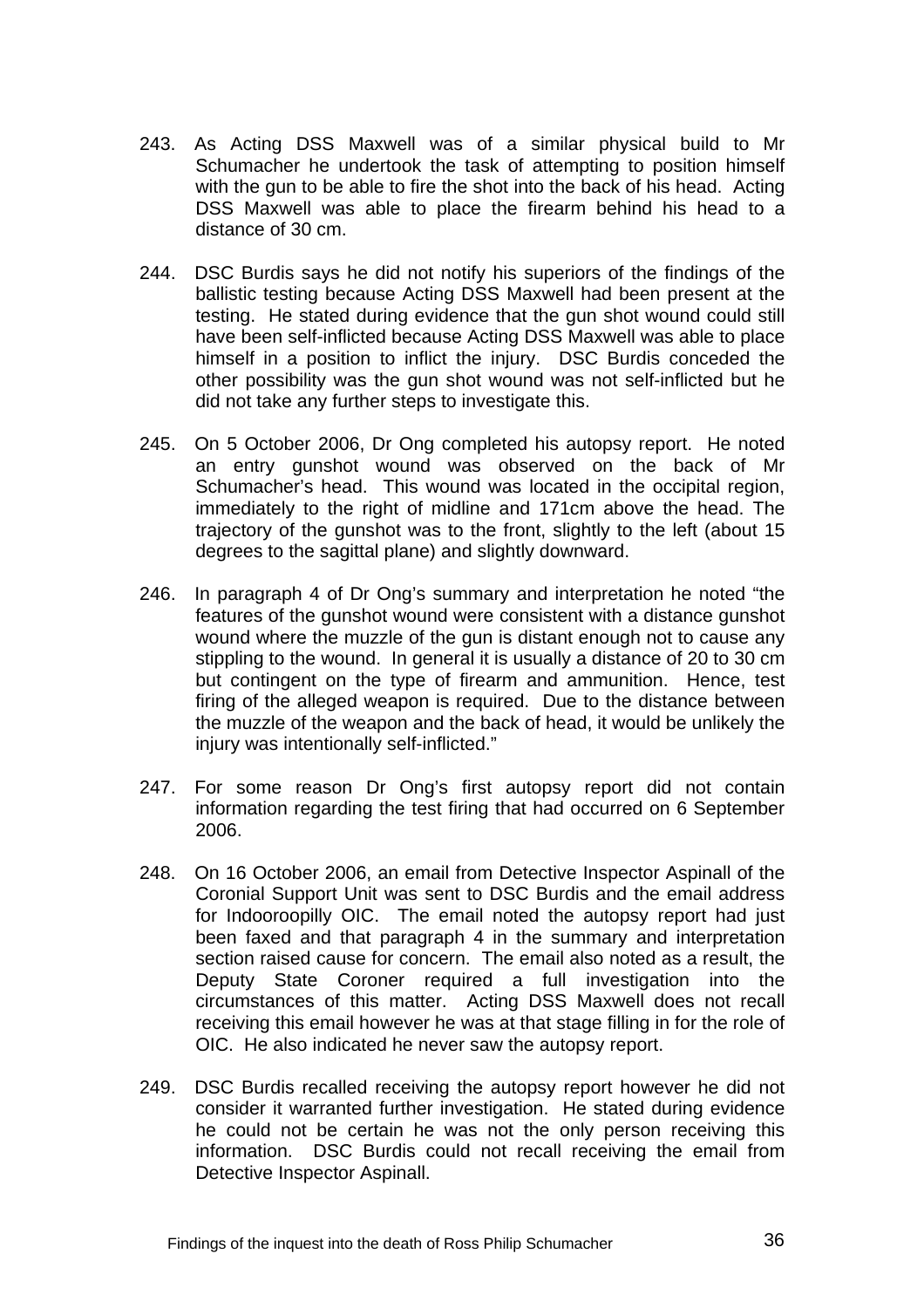243. As Acting DSS Maxwell was of a similar physical build to Mr Schumacher he undertook the task of attempting to position himself with the gun to be able to fire the shot into the back of his head. Acting DSS Maxwell was able to place the firearm behind his head to a distance of 30 cm.

244. DSC Burdis says he did not notify his superiors of the findings of the ballistic testing because Acting DSS Maxwell had been present at the testing. He stated during evidence that the gun shot wound could still have been self-inflicted because Acting DSS Maxwell was able to place himself in a position to inflict the injury. DSC Burdis conceded the other possibility was the gun shot wound was not self-inflicted but he did not take any further steps to investigate this.

245. On 5 October 2006, Dr Ong completed his autopsy report. He noted an entry gunshot wound was observed on the back of Mr Schumacher's head. This wound was located in the occipital region, immediately to the right of midline and 171cm above the head. The trajectory of the gunshot was to the front, slightly to the left (about 15 degrees to the sagittal plane) and slightly downward.

246. In paragraph 4 of Dr Ong's summary and interpretation he noted "the features of the gunshot wound were consistent with a distance gunshot wound where the muzzle of the gun is distant enough not to cause any stippling to the wound. In general it is usually a distance of 20 to 30 cm but contingent on the type of firearm and ammunition. Hence, test firing of the alleged weapon is required. Due to the distance between the muzzle of the weapon and the back of head, it would be unlikely the injury was intentionally self-inflicted."

247. For some reason Dr Ong's first autopsy report did not contain information regarding the test firing that had occurred on 6 September 2006.

248. On 16 October 2006, an email from Detective Inspector Aspinall of the Coronial Support Unit was sent to DSC Burdis and the email address for Indooroopilly OIC. The email noted the autopsy report had just been faxed and that paragraph 4 in the summary and interpretation section raised cause for concern. The email also noted as a result, the Deputy State Coroner required a full investigation into the circumstances of this matter. Acting DSS Maxwell does not recall receiving this email however he was at that stage filling in for the role of OIC. He also indicated he never saw the autopsy report.

249. DSC Burdis recalled receiving the autopsy report however he did not consider it warranted further investigation. He stated during evidence he could not be certain he was not the only person receiving this information. DSC Burdis could not recall receiving the email from Detective Inspector Aspinall.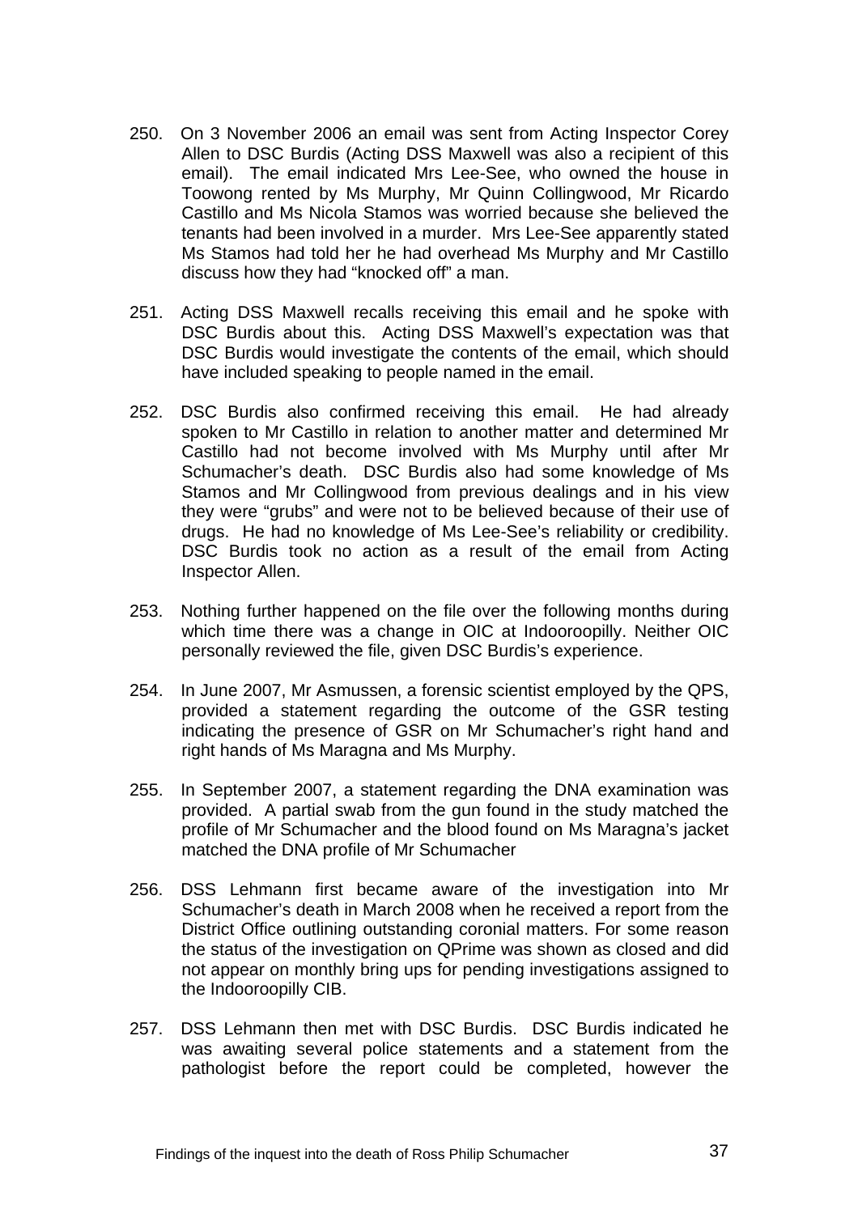250. On 3 November 2006 an email was sent from Acting Inspector Corey Allen to DSC Burdis (Acting DSS Maxwell was also a recipient of this email). The email indicated Mrs Lee-See, who owned the house in Toowong rented by Ms Murphy, Mr Quinn Collingwood, Mr Ricardo Castillo and Ms Nicola Stamos was worried because she believed the tenants had been involved in a murder. Mrs Lee-See apparently stated Ms Stamos had told her he had overhead Ms Murphy and Mr Castillo discuss how they had "knocked off" a man.

251. Acting DSS Maxwell recalls receiving this email and he spoke with DSC Burdis about this. Acting DSS Maxwell's expectation was that DSC Burdis would investigate the contents of the email, which should have included speaking to people named in the email.

252. DSC Burdis also confirmed receiving this email. He had already spoken to Mr Castillo in relation to another matter and determined Mr Castillo had not become involved with Ms Murphy until after Mr Schumacher's death. DSC Burdis also had some knowledge of Ms Stamos and Mr Collingwood from previous dealings and in his view they were "grubs" and were not to be believed because of their use of drugs. He had no knowledge of Ms Lee-See's reliability or credibility. DSC Burdis took no action as a result of the email from Acting Inspector Allen.

253. Nothing further happened on the file over the following months during which time there was a change in OIC at Indooroopilly. Neither OIC personally reviewed the file, given DSC Burdis's experience.

254. In June 2007, Mr Asmussen, a forensic scientist employed by the QPS, provided a statement regarding the outcome of the GSR testing indicating the presence of GSR on Mr Schumacher's right hand and right hands of Ms Maragna and Ms Murphy.

255. In September 2007, a statement regarding the DNA examination was provided. A partial swab from the gun found in the study matched the profile of Mr Schumacher and the blood found on Ms Maragna's jacket matched the DNA profile of Mr Schumacher

256. DSS Lehmann first became aware of the investigation into Mr Schumacher's death in March 2008 when he received a report from the District Office outlining outstanding coronial matters. For some reason the status of the investigation on QPrime was shown as closed and did not appear on monthly bring ups for pending investigations assigned to the Indooroopilly CIB.

257. DSS Lehmann then met with DSC Burdis. DSC Burdis indicated he was awaiting several police statements and a statement from the pathologist before the report could be completed, however the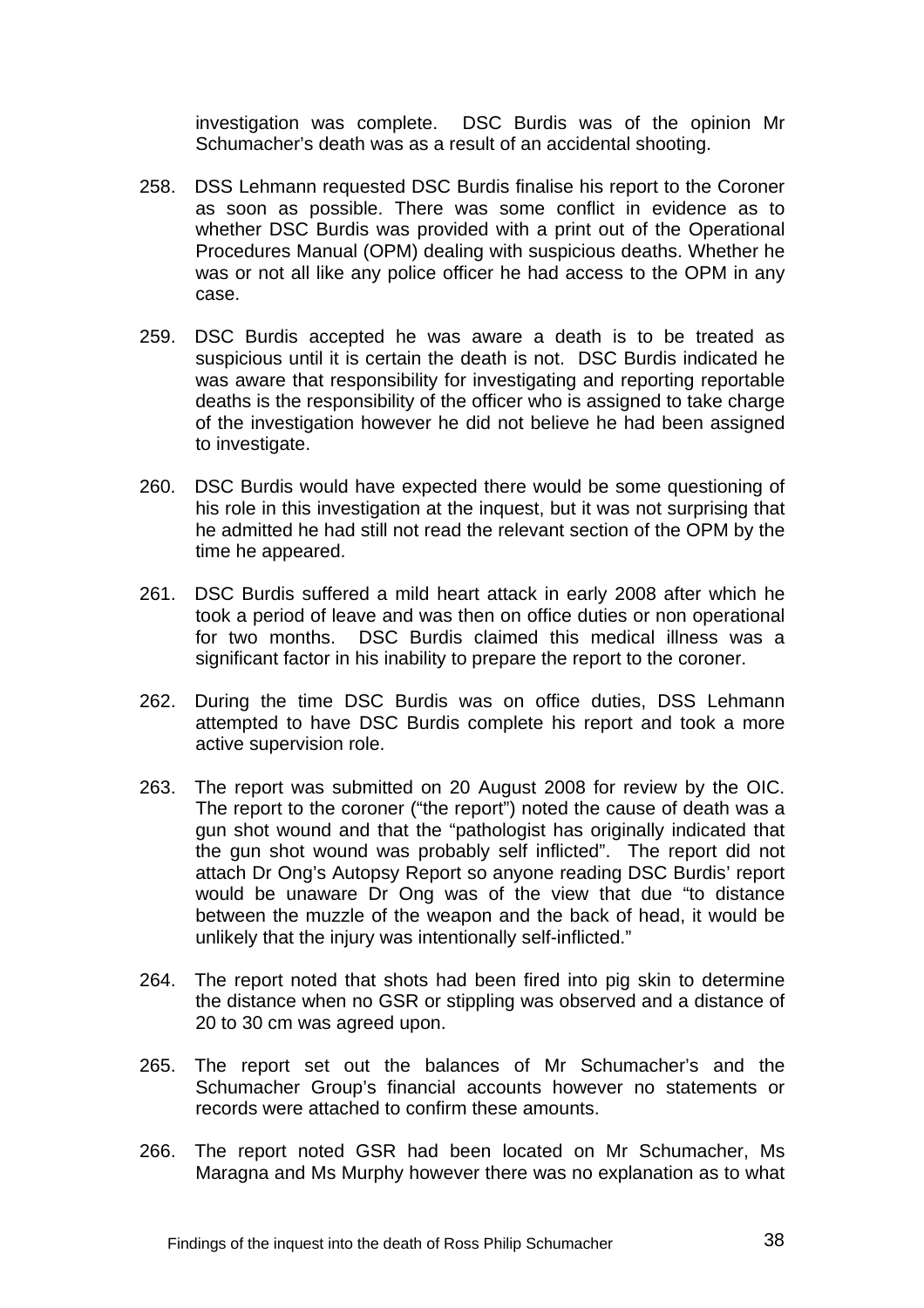investigation was complete. DSC Burdis was of the opinion Mr Schumacher's death was as a result of an accidental shooting.

258. DSS Lehmann requested DSC Burdis finalise his report to the Coroner as soon as possible. There was some conflict in evidence as to whether DSC Burdis was provided with a print out of the Operational Procedures Manual (OPM) dealing with suspicious deaths. Whether he was or not all like any police officer he had access to the OPM in any case.

259. DSC Burdis accepted he was aware a death is to be treated as suspicious until it is certain the death is not. DSC Burdis indicated he was aware that responsibility for investigating and reporting reportable deaths is the responsibility of the officer who is assigned to take charge of the investigation however he did not believe he had been assigned to investigate.

260. DSC Burdis would have expected there would be some questioning of his role in this investigation at the inquest, but it was not surprising that he admitted he had still not read the relevant section of the OPM by the time he appeared.

261. DSC Burdis suffered a mild heart attack in early 2008 after which he took a period of leave and was then on office duties or non operational for two months. DSC Burdis claimed this medical illness was a significant factor in his inability to prepare the report to the coroner.

262. During the time DSC Burdis was on office duties, DSS Lehmann attempted to have DSC Burdis complete his report and took a more active supervision role.

263. The report was submitted on 20 August 2008 for review by the OIC. The report to the coroner ("the report") noted the cause of death was a gun shot wound and that the "pathologist has originally indicated that the gun shot wound was probably self inflicted". The report did not attach Dr Ong's Autopsy Report so anyone reading DSC Burdis' report would be unaware Dr Ong was of the view that due "to distance between the muzzle of the weapon and the back of head, it would be unlikely that the injury was intentionally self-inflicted."

264. The report noted that shots had been fired into pig skin to determine the distance when no GSR or stippling was observed and a distance of 20 to 30 cm was agreed upon.

265. The report set out the balances of Mr Schumacher's and the Schumacher Group's financial accounts however no statements or records were attached to confirm these amounts.

266. The report noted GSR had been located on Mr Schumacher, Ms Maragna and Ms Murphy however there was no explanation as to what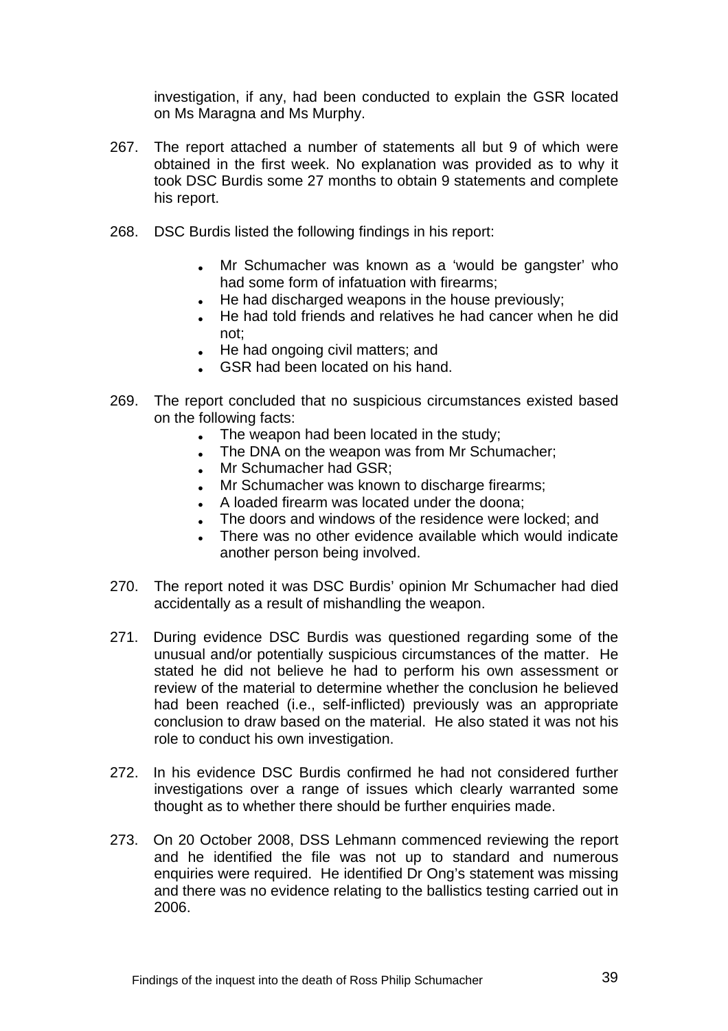investigation, if any, had been conducted to explain the GSR located on Ms Maragna and Ms Murphy.

267. The report attached a number of statements all but 9 of which were obtained in the first week. No explanation was provided as to why it took DSC Burdis some 27 months to obtain 9 statements and complete his report.

268. DSC Burdis listed the following findings in his report:

- Mr Schumacher was known as a 'would be gangster' who had some form of infatuation with firearms;
- He had discharged weapons in the house previously;
- He had told friends and relatives he had cancer when he did not;
- He had ongoing civil matters; and
- GSR had been located on his hand.

269. The report concluded that no suspicious circumstances existed based on the following facts:

- The weapon had been located in the study;
- The DNA on the weapon was from Mr Schumacher;
- Mr Schumacher had GSR;
- Mr Schumacher was known to discharge firearms;
- A loaded firearm was located under the doona;
- The doors and windows of the residence were locked; and
- There was no other evidence available which would indicate another person being involved.

270. The report noted it was DSC Burdis' opinion Mr Schumacher had died accidentally as a result of mishandling the weapon.

271. During evidence DSC Burdis was questioned regarding some of the unusual and/or potentially suspicious circumstances of the matter. He stated he did not believe he had to perform his own assessment or review of the material to determine whether the conclusion he believed had been reached (i.e., self-inflicted) previously was an appropriate conclusion to draw based on the material. He also stated it was not his role to conduct his own investigation.

272. In his evidence DSC Burdis confirmed he had not considered further investigations over a range of issues which clearly warranted some thought as to whether there should be further enquiries made.

273. On 20 October 2008, DSS Lehmann commenced reviewing the report and he identified the file was not up to standard and numerous enquiries were required. He identified Dr Ong's statement was missing and there was no evidence relating to the ballistics testing carried out in 2006.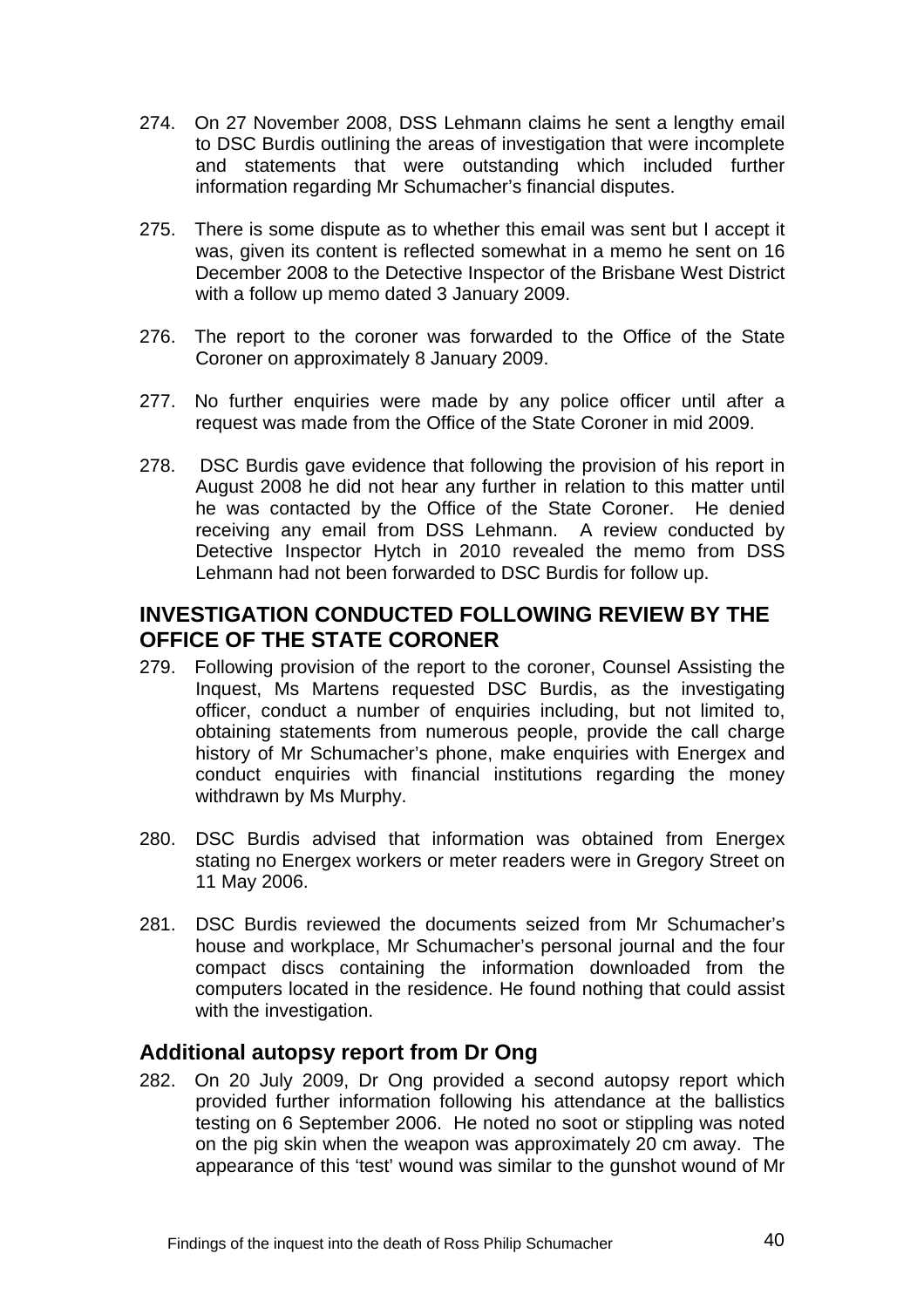274. On 27 November 2008, DSS Lehmann claims he sent a lengthy email to DSC Burdis outlining the areas of investigation that were incomplete and statements that were outstanding which included further information regarding Mr Schumacher's financial disputes.

275. There is some dispute as to whether this email was sent but I accept it was, given its content is reflected somewhat in a memo he sent on 16 December 2008 to the Detective Inspector of the Brisbane West District with a follow up memo dated 3 January 2009.

276. The report to the coroner was forwarded to the Office of the State Coroner on approximately 8 January 2009.

277. No further enquiries were made by any police officer until after a request was made from the Office of the State Coroner in mid 2009.

278. DSC Burdis gave evidence that following the provision of his report in August 2008 he did not hear any further in relation to this matter until he was contacted by the Office of the State Coroner. He denied receiving any email from DSS Lehmann. A review conducted by Detective Inspector Hytch in 2010 revealed the memo from DSS Lehmann had not been forwarded to DSC Burdis for follow up.

## INVESTIGATION CONDUCTED FOLLOWING REVIEW BY THE OFFICE OF THE STATE CORONER

279. Following provision of the report to the coroner, Counsel Assisting the Inquest, Ms Martens requested DSC Burdis, as the investigating officer, conduct a number of enquiries including, but not limited to, obtaining statements from numerous people, provide the call charge history of Mr Schumacher's phone, make enquiries with Energex and conduct enquiries with financial institutions regarding the money withdrawn by Ms Murphy.

280. DSC Burdis advised that information was obtained from Energex stating no Energex workers or meter readers were in Gregory Street on 11 May 2006.

281. DSC Burdis reviewed the documents seized from Mr Schumacher's house and workplace, Mr Schumacher's personal journal and the four compact discs containing the information downloaded from the computers located in the residence. He found nothing that could assist with the investigation.

### Additional autopsy report from Dr Ong

282. On 20 July 2009, Dr Ong provided a second autopsy report which provided further information following his attendance at the ballistics testing on 6 September 2006. He noted no soot or stippling was noted on the pig skin when the weapon was approximately 20 cm away. The appearance of this 'test' wound was similar to the gunshot wound of Mr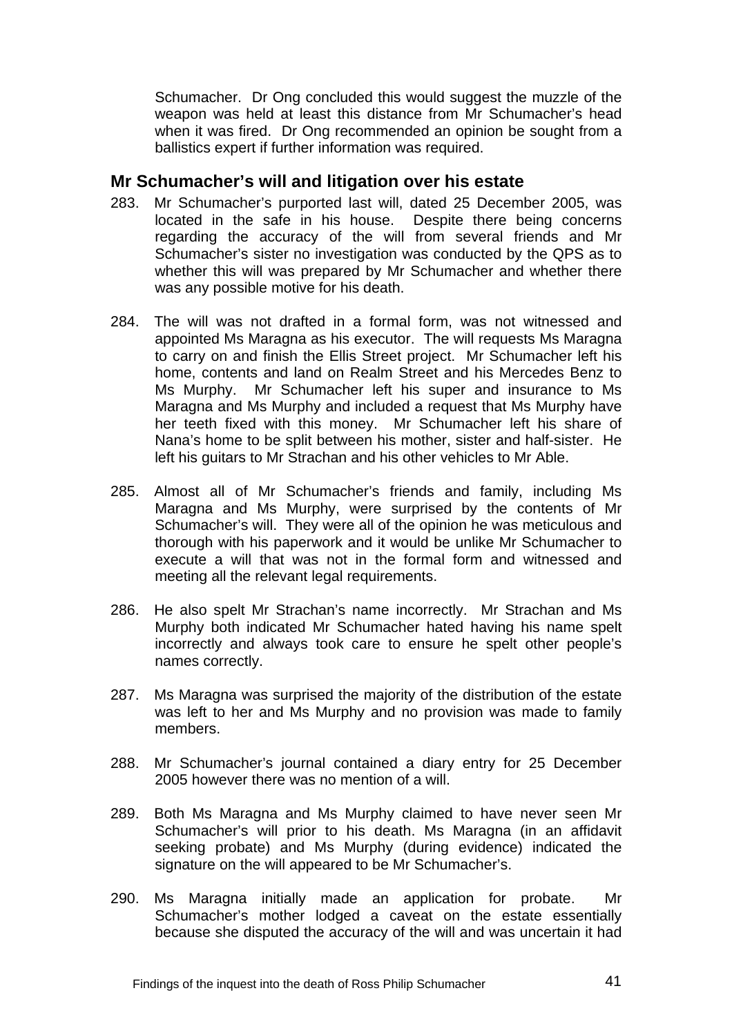Schumacher. Dr Ong concluded this would suggest the muzzle of the weapon was held at least this distance from Mr Schumacher's head when it was fired. Dr Ong recommended an opinion be sought from a ballistics expert if further information was required.

## Mr Schumacher's will and litigation over his estate

283. Mr Schumacher's purported last will, dated 25 December 2005, was located in the safe in his house. Despite there being concerns regarding the accuracy of the will from several friends and Mr Schumacher's sister no investigation was conducted by the QPS as to whether this will was prepared by Mr Schumacher and whether there was any possible motive for his death.

284. The will was not drafted in a formal form, was not witnessed and appointed Ms Maragna as his executor. The will requests Ms Maragna to carry on and finish the Ellis Street project. Mr Schumacher left his home, contents and land on Realm Street and his Mercedes Benz to Ms Murphy. Mr Schumacher left his super and insurance to Ms Maragna and Ms Murphy and included a request that Ms Murphy have her teeth fixed with this money. Mr Schumacher left his share of Nana's home to be split between his mother, sister and half-sister. He left his guitars to Mr Strachan and his other vehicles to Mr Able.

285. Almost all of Mr Schumacher's friends and family, including Ms Maragna and Ms Murphy, were surprised by the contents of Mr Schumacher's will. They were all of the opinion he was meticulous and thorough with his paperwork and it would be unlike Mr Schumacher to execute a will that was not in the formal form and witnessed and meeting all the relevant legal requirements.

286. He also spelt Mr Strachan's name incorrectly. Mr Strachan and Ms Murphy both indicated Mr Schumacher hated having his name spelt incorrectly and always took care to ensure he spelt other people's names correctly.

287. Ms Maragna was surprised the majority of the distribution of the estate was left to her and Ms Murphy and no provision was made to family members.

288. Mr Schumacher's journal contained a diary entry for 25 December 2005 however there was no mention of a will.

289. Both Ms Maragna and Ms Murphy claimed to have never seen Mr Schumacher's will prior to his death. Ms Maragna (in an affidavit seeking probate) and Ms Murphy (during evidence) indicated the signature on the will appeared to be Mr Schumacher's.

290. Ms Maragna initially made an application for probate. Mr Schumacher's mother lodged a caveat on the estate essentially because she disputed the accuracy of the will and was uncertain it had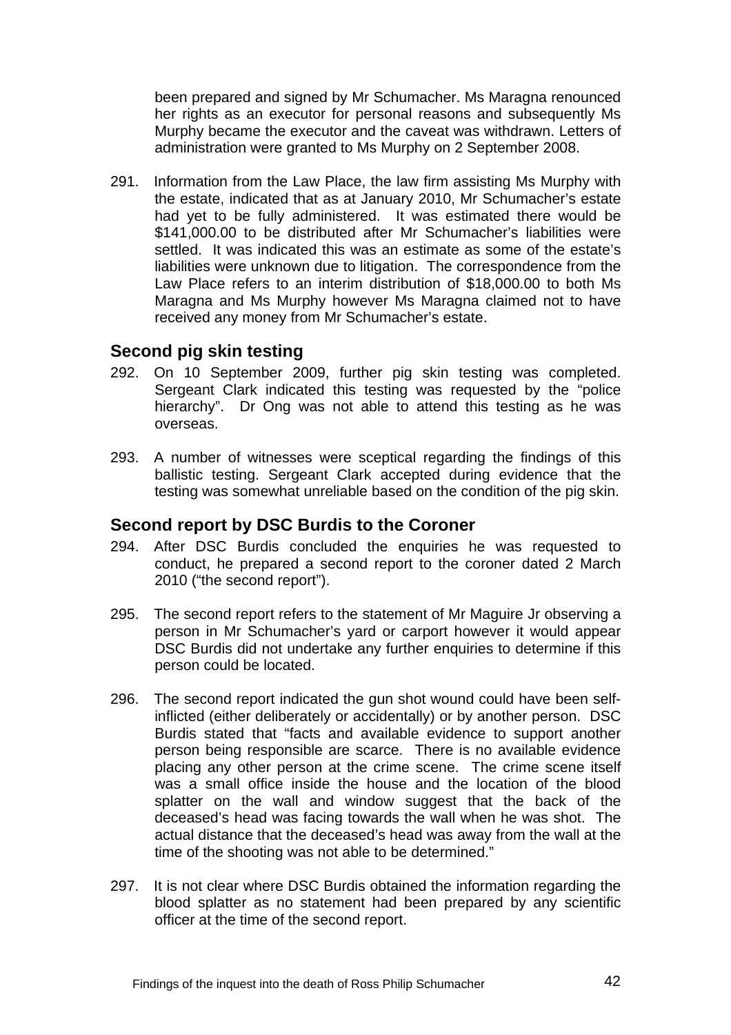been prepared and signed by Mr Schumacher. Ms Maragna renounced her rights as an executor for personal reasons and subsequently Ms Murphy became the executor and the caveat was withdrawn. Letters of administration were granted to Ms Murphy on 2 September 2008.

291. Information from the Law Place, the law firm assisting Ms Murphy with the estate, indicated that as at January 2010, Mr Schumacher's estate had yet to be fully administered. It was estimated there would be $141,000.00 to be distributed after Mr Schumacher's liabilities were settled. It was indicated this was an estimate as some of the estate's liabilities were unknown due to litigation. The correspondence from the Law Place refers to an interim distribution of $18,000.00 to both Ms Maragna and Ms Murphy however Ms Maragna claimed not to have received any money from Mr Schumacher's estate.

## Second pig skin testing

292. On 10 September 2009, further pig skin testing was completed. Sergeant Clark indicated this testing was requested by the "police hierarchy". Dr Ong was not able to attend this testing as he was overseas.

293. A number of witnesses were sceptical regarding the findings of this ballistic testing. Sergeant Clark accepted during evidence that the testing was somewhat unreliable based on the condition of the pig skin.

## Second report by DSC Burdis to the Coroner

294. After DSC Burdis concluded the enquiries he was requested to conduct, he prepared a second report to the coroner dated 2 March 2010 ("the second report").

295. The second report refers to the statement of Mr Maguire Jr observing a person in Mr Schumacher's yard or carport however it would appear DSC Burdis did not undertake any further enquiries to determine if this person could be located.

296. The second report indicated the gun shot wound could have been self-inflicted (either deliberately or accidentally) or by another person. DSC Burdis stated that "facts and available evidence to support another person being responsible are scarce. There is no available evidence placing any other person at the crime scene. The crime scene itself was a small office inside the house and the location of the blood splatter on the wall and window suggest that the back of the deceased's head was facing towards the wall when he was shot. The actual distance that the deceased's head was away from the wall at the time of the shooting was not able to be determined."

297. It is not clear where DSC Burdis obtained the information regarding the blood splatter as no statement had been prepared by any scientific officer at the time of the second report.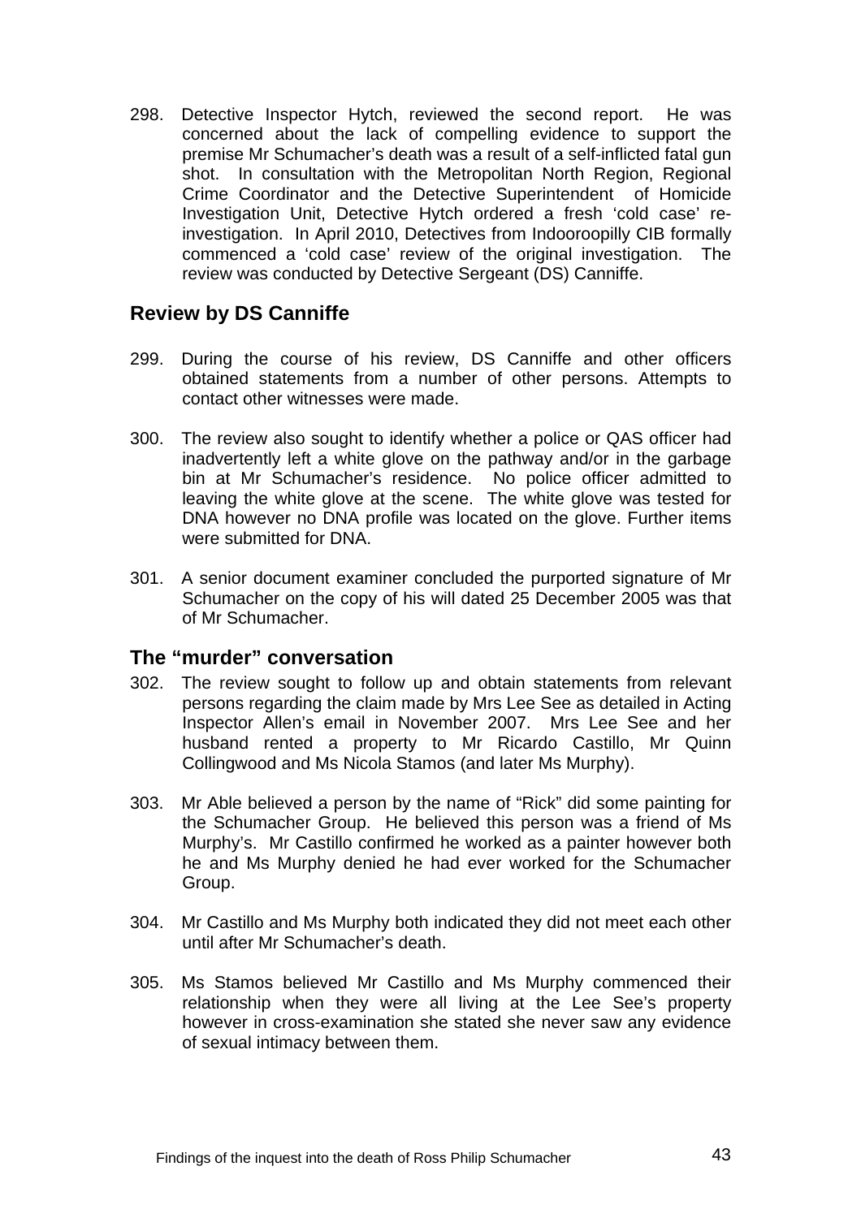298. Detective Inspector Hytch, reviewed the second report. He was concerned about the lack of compelling evidence to support the premise Mr Schumacher's death was a result of a self-inflicted fatal gun shot. In consultation with the Metropolitan North Region, Regional Crime Coordinator and the Detective Superintendent of Homicide Investigation Unit, Detective Hytch ordered a fresh 'cold case' re-investigation. In April 2010, Detectives from Indooroopilly CIB formally commenced a 'cold case' review of the original investigation. The review was conducted by Detective Sergeant (DS) Canniffe.

## Review by DS Canniffe

299. During the course of his review, DS Canniffe and other officers obtained statements from a number of other persons. Attempts to contact other witnesses were made.

300. The review also sought to identify whether a police or QAS officer had inadvertently left a white glove on the pathway and/or in the garbage bin at Mr Schumacher's residence. No police officer admitted to leaving the white glove at the scene. The white glove was tested for DNA however no DNA profile was located on the glove. Further items were submitted for DNA.

301. A senior document examiner concluded the purported signature of Mr Schumacher on the copy of his will dated 25 December 2005 was that of Mr Schumacher.

## The "murder" conversation

302. The review sought to follow up and obtain statements from relevant persons regarding the claim made by Mrs Lee See as detailed in Acting Inspector Allen's email in November 2007. Mrs Lee See and her husband rented a property to Mr Ricardo Castillo, Mr Quinn Collingwood and Ms Nicola Stamos (and later Ms Murphy).

303. Mr Able believed a person by the name of "Rick" did some painting for the Schumacher Group. He believed this person was a friend of Ms Murphy's. Mr Castillo confirmed he worked as a painter however both he and Ms Murphy denied he had ever worked for the Schumacher Group.

304. Mr Castillo and Ms Murphy both indicated they did not meet each other until after Mr Schumacher's death.

305. Ms Stamos believed Mr Castillo and Ms Murphy commenced their relationship when they were all living at the Lee See's property however in cross-examination she stated she never saw any evidence of sexual intimacy between them.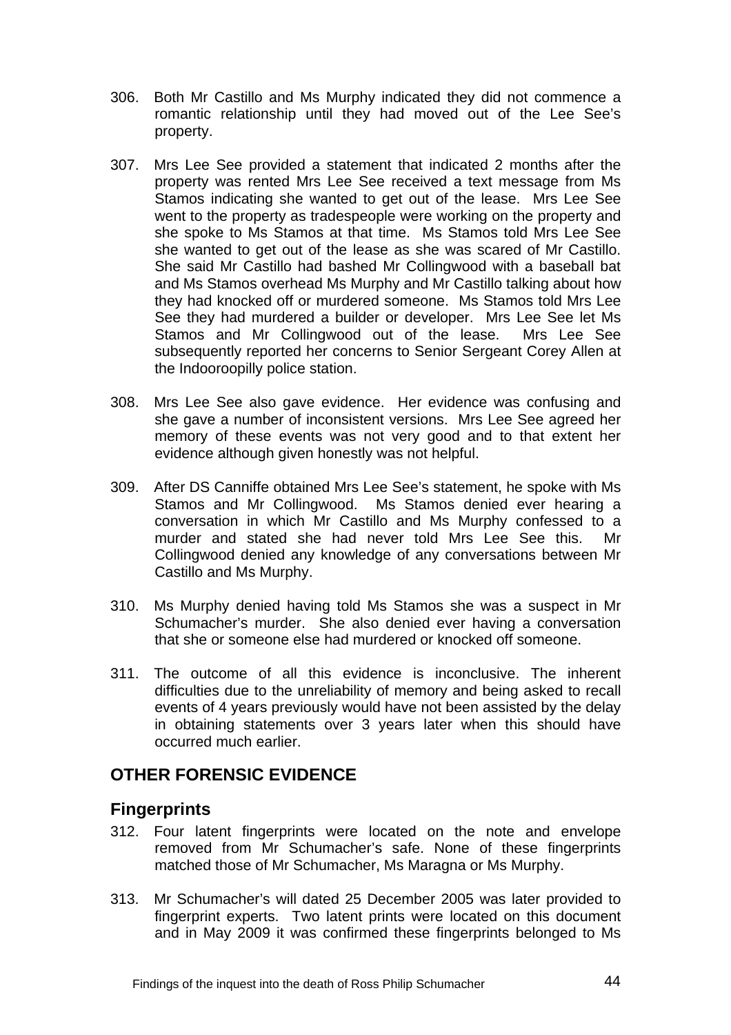306. Both Mr Castillo and Ms Murphy indicated they did not commence a romantic relationship until they had moved out of the Lee See's property.

307. Mrs Lee See provided a statement that indicated 2 months after the property was rented Mrs Lee See received a text message from Ms Stamos indicating she wanted to get out of the lease. Mrs Lee See went to the property as tradespeople were working on the property and she spoke to Ms Stamos at that time. Ms Stamos told Mrs Lee See she wanted to get out of the lease as she was scared of Mr Castillo. She said Mr Castillo had bashed Mr Collingwood with a baseball bat and Ms Stamos overhead Ms Murphy and Mr Castillo talking about how they had knocked off or murdered someone. Ms Stamos told Mrs Lee See they had murdered a builder or developer. Mrs Lee See let Ms Stamos and Mr Collingwood out of the lease. Mrs Lee See subsequently reported her concerns to Senior Sergeant Corey Allen at the Indooroopilly police station.

308. Mrs Lee See also gave evidence. Her evidence was confusing and she gave a number of inconsistent versions. Mrs Lee See agreed her memory of these events was not very good and to that extent her evidence although given honestly was not helpful.

309. After DS Canniffe obtained Mrs Lee See's statement, he spoke with Ms Stamos and Mr Collingwood. Ms Stamos denied ever hearing a conversation in which Mr Castillo and Ms Murphy confessed to a murder and stated she had never told Mrs Lee See this. Mr Collingwood denied any knowledge of any conversations between Mr Castillo and Ms Murphy.

310. Ms Murphy denied having told Ms Stamos she was a suspect in Mr Schumacher's murder. She also denied ever having a conversation that she or someone else had murdered or knocked off someone.

311. The outcome of all this evidence is inconclusive. The inherent difficulties due to the unreliability of memory and being asked to recall events of 4 years previously would have not been assisted by the delay in obtaining statements over 3 years later when this should have occurred much earlier.

## OTHER FORENSIC EVIDENCE

### Fingerprints

312. Four latent fingerprints were located on the note and envelope removed from Mr Schumacher's safe. None of these fingerprints matched those of Mr Schumacher, Ms Maragna or Ms Murphy.

313. Mr Schumacher's will dated 25 December 2005 was later provided to fingerprint experts. Two latent prints were located on this document and in May 2009 it was confirmed these fingerprints belonged to Ms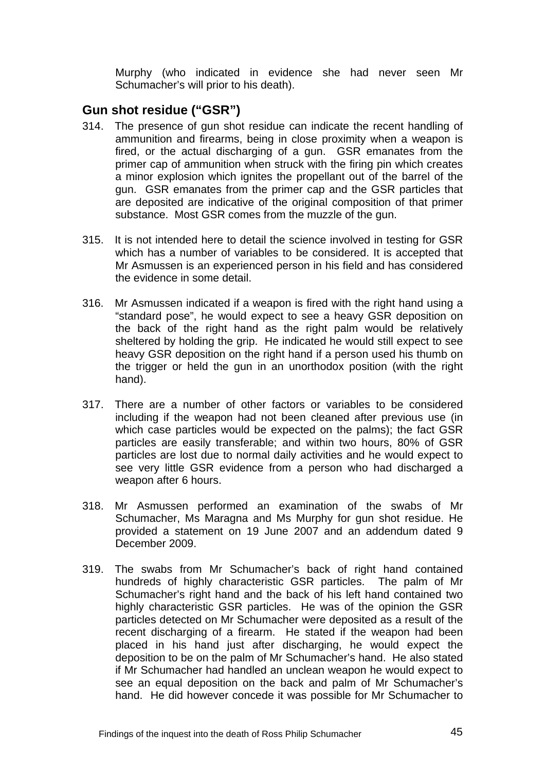Murphy (who indicated in evidence she had never seen Mr Schumacher's will prior to his death).

## Gun shot residue ("GSR")

314. The presence of gun shot residue can indicate the recent handling of ammunition and firearms, being in close proximity when a weapon is fired, or the actual discharging of a gun. GSR emanates from the primer cap of ammunition when struck with the firing pin which creates a minor explosion which ignites the propellant out of the barrel of the gun. GSR emanates from the primer cap and the GSR particles that are deposited are indicative of the original composition of that primer substance. Most GSR comes from the muzzle of the gun.

315. It is not intended here to detail the science involved in testing for GSR which has a number of variables to be considered. It is accepted that Mr Asmussen is an experienced person in his field and has considered the evidence in some detail.

316. Mr Asmussen indicated if a weapon is fired with the right hand using a "standard pose", he would expect to see a heavy GSR deposition on the back of the right hand as the right palm would be relatively sheltered by holding the grip. He indicated he would still expect to see heavy GSR deposition on the right hand if a person used his thumb on the trigger or held the gun in an unorthodox position (with the right hand).

317. There are a number of other factors or variables to be considered including if the weapon had not been cleaned after previous use (in which case particles would be expected on the palms); the fact GSR particles are easily transferable; and within two hours, 80% of GSR particles are lost due to normal daily activities and he would expect to see very little GSR evidence from a person who had discharged a weapon after 6 hours.

318. Mr Asmussen performed an examination of the swabs of Mr Schumacher, Ms Maragna and Ms Murphy for gun shot residue. He provided a statement on 19 June 2007 and an addendum dated 9 December 2009.

319. The swabs from Mr Schumacher's back of right hand contained hundreds of highly characteristic GSR particles. The palm of Mr Schumacher's right hand and the back of his left hand contained two highly characteristic GSR particles. He was of the opinion the GSR particles detected on Mr Schumacher were deposited as a result of the recent discharging of a firearm. He stated if the weapon had been placed in his hand just after discharging, he would expect the deposition to be on the palm of Mr Schumacher's hand. He also stated if Mr Schumacher had handled an unclean weapon he would expect to see an equal deposition on the back and palm of Mr Schumacher's hand. He did however concede it was possible for Mr Schumacher to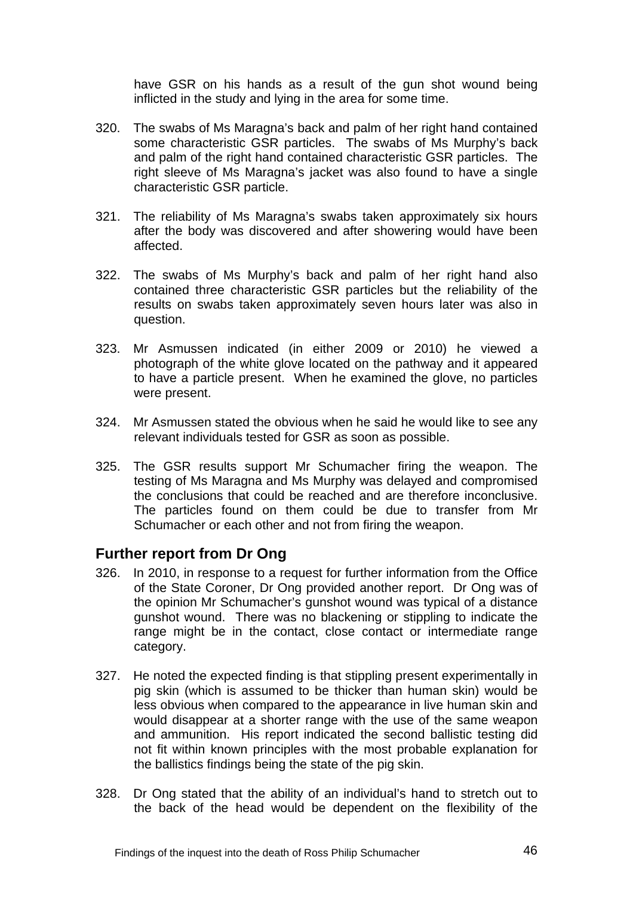have GSR on his hands as a result of the gun shot wound being inflicted in the study and lying in the area for some time.

320. The swabs of Ms Maragna's back and palm of her right hand contained some characteristic GSR particles. The swabs of Ms Murphy's back and palm of the right hand contained characteristic GSR particles. The right sleeve of Ms Maragna's jacket was also found to have a single characteristic GSR particle.

321. The reliability of Ms Maragna's swabs taken approximately six hours after the body was discovered and after showering would have been affected.

322. The swabs of Ms Murphy's back and palm of her right hand also contained three characteristic GSR particles but the reliability of the results on swabs taken approximately seven hours later was also in question.

323. Mr Asmussen indicated (in either 2009 or 2010) he viewed a photograph of the white glove located on the pathway and it appeared to have a particle present. When he examined the glove, no particles were present.

324. Mr Asmussen stated the obvious when he said he would like to see any relevant individuals tested for GSR as soon as possible.

325. The GSR results support Mr Schumacher firing the weapon. The testing of Ms Maragna and Ms Murphy was delayed and compromised the conclusions that could be reached and are therefore inconclusive. The particles found on them could be due to transfer from Mr Schumacher or each other and not from firing the weapon.

## Further report from Dr Ong

326. In 2010, in response to a request for further information from the Office of the State Coroner, Dr Ong provided another report. Dr Ong was of the opinion Mr Schumacher's gunshot wound was typical of a distance gunshot wound. There was no blackening or stippling to indicate the range might be in the contact, close contact or intermediate range category.

327. He noted the expected finding is that stippling present experimentally in pig skin (which is assumed to be thicker than human skin) would be less obvious when compared to the appearance in live human skin and would disappear at a shorter range with the use of the same weapon and ammunition. His report indicated the second ballistic testing did not fit within known principles with the most probable explanation for the ballistics findings being the state of the pig skin.

328. Dr Ong stated that the ability of an individual's hand to stretch out to the back of the head would be dependent on the flexibility of the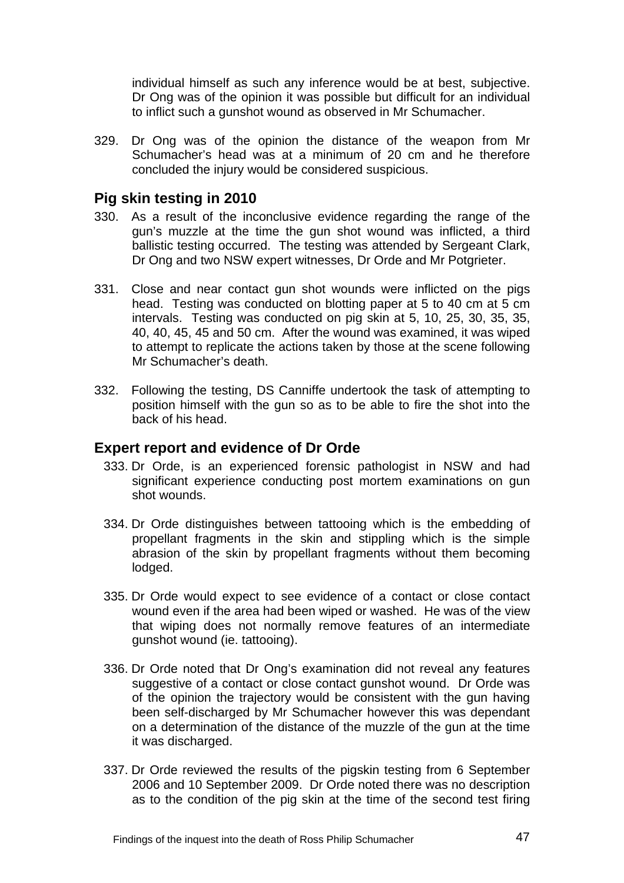individual himself as such any inference would be at best, subjective. Dr Ong was of the opinion it was possible but difficult for an individual to inflict such a gunshot wound as observed in Mr Schumacher.

329. Dr Ong was of the opinion the distance of the weapon from Mr Schumacher's head was at a minimum of 20 cm and he therefore concluded the injury would be considered suspicious.

## Pig skin testing in 2010

330. As a result of the inconclusive evidence regarding the range of the gun's muzzle at the time the gun shot wound was inflicted, a third ballistic testing occurred. The testing was attended by Sergeant Clark, Dr Ong and two NSW expert witnesses, Dr Orde and Mr Potgrieter.

331. Close and near contact gun shot wounds were inflicted on the pigs head. Testing was conducted on blotting paper at 5 to 40 cm at 5 cm intervals. Testing was conducted on pig skin at 5, 10, 25, 30, 35, 35, 40, 40, 45, 45 and 50 cm. After the wound was examined, it was wiped to attempt to replicate the actions taken by those at the scene following Mr Schumacher's death.

332. Following the testing, DS Canniffe undertook the task of attempting to position himself with the gun so as to be able to fire the shot into the back of his head.

## Expert report and evidence of Dr Orde

333. Dr Orde, is an experienced forensic pathologist in NSW and had significant experience conducting post mortem examinations on gun shot wounds.

334. Dr Orde distinguishes between tattooing which is the embedding of propellant fragments in the skin and stippling which is the simple abrasion of the skin by propellant fragments without them becoming lodged.

335. Dr Orde would expect to see evidence of a contact or close contact wound even if the area had been wiped or washed. He was of the view that wiping does not normally remove features of an intermediate gunshot wound (ie. tattooing).

336. Dr Orde noted that Dr Ong's examination did not reveal any features suggestive of a contact or close contact gunshot wound. Dr Orde was of the opinion the trajectory would be consistent with the gun having been self-discharged by Mr Schumacher however this was dependant on a determination of the distance of the muzzle of the gun at the time it was discharged.

337. Dr Orde reviewed the results of the pigskin testing from 6 September 2006 and 10 September 2009. Dr Orde noted there was no description as to the condition of the pig skin at the time of the second test firing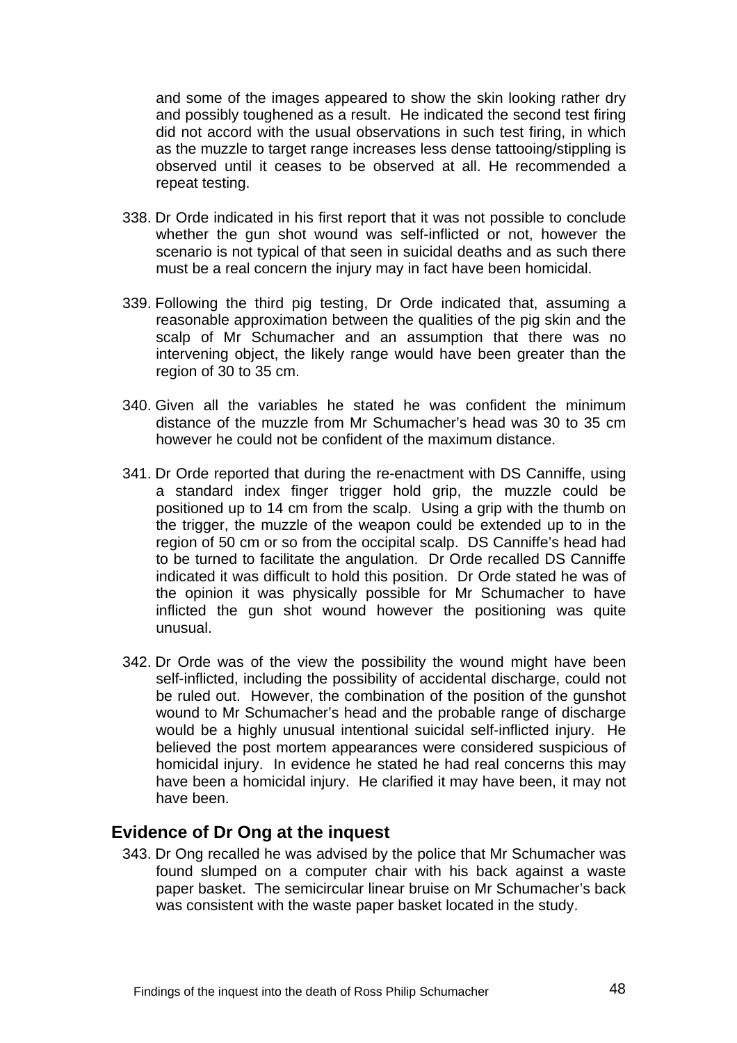and some of the images appeared to show the skin looking rather dry and possibly toughened as a result. He indicated the second test firing did not accord with the usual observations in such test firing, in which as the muzzle to target range increases less dense tattooing/stippling is observed until it ceases to be observed at all. He recommended a repeat testing.

338. Dr Orde indicated in his first report that it was not possible to conclude whether the gun shot wound was self-inflicted or not, however the scenario is not typical of that seen in suicidal deaths and as such there must be a real concern the injury may in fact have been homicidal.

339. Following the third pig testing, Dr Orde indicated that, assuming a reasonable approximation between the qualities of the pig skin and the scalp of Mr Schumacher and an assumption that there was no intervening object, the likely range would have been greater than the region of 30 to 35 cm.

340. Given all the variables he stated he was confident the minimum distance of the muzzle from Mr Schumacher's head was 30 to 35 cm however he could not be confident of the maximum distance.

341. Dr Orde reported that during the re-enactment with DS Canniffe, using a standard index finger trigger hold grip, the muzzle could be positioned up to 14 cm from the scalp. Using a grip with the thumb on the trigger, the muzzle of the weapon could be extended up to in the region of 50 cm or so from the occipital scalp. DS Canniffe's head had to be turned to facilitate the angulation. Dr Orde recalled DS Canniffe indicated it was difficult to hold this position. Dr Orde stated he was of the opinion it was physically possible for Mr Schumacher to have inflicted the gun shot wound however the positioning was quite unusual.

342. Dr Orde was of the view the possibility the wound might have been self-inflicted, including the possibility of accidental discharge, could not be ruled out. However, the combination of the position of the gunshot wound to Mr Schumacher's head and the probable range of discharge would be a highly unusual intentional suicidal self-inflicted injury. He believed the post mortem appearances were considered suspicious of homicidal injury. In evidence he stated he had real concerns this may have been a homicidal injury. He clarified it may have been, it may not have been.

## Evidence of Dr Ong at the inquest

343. Dr Ong recalled he was advised by the police that Mr Schumacher was found slumped on a computer chair with his back against a waste paper basket. The semicircular linear bruise on Mr Schumacher's back was consistent with the waste paper basket located in the study.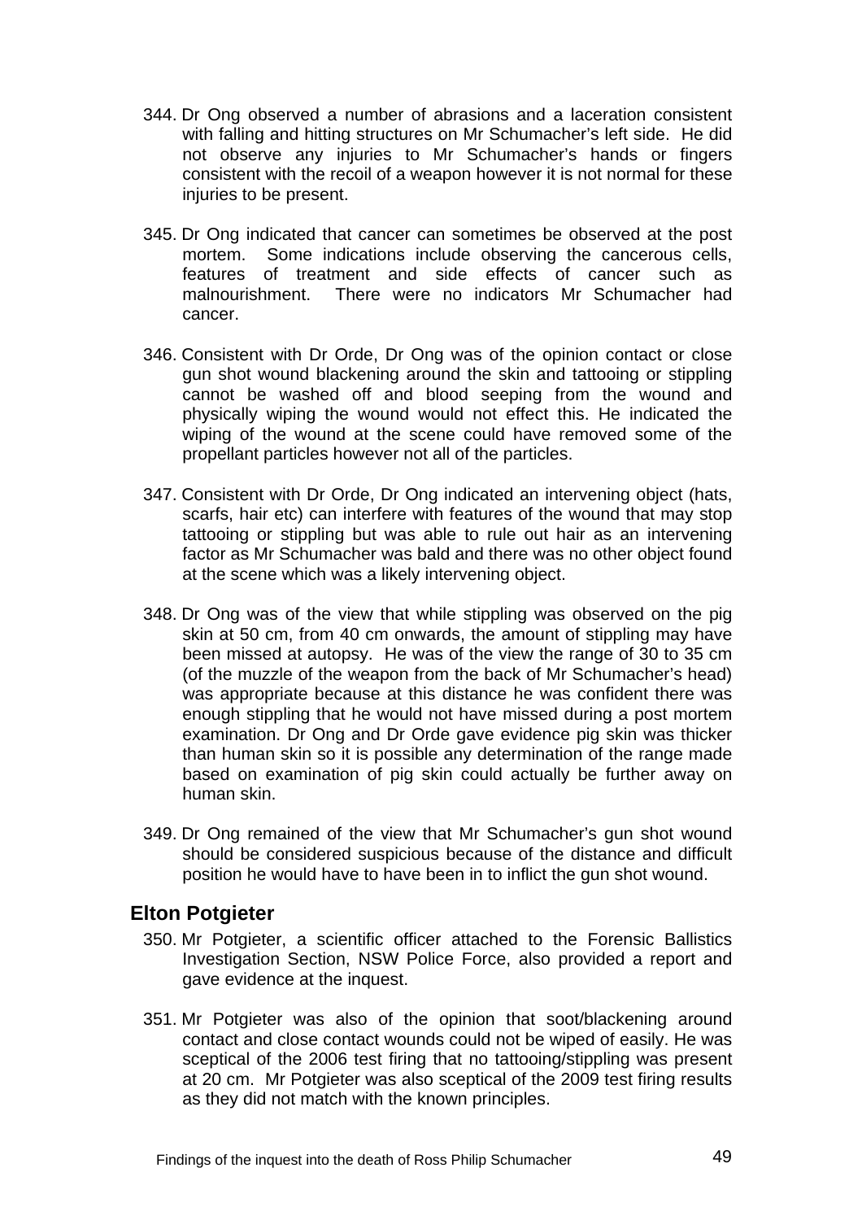344. Dr Ong observed a number of abrasions and a laceration consistent with falling and hitting structures on Mr Schumacher's left side. He did not observe any injuries to Mr Schumacher's hands or fingers consistent with the recoil of a weapon however it is not normal for these injuries to be present.

345. Dr Ong indicated that cancer can sometimes be observed at the post mortem. Some indications include observing the cancerous cells, features of treatment and side effects of cancer such as malnourishment. There were no indicators Mr Schumacher had cancer.

346. Consistent with Dr Orde, Dr Ong was of the opinion contact or close gun shot wound blackening around the skin and tattooing or stippling cannot be washed off and blood seeping from the wound and physically wiping the wound would not effect this. He indicated the wiping of the wound at the scene could have removed some of the propellant particles however not all of the particles.

347. Consistent with Dr Orde, Dr Ong indicated an intervening object (hats, scarfs, hair etc) can interfere with features of the wound that may stop tattooing or stippling but was able to rule out hair as an intervening factor as Mr Schumacher was bald and there was no other object found at the scene which was a likely intervening object.

348. Dr Ong was of the view that while stippling was observed on the pig skin at 50 cm, from 40 cm onwards, the amount of stippling may have been missed at autopsy. He was of the view the range of 30 to 35 cm (of the muzzle of the weapon from the back of Mr Schumacher's head) was appropriate because at this distance he was confident there was enough stippling that he would not have missed during a post mortem examination. Dr Ong and Dr Orde gave evidence pig skin was thicker than human skin so it is possible any determination of the range made based on examination of pig skin could actually be further away on human skin.

349. Dr Ong remained of the view that Mr Schumacher's gun shot wound should be considered suspicious because of the distance and difficult position he would have to have been in to inflict the gun shot wound.

## Elton Potgieter

350. Mr Potgieter, a scientific officer attached to the Forensic Ballistics Investigation Section, NSW Police Force, also provided a report and gave evidence at the inquest.

351. Mr Potgieter was also of the opinion that soot/blackening around contact and close contact wounds could not be wiped of easily. He was sceptical of the 2006 test firing that no tattooing/stippling was present at 20 cm. Mr Potgieter was also sceptical of the 2009 test firing results as they did not match with the known principles.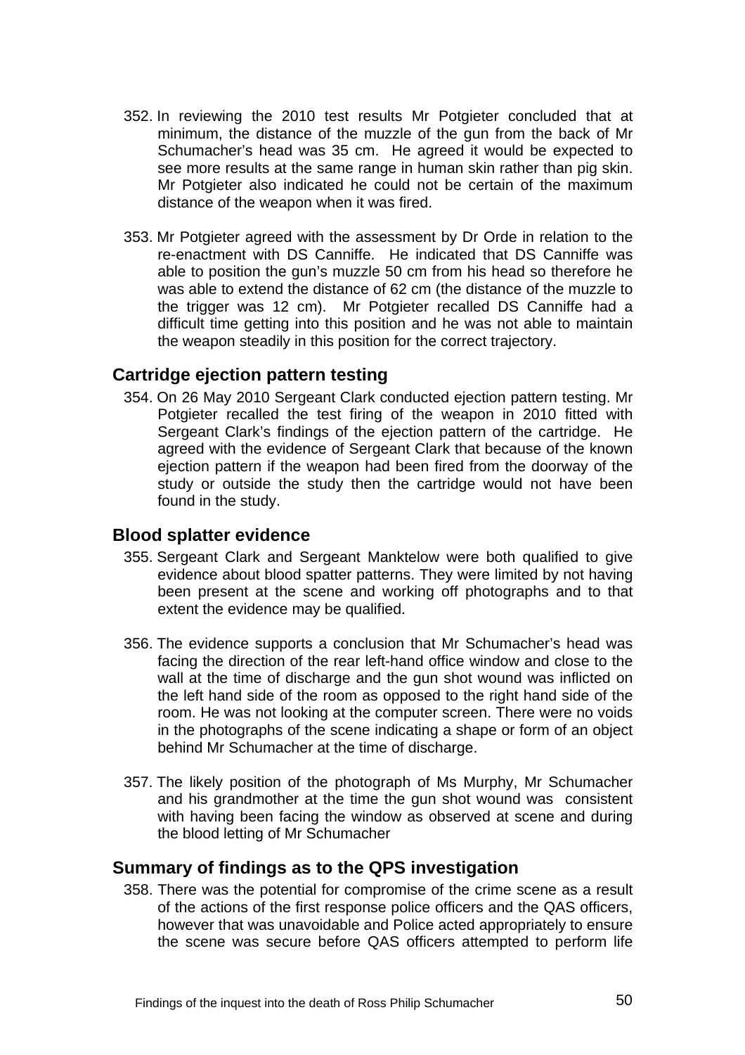352. In reviewing the 2010 test results Mr Potgieter concluded that at minimum, the distance of the muzzle of the gun from the back of Mr Schumacher's head was 35 cm. He agreed it would be expected to see more results at the same range in human skin rather than pig skin. Mr Potgieter also indicated he could not be certain of the maximum distance of the weapon when it was fired.

353. Mr Potgieter agreed with the assessment by Dr Orde in relation to the re-enactment with DS Canniffe. He indicated that DS Canniffe was able to position the gun's muzzle 50 cm from his head so therefore he was able to extend the distance of 62 cm (the distance of the muzzle to the trigger was 12 cm). Mr Potgieter recalled DS Canniffe had a difficult time getting into this position and he was not able to maintain the weapon steadily in this position for the correct trajectory.

## Cartridge ejection pattern testing

354. On 26 May 2010 Sergeant Clark conducted ejection pattern testing. Mr Potgieter recalled the test firing of the weapon in 2010 fitted with Sergeant Clark's findings of the ejection pattern of the cartridge. He agreed with the evidence of Sergeant Clark that because of the known ejection pattern if the weapon had been fired from the doorway of the study or outside the study then the cartridge would not have been found in the study.

## Blood splatter evidence

355. Sergeant Clark and Sergeant Manktelow were both qualified to give evidence about blood spatter patterns. They were limited by not having been present at the scene and working off photographs and to that extent the evidence may be qualified.

356. The evidence supports a conclusion that Mr Schumacher's head was facing the direction of the rear left-hand office window and close to the wall at the time of discharge and the gun shot wound was inflicted on the left hand side of the room as opposed to the right hand side of the room. He was not looking at the computer screen. There were no voids in the photographs of the scene indicating a shape or form of an object behind Mr Schumacher at the time of discharge.

357. The likely position of the photograph of Ms Murphy, Mr Schumacher and his grandmother at the time the gun shot wound was consistent with having been facing the window as observed at scene and during the blood letting of Mr Schumacher

## Summary of findings as to the QPS investigation

358. There was the potential for compromise of the crime scene as a result of the actions of the first response police officers and the QAS officers, however that was unavoidable and Police acted appropriately to ensure the scene was secure before QAS officers attempted to perform life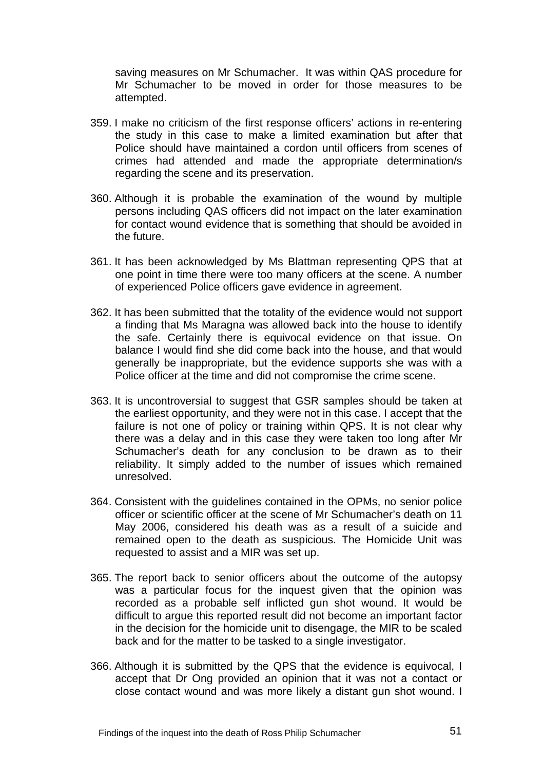saving measures on Mr Schumacher. It was within QAS procedure for Mr Schumacher to be moved in order for those measures to be attempted.

359. I make no criticism of the first response officers' actions in re-entering the study in this case to make a limited examination but after that Police should have maintained a cordon until officers from scenes of crimes had attended and made the appropriate determination/s regarding the scene and its preservation.

360. Although it is probable the examination of the wound by multiple persons including QAS officers did not impact on the later examination for contact wound evidence that is something that should be avoided in the future.

361. It has been acknowledged by Ms Blattman representing QPS that at one point in time there were too many officers at the scene. A number of experienced Police officers gave evidence in agreement.

362. It has been submitted that the totality of the evidence would not support a finding that Ms Maragna was allowed back into the house to identify the safe. Certainly there is equivocal evidence on that issue. On balance I would find she did come back into the house, and that would generally be inappropriate, but the evidence supports she was with a Police officer at the time and did not compromise the crime scene.

363. It is uncontroversial to suggest that GSR samples should be taken at the earliest opportunity, and they were not in this case. I accept that the failure is not one of policy or training within QPS. It is not clear why there was a delay and in this case they were taken too long after Mr Schumacher's death for any conclusion to be drawn as to their reliability. It simply added to the number of issues which remained unresolved.

364. Consistent with the guidelines contained in the OPMs, no senior police officer or scientific officer at the scene of Mr Schumacher's death on 11 May 2006, considered his death was as a result of a suicide and remained open to the death as suspicious. The Homicide Unit was requested to assist and a MIR was set up.

365. The report back to senior officers about the outcome of the autopsy was a particular focus for the inquest given that the opinion was recorded as a probable self inflicted gun shot wound. It would be difficult to argue this reported result did not become an important factor in the decision for the homicide unit to disengage, the MIR to be scaled back and for the matter to be tasked to a single investigator.

366. Although it is submitted by the QPS that the evidence is equivocal, I accept that Dr Ong provided an opinion that it was not a contact or close contact wound and was more likely a distant gun shot wound. I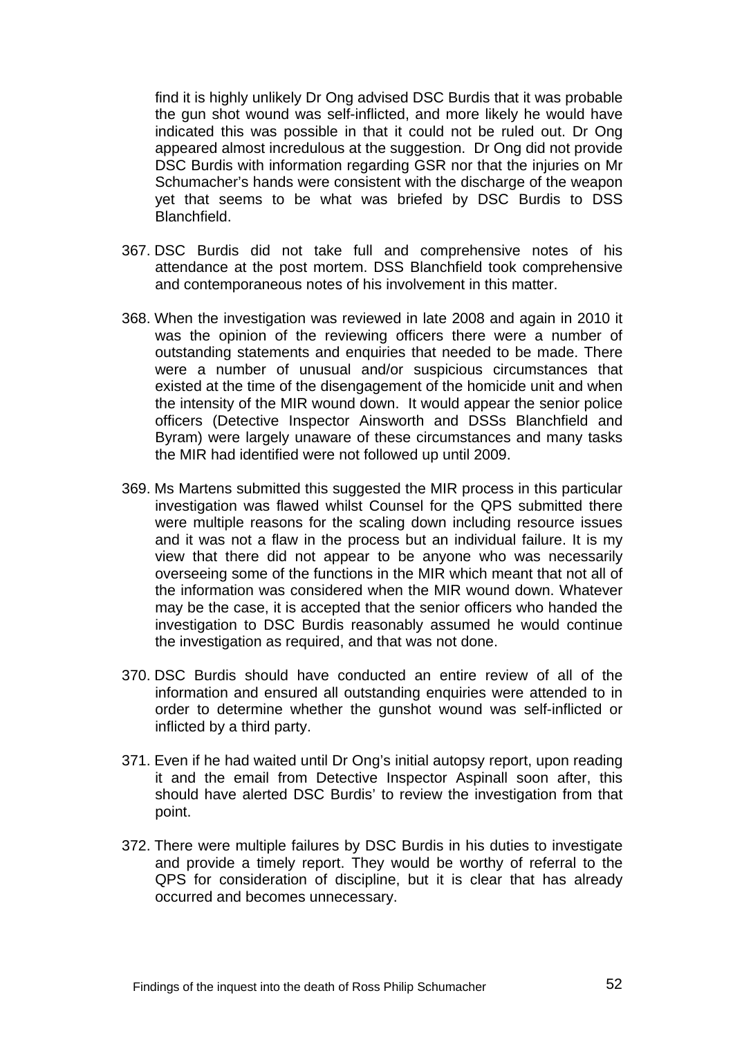find it is highly unlikely Dr Ong advised DSC Burdis that it was probable the gun shot wound was self-inflicted, and more likely he would have indicated this was possible in that it could not be ruled out. Dr Ong appeared almost incredulous at the suggestion. Dr Ong did not provide DSC Burdis with information regarding GSR nor that the injuries on Mr Schumacher's hands were consistent with the discharge of the weapon yet that seems to be what was briefed by DSC Burdis to DSS Blanchfield.

367. DSC Burdis did not take full and comprehensive notes of his attendance at the post mortem. DSS Blanchfield took comprehensive and contemporaneous notes of his involvement in this matter.

368. When the investigation was reviewed in late 2008 and again in 2010 it was the opinion of the reviewing officers there were a number of outstanding statements and enquiries that needed to be made. There were a number of unusual and/or suspicious circumstances that existed at the time of the disengagement of the homicide unit and when the intensity of the MIR wound down. It would appear the senior police officers (Detective Inspector Ainsworth and DSSs Blanchfield and Byram) were largely unaware of these circumstances and many tasks the MIR had identified were not followed up until 2009.

369. Ms Martens submitted this suggested the MIR process in this particular investigation was flawed whilst Counsel for the QPS submitted there were multiple reasons for the scaling down including resource issues and it was not a flaw in the process but an individual failure. It is my view that there did not appear to be anyone who was necessarily overseeing some of the functions in the MIR which meant that not all of the information was considered when the MIR wound down. Whatever may be the case, it is accepted that the senior officers who handed the investigation to DSC Burdis reasonably assumed he would continue the investigation as required, and that was not done.

370. DSC Burdis should have conducted an entire review of all of the information and ensured all outstanding enquiries were attended to in order to determine whether the gunshot wound was self-inflicted or inflicted by a third party.

371. Even if he had waited until Dr Ong's initial autopsy report, upon reading it and the email from Detective Inspector Aspinall soon after, this should have alerted DSC Burdis' to review the investigation from that point.

372. There were multiple failures by DSC Burdis in his duties to investigate and provide a timely report. They would be worthy of referral to the QPS for consideration of discipline, but it is clear that has already occurred and becomes unnecessary.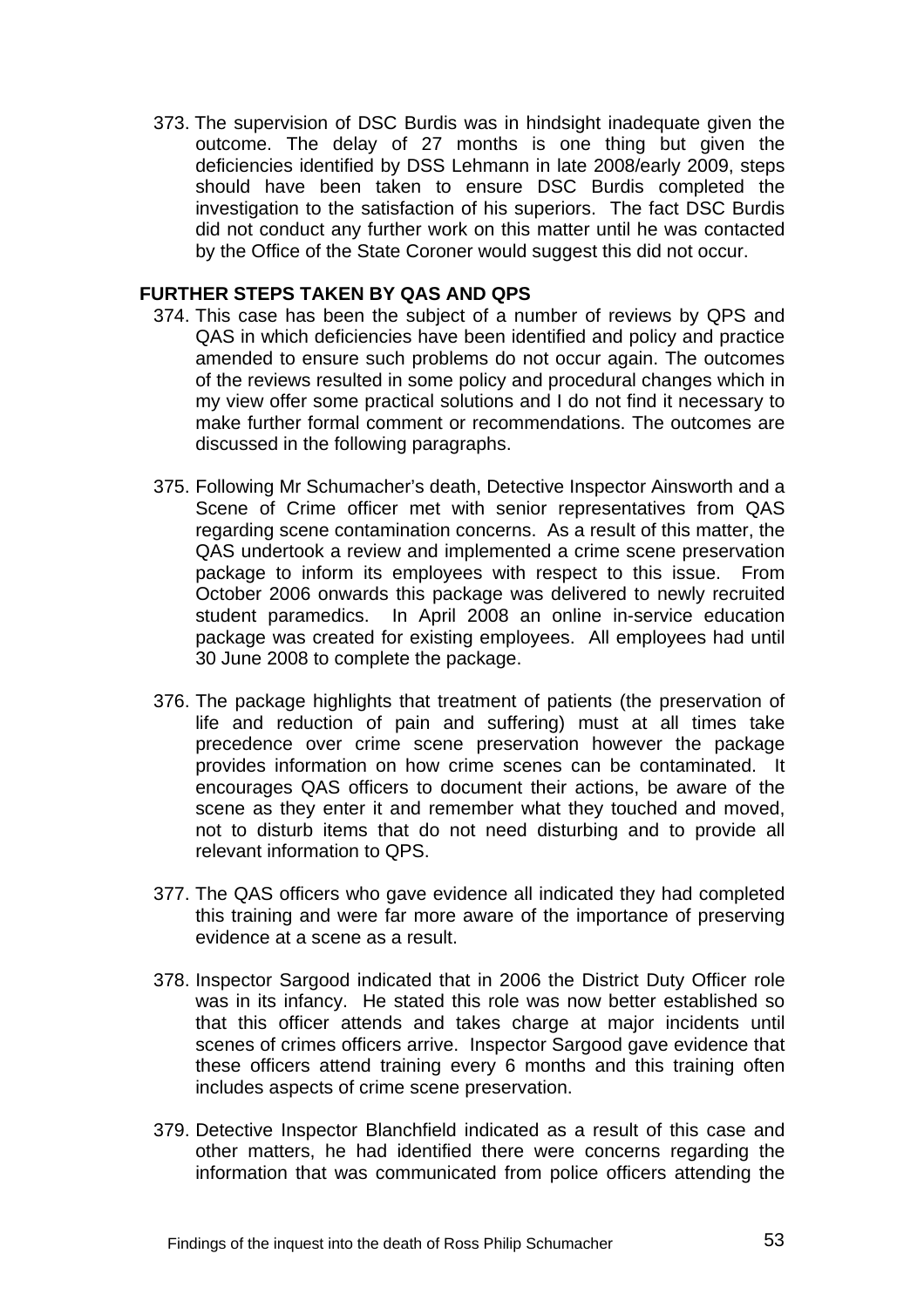373. The supervision of DSC Burdis was in hindsight inadequate given the outcome. The delay of 27 months is one thing but given the deficiencies identified by DSS Lehmann in late 2008/early 2009, steps should have been taken to ensure DSC Burdis completed the investigation to the satisfaction of his superiors. The fact DSC Burdis did not conduct any further work on this matter until he was contacted by the Office of the State Coroner would suggest this did not occur.

## FURTHER STEPS TAKEN BY QAS AND QPS

374. This case has been the subject of a number of reviews by QPS and QAS in which deficiencies have been identified and policy and practice amended to ensure such problems do not occur again. The outcomes of the reviews resulted in some policy and procedural changes which in my view offer some practical solutions and I do not find it necessary to make further formal comment or recommendations. The outcomes are discussed in the following paragraphs.

375. Following Mr Schumacher's death, Detective Inspector Ainsworth and a Scene of Crime officer met with senior representatives from QAS regarding scene contamination concerns. As a result of this matter, the QAS undertook a review and implemented a crime scene preservation package to inform its employees with respect to this issue. From October 2006 onwards this package was delivered to newly recruited student paramedics. In April 2008 an online in-service education package was created for existing employees. All employees had until 30 June 2008 to complete the package.

376. The package highlights that treatment of patients (the preservation of life and reduction of pain and suffering) must at all times take precedence over crime scene preservation however the package provides information on how crime scenes can be contaminated. It encourages QAS officers to document their actions, be aware of the scene as they enter it and remember what they touched and moved, not to disturb items that do not need disturbing and to provide all relevant information to QPS.

377. The QAS officers who gave evidence all indicated they had completed this training and were far more aware of the importance of preserving evidence at a scene as a result.

378. Inspector Sargood indicated that in 2006 the District Duty Officer role was in its infancy. He stated this role was now better established so that this officer attends and takes charge at major incidents until scenes of crimes officers arrive. Inspector Sargood gave evidence that these officers attend training every 6 months and this training often includes aspects of crime scene preservation.

379. Detective Inspector Blanchfield indicated as a result of this case and other matters, he had identified there were concerns regarding the information that was communicated from police officers attending the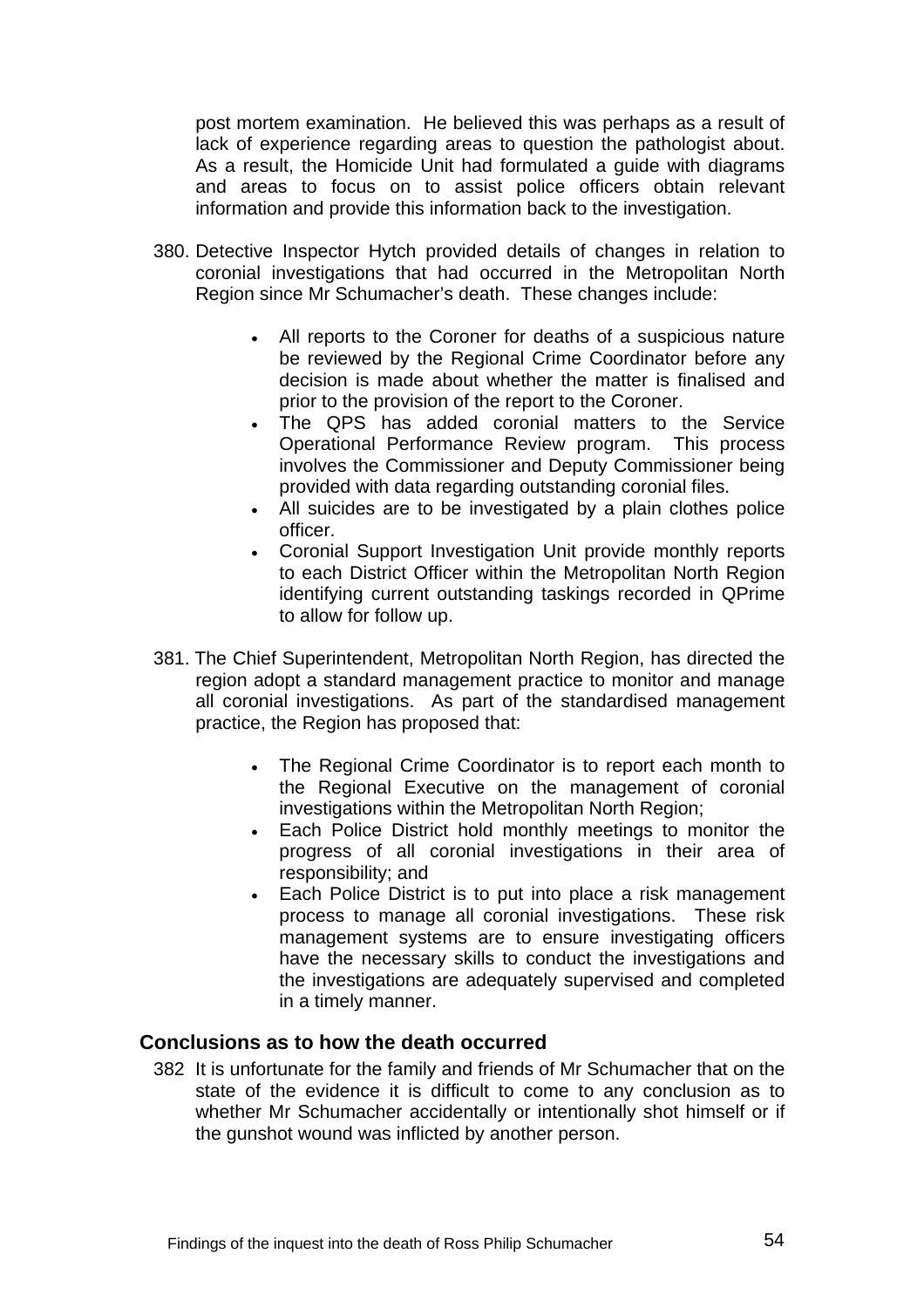post mortem examination. He believed this was perhaps as a result of lack of experience regarding areas to question the pathologist about. As a result, the Homicide Unit had formulated a guide with diagrams and areas to focus on to assist police officers obtain relevant information and provide this information back to the investigation.

380. Detective Inspector Hytch provided details of changes in relation to coronial investigations that had occurred in the Metropolitan North Region since Mr Schumacher's death. These changes include:

- All reports to the Coroner for deaths of a suspicious nature be reviewed by the Regional Crime Coordinator before any decision is made about whether the matter is finalised and prior to the provision of the report to the Coroner.
- The QPS has added coronial matters to the Service Operational Performance Review program. This process involves the Commissioner and Deputy Commissioner being provided with data regarding outstanding coronial files.
- All suicides are to be investigated by a plain clothes police officer.
- Coronial Support Investigation Unit provide monthly reports to each District Officer within the Metropolitan North Region identifying current outstanding taskings recorded in QPrime to allow for follow up.

381. The Chief Superintendent, Metropolitan North Region, has directed the region adopt a standard management practice to monitor and manage all coronial investigations. As part of the standardised management practice, the Region has proposed that:

- The Regional Crime Coordinator is to report each month to the Regional Executive on the management of coronial investigations within the Metropolitan North Region;
- Each Police District hold monthly meetings to monitor the progress of all coronial investigations in their area of responsibility; and
- Each Police District is to put into place a risk management process to manage all coronial investigations. These risk management systems are to ensure investigating officers have the necessary skills to conduct the investigations and the investigations are adequately supervised and completed in a timely manner.

## Conclusions as to how the death occurred

382 It is unfortunate for the family and friends of Mr Schumacher that on the state of the evidence it is difficult to come to any conclusion as to whether Mr Schumacher accidentally or intentionally shot himself or if the gunshot wound was inflicted by another person.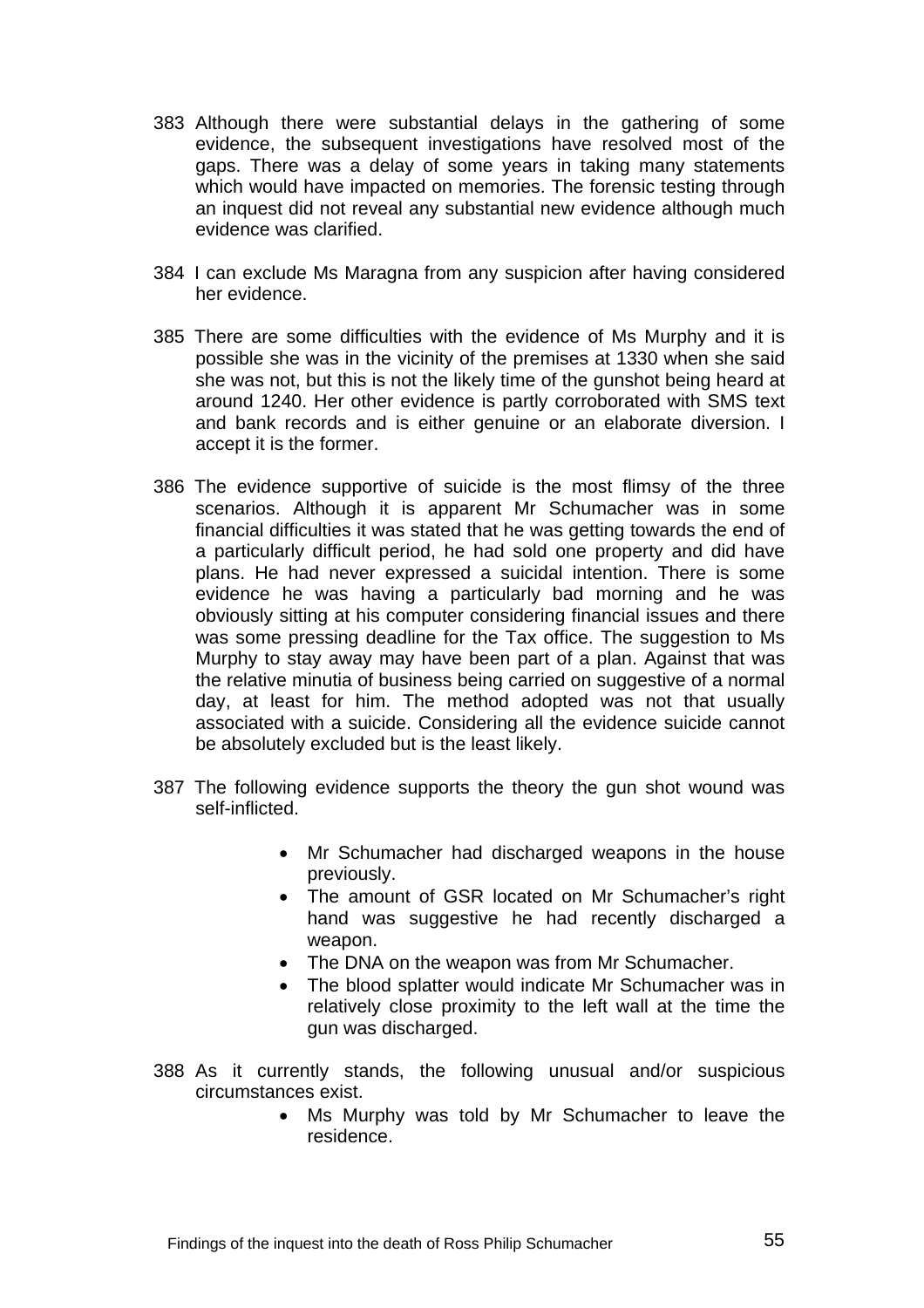383 Although there were substantial delays in the gathering of some evidence, the subsequent investigations have resolved most of the gaps. There was a delay of some years in taking many statements which would have impacted on memories. The forensic testing through an inquest did not reveal any substantial new evidence although much evidence was clarified.

384 I can exclude Ms Maragna from any suspicion after having considered her evidence.

385 There are some difficulties with the evidence of Ms Murphy and it is possible she was in the vicinity of the premises at 1330 when she said she was not, but this is not the likely time of the gunshot being heard at around 1240. Her other evidence is partly corroborated with SMS text and bank records and is either genuine or an elaborate diversion. I accept it is the former.

386 The evidence supportive of suicide is the most flimsy of the three scenarios. Although it is apparent Mr Schumacher was in some financial difficulties it was stated that he was getting towards the end of a particularly difficult period, he had sold one property and did have plans. He had never expressed a suicidal intention. There is some evidence he was having a particularly bad morning and he was obviously sitting at his computer considering financial issues and there was some pressing deadline for the Tax office. The suggestion to Ms Murphy to stay away may have been part of a plan. Against that was the relative minutia of business being carried on suggestive of a normal day, at least for him. The method adopted was not that usually associated with a suicide. Considering all the evidence suicide cannot be absolutely excluded but is the least likely.

387 The following evidence supports the theory the gun shot wound was self-inflicted.

- Mr Schumacher had discharged weapons in the house previously.
- The amount of GSR located on Mr Schumacher's right hand was suggestive he had recently discharged a weapon.
- The DNA on the weapon was from Mr Schumacher.
- The blood splatter would indicate Mr Schumacher was in relatively close proximity to the left wall at the time the gun was discharged.

388 As it currently stands, the following unusual and/or suspicious circumstances exist.

- Ms Murphy was told by Mr Schumacher to leave the residence.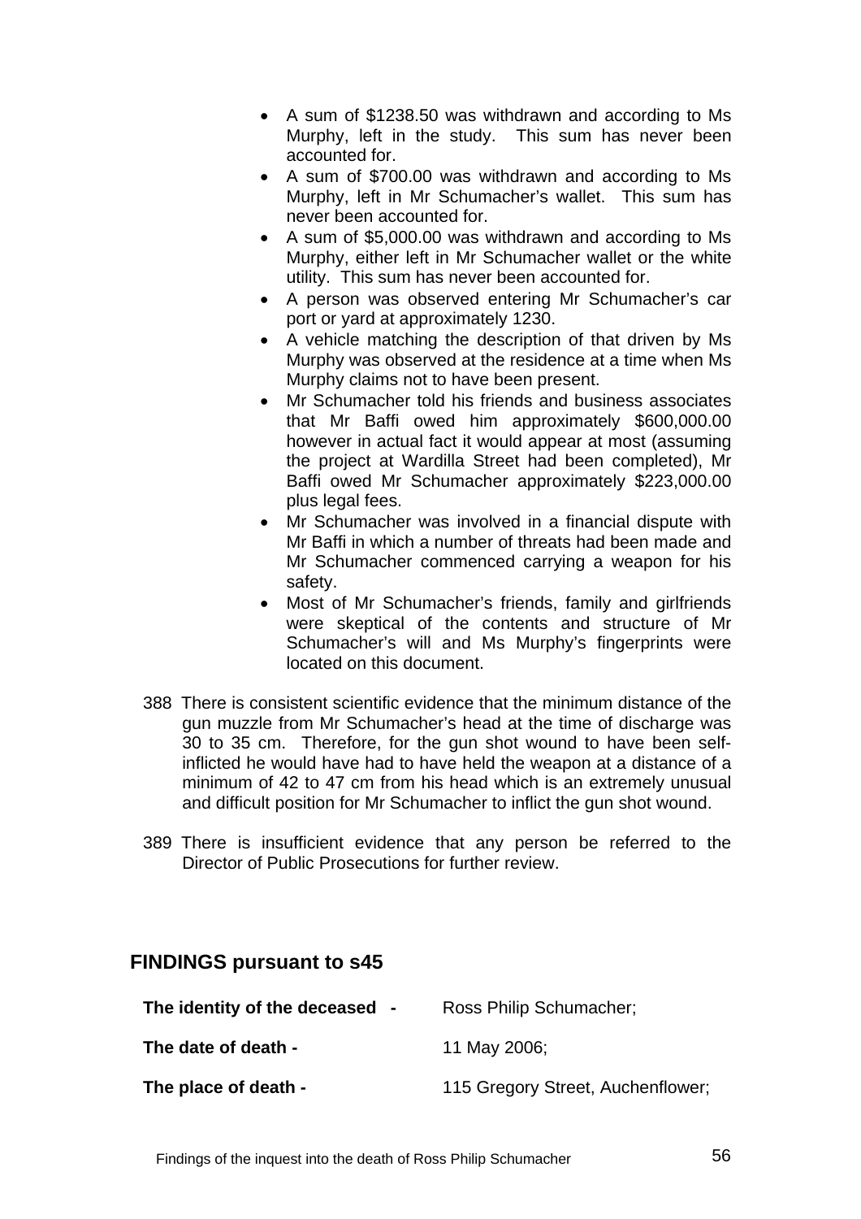- A sum of $1238.50 was withdrawn and according to Ms Murphy, left in the study. This sum has never been accounted for.
- A sum of $700.00 was withdrawn and according to Ms Murphy, left in Mr Schumacher's wallet. This sum has never been accounted for.
- A sum of $5,000.00 was withdrawn and according to Ms Murphy, either left in Mr Schumacher wallet or the white utility. This sum has never been accounted for.
- A person was observed entering Mr Schumacher's car port or yard at approximately 1230.
- A vehicle matching the description of that driven by Ms Murphy was observed at the residence at a time when Ms Murphy claims not to have been present.
- Mr Schumacher told his friends and business associates that Mr Baffi owed him approximately $600,000.00 however in actual fact it would appear at most (assuming the project at Wardilla Street had been completed), Mr Baffi owed Mr Schumacher approximately $223,000.00 plus legal fees.
- Mr Schumacher was involved in a financial dispute with Mr Baffi in which a number of threats had been made and Mr Schumacher commenced carrying a weapon for his safety.
- Most of Mr Schumacher's friends, family and girlfriends were skeptical of the contents and structure of Mr Schumacher's will and Ms Murphy's fingerprints were located on this document.

388 There is consistent scientific evidence that the minimum distance of the gun muzzle from Mr Schumacher's head at the time of discharge was 30 to 35 cm. Therefore, for the gun shot wound to have been self-inflicted he would have had to have held the weapon at a distance of a minimum of 42 to 47 cm from his head which is an extremely unusual and difficult position for Mr Schumacher to inflict the gun shot wound.

389 There is insufficient evidence that any person be referred to the Director of Public Prosecutions for further review.

## FINDINGS pursuant to s45

**The identity of the deceased -** Ross Philip Schumacher;

**The date of death -** 11 May 2006;

**The place of death -** 115 Gregory Street, Auchenflower;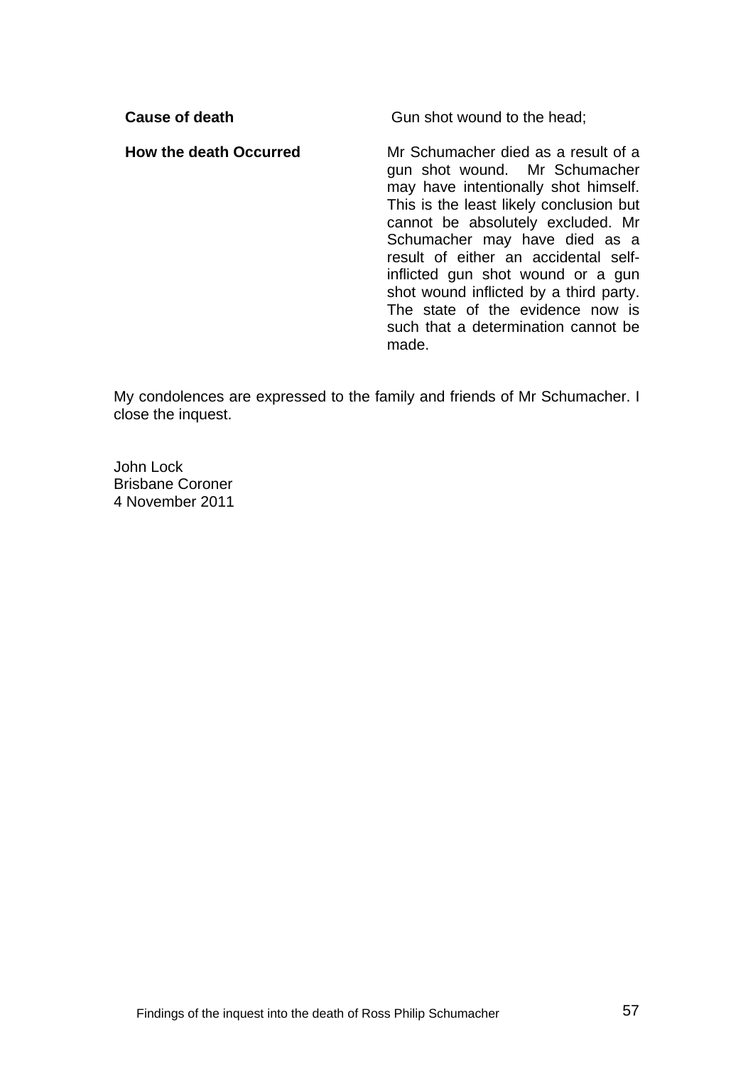**Cause of death** Gun shot wound to the head;

**How the death Occurred** Mr Schumacher died as a result of a gun shot wound. Mr Schumacher may have intentionally shot himself. This is the least likely conclusion but cannot be absolutely excluded. Mr Schumacher may have died as a result of either an accidental self-inflicted gun shot wound or a gun shot wound inflicted by a third party. The state of the evidence now is such that a determination cannot be made.

My condolences are expressed to the family and friends of Mr Schumacher. I close the inquest.

John Lock
Brisbane Coroner
4 November 2011